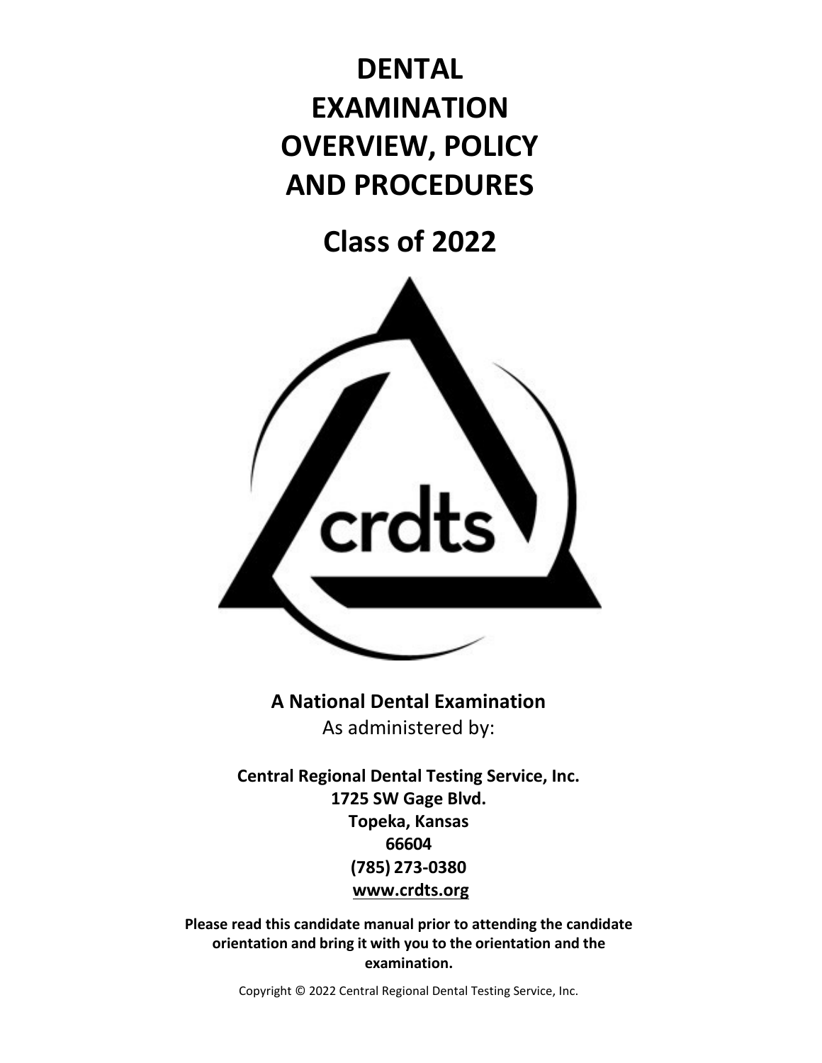# DENTAL EXAMINATION OVERVIEW, POLICY AND PROCEDURES

# Class of 2022

crdts

**A National Dental Examination**

As administered by:

**Central Regional Dental Testing Service, Inc.**
**1725 SW Gage Blvd.**
**Topeka, Kansas**
**66604**
**(785) 273-0380**
**www.crdts.org**

**Please read this candidate manual prior to attending the candidate orientation and bring it with you to the orientation and the examination.**

Copyright © 2022 Central Regional Dental Testing Service, Inc.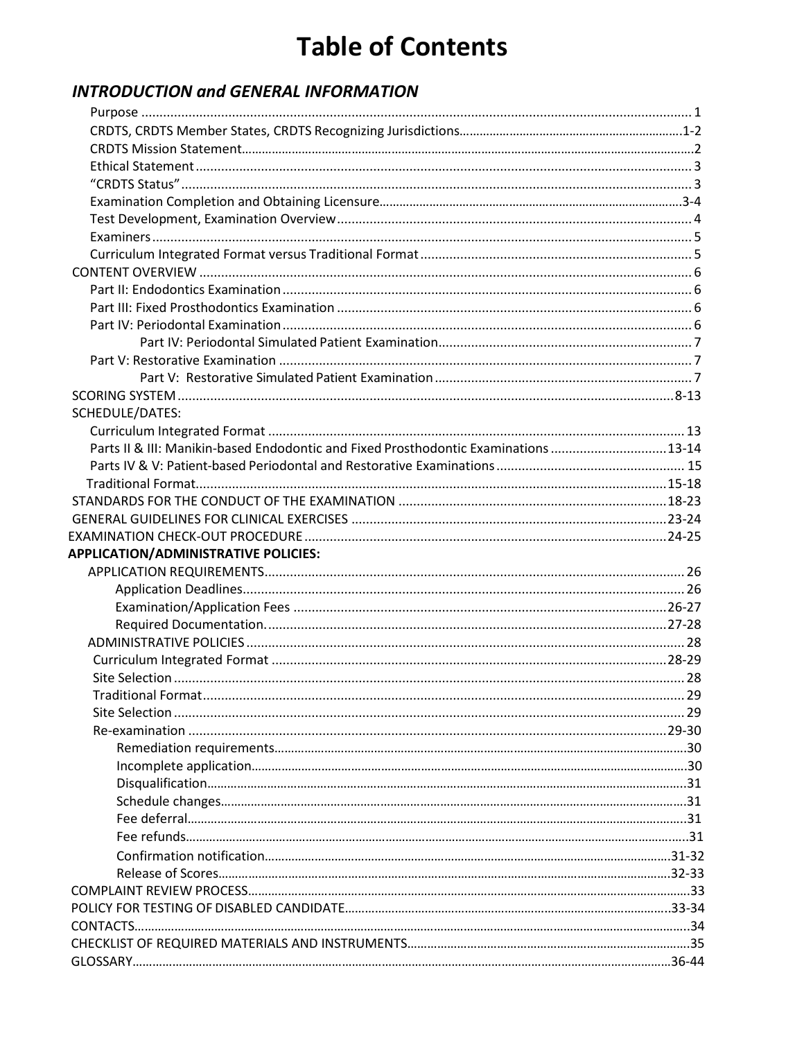# Table of Contents

## *INTRODUCTION and GENERAL INFORMATION*

- Purpose ........................................................ 1
- CRDTS, CRDTS Member States, CRDTS Recognizing Jurisdictions........................................................ 1-2
- CRDTS Mission Statement........................................................ 2
- Ethical Statement........................................................ 3
- "CRDTS Status"........................................................ 3
- Examination Completion and Obtaining Licensure........................................................ 3-4
- Test Development, Examination Overview........................................................ 4
- Examiners........................................................ 5
- Curriculum Integrated Format versus Traditional Format........................................................ 5

CONTENT OVERVIEW........................................................ 6

- Part II: Endodontics Examination........................................................ 6
- Part III: Fixed Prosthodontics Examination........................................................ 6
- Part IV: Periodontal Examination........................................................ 6
  - Part IV: Periodontal Simulated Patient Examination........................................................ 7
- Part V: Restorative Examination........................................................ 7
  - Part V: Restorative Simulated Patient Examination........................................................ 7

SCORING SYSTEM........................................................ 8-13

SCHEDULE/DATES:

- Curriculum Integrated Format........................................................ 13
- Parts II & III: Manikin-based Endodontic and Fixed Prosthodontic Examinations........................................................ 13-14
- Parts IV & V: Patient-based Periodontal and Restorative Examinations........................................................ 15
- Traditional Format........................................................ 15-18

STANDARDS FOR THE CONDUCT OF THE EXAMINATION........................................................ 18-23

GENERAL GUIDELINES FOR CLINICAL EXERCISES........................................................ 23-24

EXAMINATION CHECK-OUT PROCEDURE........................................................ 24-25

**APPLICATION/ADMINISTRATIVE POLICIES:**

- APPLICATION REQUIREMENTS........................................................ 26
  - Application Deadlines........................................................ 26
  - Examination/Application Fees........................................................ 26-27
  - Required Documentation........................................................ 27-28
- ADMINISTRATIVE POLICIES........................................................ 28
  - Curriculum Integrated Format........................................................ 28-29
  - Site Selection........................................................ 28
  - Traditional Format........................................................ 29
  - Site Selection........................................................ 29
  - Re-examination........................................................ 29-30
    - Remediation requirements........................................................ 30
    - Incomplete application........................................................ 30
    - Disqualification........................................................ 31
    - Schedule changes........................................................ 31
    - Fee deferral........................................................ 31
    - Fee refunds........................................................ 31
    - Confirmation notification........................................................ 31-32
    - Release of Scores........................................................ 32-33

COMPLAINT REVIEW PROCESS........................................................ 33

POLICY FOR TESTING OF DISABLED CANDIDATE........................................................ 33-34

CONTACTS........................................................ 34

CHECKLIST OF REQUIRED MATERIALS AND INSTRUMENTS........................................................ 35

GLOSSARY........................................................ 36-44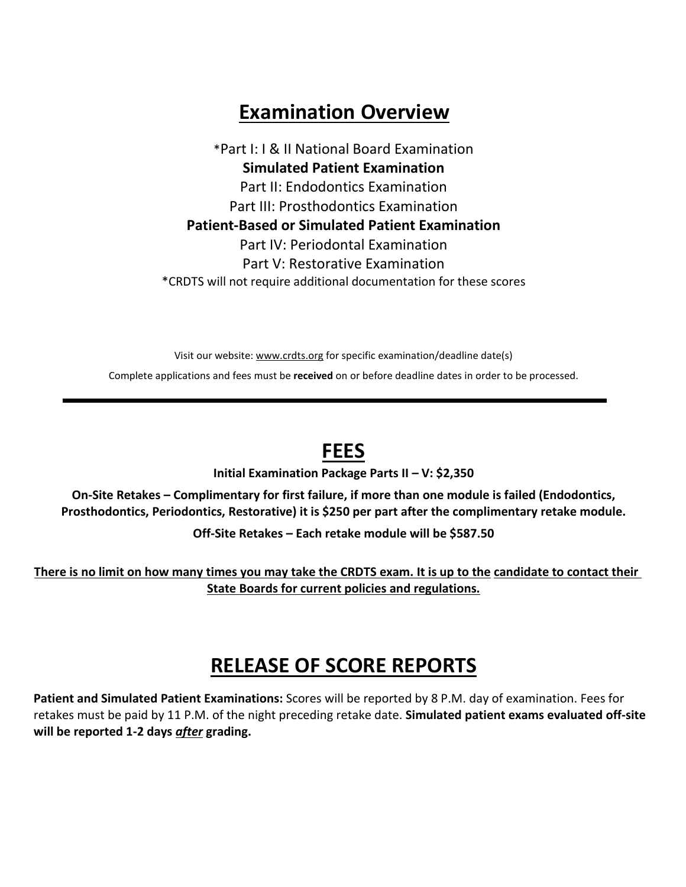# Examination Overview

*Part I: I & II National Board Examination

**Simulated Patient Examination**

Part II: Endodontics Examination

Part III: Prosthodontics Examination

**Patient-Based or Simulated Patient Examination**

Part IV: Periodontal Examination

Part V: Restorative Examination

*CRDTS will not require additional documentation for these scores

Visit our website: www.crdts.org for specific examination/deadline date(s)

Complete applications and fees must be **received** on or before deadline dates in order to be processed.

---

# FEES

**Initial Examination Package Parts II – V: $2,350**

**On-Site Retakes – Complimentary for first failure, if more than one module is failed (Endodontics, Prosthodontics, Periodontics, Restorative) it is $250 per part after the complimentary retake module.**

**Off-Site Retakes – Each retake module will be $587.50**

**There is no limit on how many times you may take the CRDTS exam. It is up to the candidate to contact their State Boards for current policies and regulations.**

# RELEASE OF SCORE REPORTS

**Patient and Simulated Patient Examinations:** Scores will be reported by 8 P.M. day of examination. Fees for retakes must be paid by 11 P.M. of the night preceding retake date. **Simulated patient exams evaluated off-site will be reported 1-2 days *after* grading.**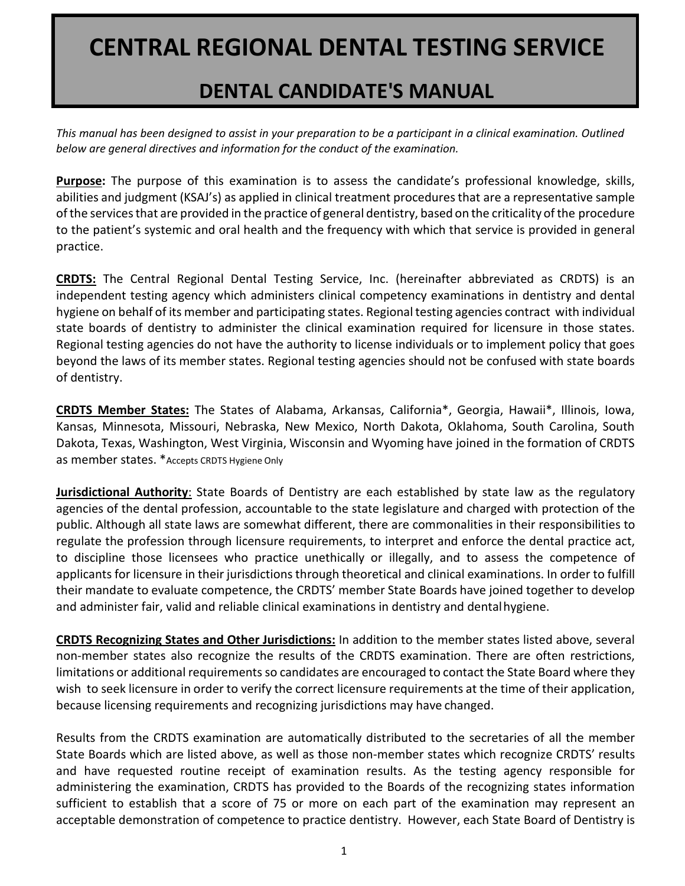# CENTRAL REGIONAL DENTAL TESTING SERVICE

## DENTAL CANDIDATE'S MANUAL

*This manual has been designed to assist in your preparation to be a participant in a clinical examination. Outlined below are general directives and information for the conduct of the examination.*

**Purpose:** The purpose of this examination is to assess the candidate's professional knowledge, skills, abilities and judgment (KSAJ's) as applied in clinical treatment procedures that are a representative sample of the services that are provided in the practice of general dentistry, based on the criticality of the procedure to the patient's systemic and oral health and the frequency with which that service is provided in general practice.

**CRDTS:** The Central Regional Dental Testing Service, Inc. (hereinafter abbreviated as CRDTS) is an independent testing agency which administers clinical competency examinations in dentistry and dental hygiene on behalf of its member and participating states. Regional testing agencies contract with individual state boards of dentistry to administer the clinical examination required for licensure in those states. Regional testing agencies do not have the authority to license individuals or to implement policy that goes beyond the laws of its member states. Regional testing agencies should not be confused with state boards of dentistry.

**CRDTS Member States:** The States of Alabama, Arkansas, California*, Georgia, Hawaii*, Illinois, Iowa, Kansas, Minnesota, Missouri, Nebraska, New Mexico, North Dakota, Oklahoma, South Carolina, South Dakota, Texas, Washington, West Virginia, Wisconsin and Wyoming have joined in the formation of CRDTS as member states. *Accepts CRDTS Hygiene Only

**Jurisdictional Authority**: State Boards of Dentistry are each established by state law as the regulatory agencies of the dental profession, accountable to the state legislature and charged with protection of the public. Although all state laws are somewhat different, there are commonalities in their responsibilities to regulate the profession through licensure requirements, to interpret and enforce the dental practice act, to discipline those licensees who practice unethically or illegally, and to assess the competence of applicants for licensure in their jurisdictions through theoretical and clinical examinations. In order to fulfill their mandate to evaluate competence, the CRDTS' member State Boards have joined together to develop and administer fair, valid and reliable clinical examinations in dentistry and dental hygiene.

**CRDTS Recognizing States and Other Jurisdictions:** In addition to the member states listed above, several non-member states also recognize the results of the CRDTS examination. There are often restrictions, limitations or additional requirements so candidates are encouraged to contact the State Board where they wish to seek licensure in order to verify the correct licensure requirements at the time of their application, because licensing requirements and recognizing jurisdictions may have changed.

Results from the CRDTS examination are automatically distributed to the secretaries of all the member State Boards which are listed above, as well as those non-member states which recognize CRDTS' results and have requested routine receipt of examination results. As the testing agency responsible for administering the examination, CRDTS has provided to the Boards of the recognizing states information sufficient to establish that a score of 75 or more on each part of the examination may represent an acceptable demonstration of competence to practice dentistry. However, each State Board of Dentistry is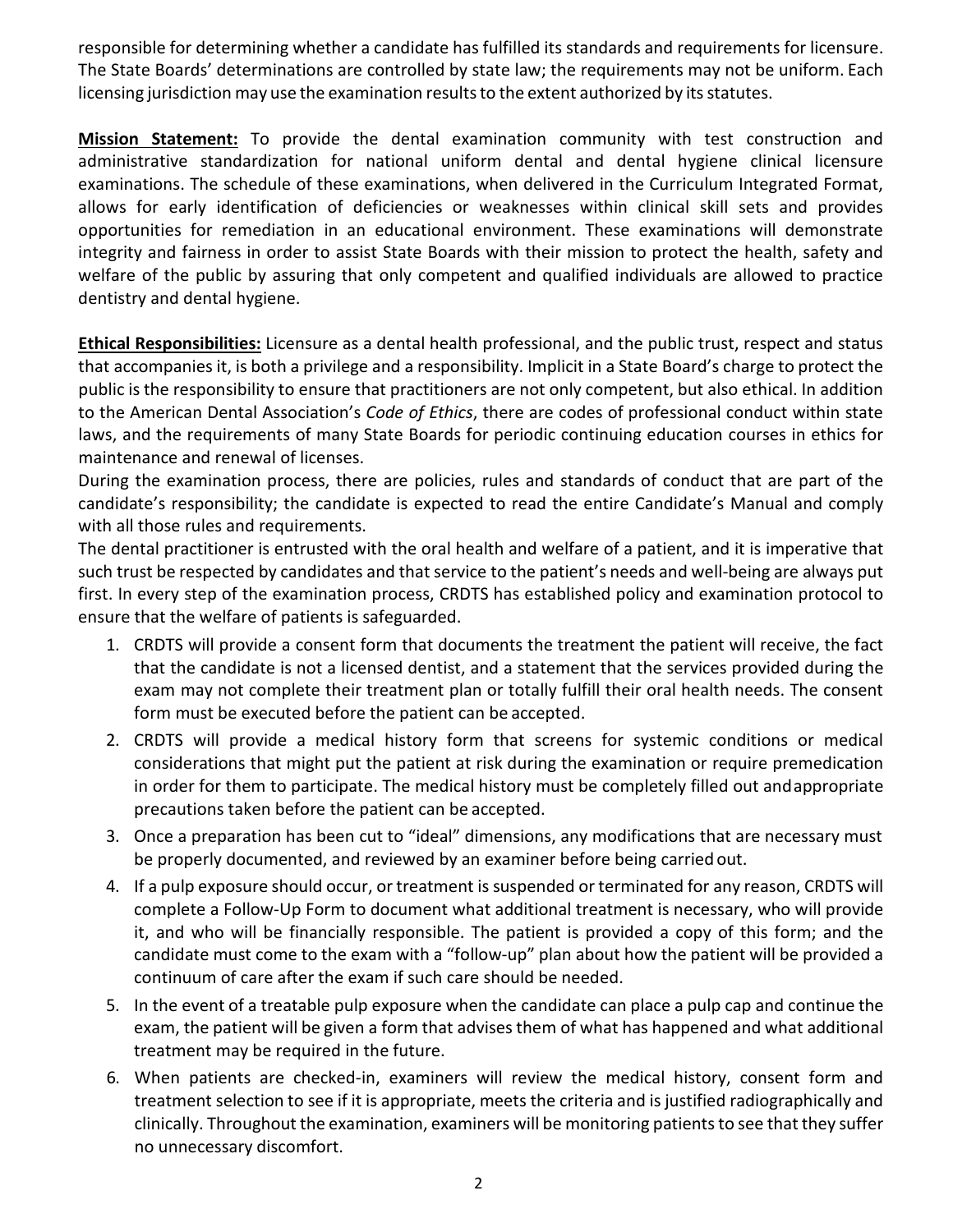responsible for determining whether a candidate has fulfilled its standards and requirements for licensure. The State Boards' determinations are controlled by state law; the requirements may not be uniform. Each licensing jurisdiction may use the examination results to the extent authorized by its statutes.

**Mission Statement:** To provide the dental examination community with test construction and administrative standardization for national uniform dental and dental hygiene clinical licensure examinations. The schedule of these examinations, when delivered in the Curriculum Integrated Format, allows for early identification of deficiencies or weaknesses within clinical skill sets and provides opportunities for remediation in an educational environment. These examinations will demonstrate integrity and fairness in order to assist State Boards with their mission to protect the health, safety and welfare of the public by assuring that only competent and qualified individuals are allowed to practice dentistry and dental hygiene.

**Ethical Responsibilities:** Licensure as a dental health professional, and the public trust, respect and status that accompanies it, is both a privilege and a responsibility. Implicit in a State Board's charge to protect the public is the responsibility to ensure that practitioners are not only competent, but also ethical. In addition to the American Dental Association's *Code of Ethics*, there are codes of professional conduct within state laws, and the requirements of many State Boards for periodic continuing education courses in ethics for maintenance and renewal of licenses.

During the examination process, there are policies, rules and standards of conduct that are part of the candidate's responsibility; the candidate is expected to read the entire Candidate's Manual and comply with all those rules and requirements.

The dental practitioner is entrusted with the oral health and welfare of a patient, and it is imperative that such trust be respected by candidates and that service to the patient's needs and well-being are always put first. In every step of the examination process, CRDTS has established policy and examination protocol to ensure that the welfare of patients is safeguarded.

1. CRDTS will provide a consent form that documents the treatment the patient will receive, the fact that the candidate is not a licensed dentist, and a statement that the services provided during the exam may not complete their treatment plan or totally fulfill their oral health needs. The consent form must be executed before the patient can be accepted.
2. CRDTS will provide a medical history form that screens for systemic conditions or medical considerations that might put the patient at risk during the examination or require premedication in order for them to participate. The medical history must be completely filled out and appropriate precautions taken before the patient can be accepted.
3. Once a preparation has been cut to "ideal" dimensions, any modifications that are necessary must be properly documented, and reviewed by an examiner before being carried out.
4. If a pulp exposure should occur, or treatment is suspended or terminated for any reason, CRDTS will complete a Follow-Up Form to document what additional treatment is necessary, who will provide it, and who will be financially responsible. The patient is provided a copy of this form; and the candidate must come to the exam with a "follow-up" plan about how the patient will be provided a continuum of care after the exam if such care should be needed.
5. In the event of a treatable pulp exposure when the candidate can place a pulp cap and continue the exam, the patient will be given a form that advises them of what has happened and what additional treatment may be required in the future.
6. When patients are checked-in, examiners will review the medical history, consent form and treatment selection to see if it is appropriate, meets the criteria and is justified radiographically and clinically. Throughout the examination, examiners will be monitoring patients to see that they suffer no unnecessary discomfort.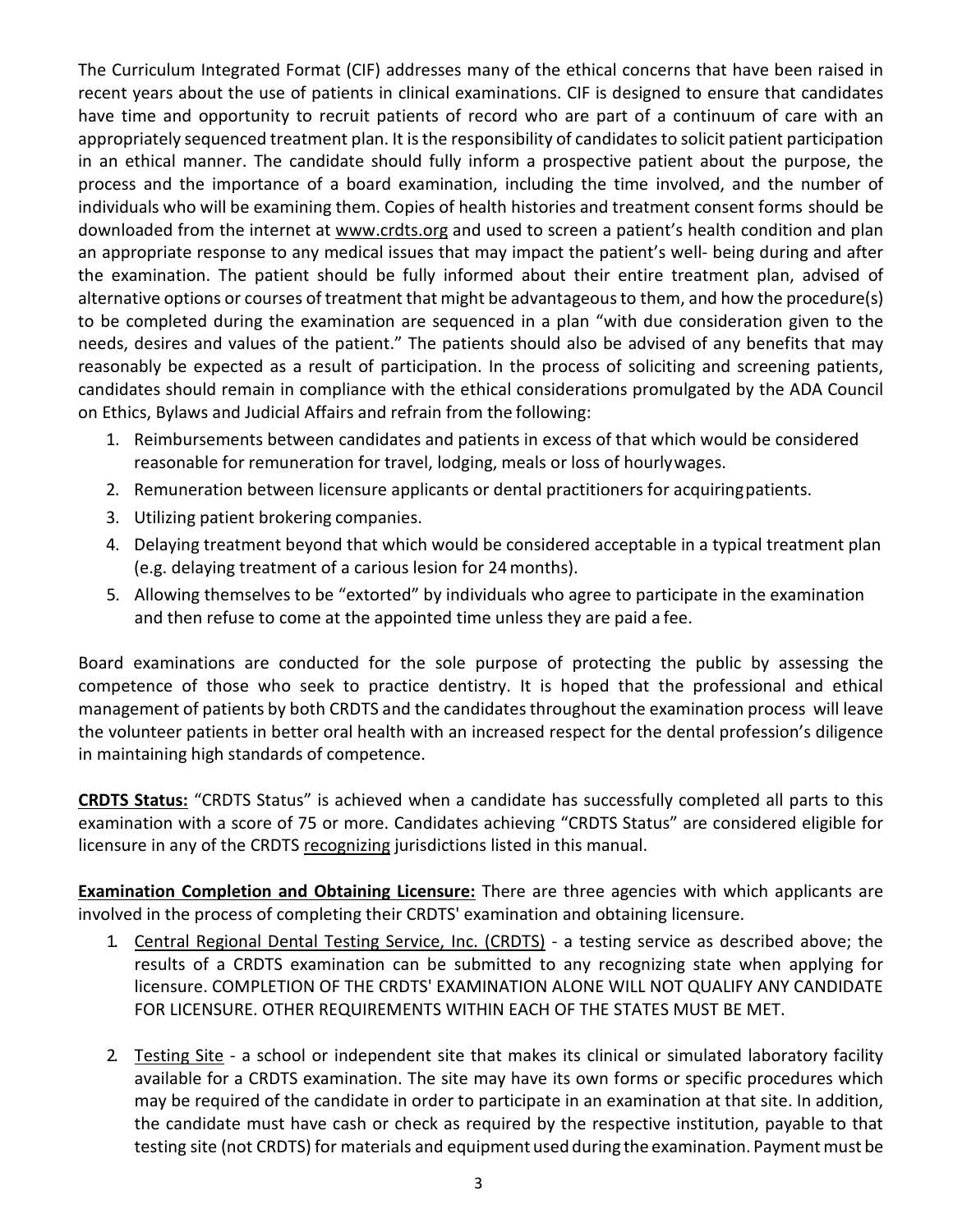The Curriculum Integrated Format (CIF) addresses many of the ethical concerns that have been raised in recent years about the use of patients in clinical examinations. CIF is designed to ensure that candidates have time and opportunity to recruit patients of record who are part of a continuum of care with an appropriately sequenced treatment plan. It is the responsibility of candidates to solicit patient participation in an ethical manner. The candidate should fully inform a prospective patient about the purpose, the process and the importance of a board examination, including the time involved, and the number of individuals who will be examining them. Copies of health histories and treatment consent forms should be downloaded from the internet at www.crdts.org and used to screen a patient's health condition and plan an appropriate response to any medical issues that may impact the patient's well- being during and after the examination. The patient should be fully informed about their entire treatment plan, advised of alternative options or courses of treatment that might be advantageous to them, and how the procedure(s) to be completed during the examination are sequenced in a plan "with due consideration given to the needs, desires and values of the patient." The patients should also be advised of any benefits that may reasonably be expected as a result of participation. In the process of soliciting and screening patients, candidates should remain in compliance with the ethical considerations promulgated by the ADA Council on Ethics, Bylaws and Judicial Affairs and refrain from the following:

1. Reimbursements between candidates and patients in excess of that which would be considered reasonable for remuneration for travel, lodging, meals or loss of hourly wages.
2. Remuneration between licensure applicants or dental practitioners for acquiring patients.
3. Utilizing patient brokering companies.
4. Delaying treatment beyond that which would be considered acceptable in a typical treatment plan (e.g. delaying treatment of a carious lesion for 24 months).
5. Allowing themselves to be "extorted" by individuals who agree to participate in the examination and then refuse to come at the appointed time unless they are paid a fee.

Board examinations are conducted for the sole purpose of protecting the public by assessing the competence of those who seek to practice dentistry. It is hoped that the professional and ethical management of patients by both CRDTS and the candidates throughout the examination process will leave the volunteer patients in better oral health with an increased respect for the dental profession's diligence in maintaining high standards of competence.

**CRDTS Status:** "CRDTS Status" is achieved when a candidate has successfully completed all parts to this examination with a score of 75 or more. Candidates achieving "CRDTS Status" are considered eligible for licensure in any of the CRDTS recognizing jurisdictions listed in this manual.

**Examination Completion and Obtaining Licensure:** There are three agencies with which applicants are involved in the process of completing their CRDTS' examination and obtaining licensure.

1. Central Regional Dental Testing Service, Inc. (CRDTS) - a testing service as described above; the results of a CRDTS examination can be submitted to any recognizing state when applying for licensure. COMPLETION OF THE CRDTS' EXAMINATION ALONE WILL NOT QUALIFY ANY CANDIDATE FOR LICENSURE. OTHER REQUIREMENTS WITHIN EACH OF THE STATES MUST BE MET.

2. Testing Site - a school or independent site that makes its clinical or simulated laboratory facility available for a CRDTS examination. The site may have its own forms or specific procedures which may be required of the candidate in order to participate in an examination at that site. In addition, the candidate must have cash or check as required by the respective institution, payable to that testing site (not CRDTS) for materials and equipment used during the examination. Payment must be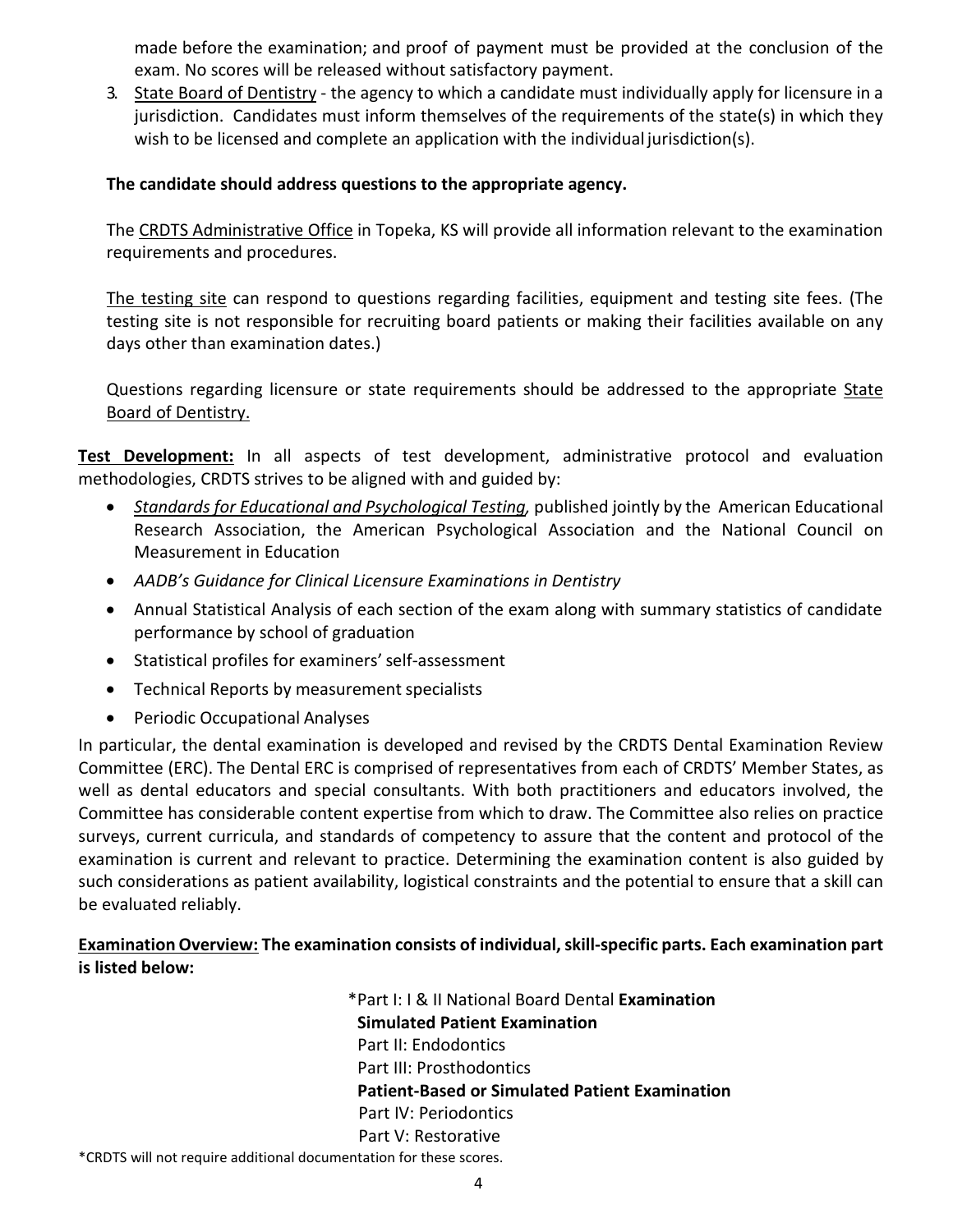made before the examination; and proof of payment must be provided at the conclusion of the exam. No scores will be released without satisfactory payment.

3. State Board of Dentistry - the agency to which a candidate must individually apply for licensure in a jurisdiction. Candidates must inform themselves of the requirements of the state(s) in which they wish to be licensed and complete an application with the individual jurisdiction(s).

**The candidate should address questions to the appropriate agency.**

The CRDTS Administrative Office in Topeka, KS will provide all information relevant to the examination requirements and procedures.

The testing site can respond to questions regarding facilities, equipment and testing site fees. (The testing site is not responsible for recruiting board patients or making their facilities available on any days other than examination dates.)

Questions regarding licensure or state requirements should be addressed to the appropriate State Board of Dentistry.

**Test Development:** In all aspects of test development, administrative protocol and evaluation methodologies, CRDTS strives to be aligned with and guided by:

- *Standards for Educational and Psychological Testing,* published jointly by the American Educational Research Association, the American Psychological Association and the National Council on Measurement in Education
- *AADB's Guidance for Clinical Licensure Examinations in Dentistry*
- Annual Statistical Analysis of each section of the exam along with summary statistics of candidate performance by school of graduation
- Statistical profiles for examiners' self-assessment
- Technical Reports by measurement specialists
- Periodic Occupational Analyses

In particular, the dental examination is developed and revised by the CRDTS Dental Examination Review Committee (ERC). The Dental ERC is comprised of representatives from each of CRDTS' Member States, as well as dental educators and special consultants. With both practitioners and educators involved, the Committee has considerable content expertise from which to draw. The Committee also relies on practice surveys, current curricula, and standards of competency to assure that the content and protocol of the examination is current and relevant to practice. Determining the examination content is also guided by such considerations as patient availability, logistical constraints and the potential to ensure that a skill can be evaluated reliably.

**Examination Overview: The examination consists of individual, skill-specific parts. Each examination part is listed below:**

*Part I: I & II National Board Dental **Examination**

**Simulated Patient Examination**

Part II: Endodontics

Part III: Prosthodontics

**Patient-Based or Simulated Patient Examination**

Part IV: Periodontics

Part V: Restorative

*CRDTS will not require additional documentation for these scores.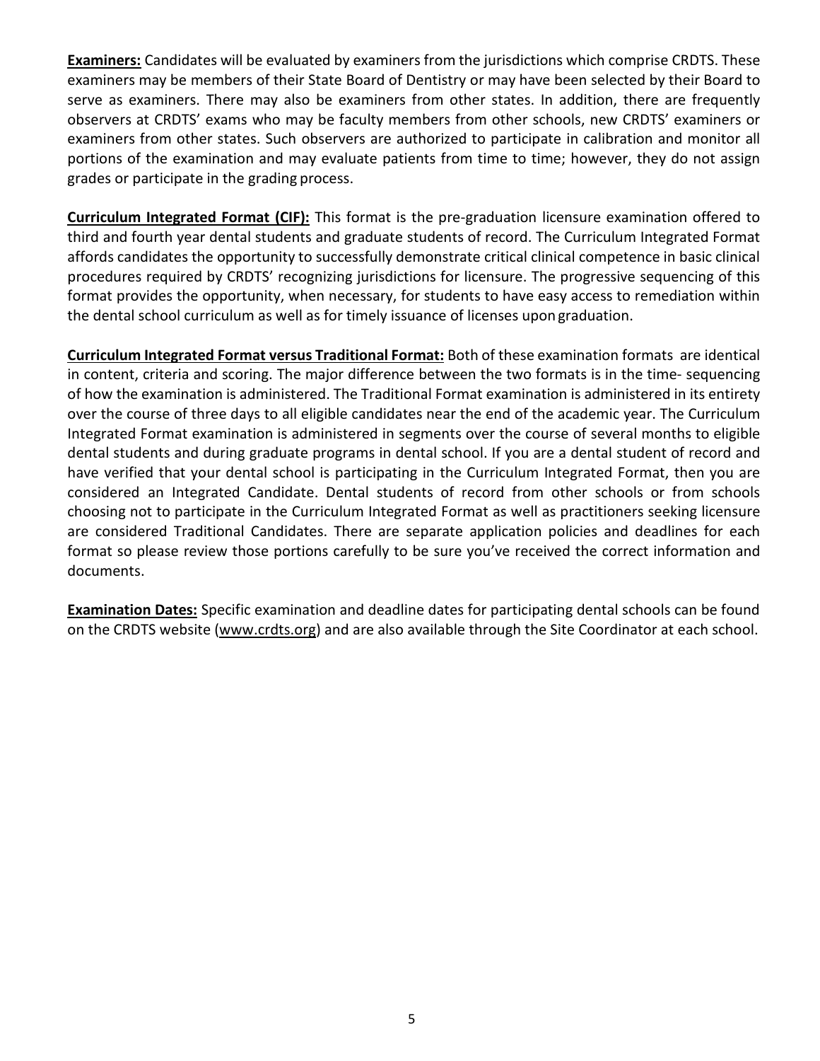**Examiners:** Candidates will be evaluated by examiners from the jurisdictions which comprise CRDTS. These examiners may be members of their State Board of Dentistry or may have been selected by their Board to serve as examiners. There may also be examiners from other states. In addition, there are frequently observers at CRDTS' exams who may be faculty members from other schools, new CRDTS' examiners or examiners from other states. Such observers are authorized to participate in calibration and monitor all portions of the examination and may evaluate patients from time to time; however, they do not assign grades or participate in the grading process.

**Curriculum Integrated Format (CIF):** This format is the pre-graduation licensure examination offered to third and fourth year dental students and graduate students of record. The Curriculum Integrated Format affords candidates the opportunity to successfully demonstrate critical clinical competence in basic clinical procedures required by CRDTS' recognizing jurisdictions for licensure. The progressive sequencing of this format provides the opportunity, when necessary, for students to have easy access to remediation within the dental school curriculum as well as for timely issuance of licenses upon graduation.

**Curriculum Integrated Format versus Traditional Format:** Both of these examination formats are identical in content, criteria and scoring. The major difference between the two formats is in the time- sequencing of how the examination is administered. The Traditional Format examination is administered in its entirety over the course of three days to all eligible candidates near the end of the academic year. The Curriculum Integrated Format examination is administered in segments over the course of several months to eligible dental students and during graduate programs in dental school. If you are a dental student of record and have verified that your dental school is participating in the Curriculum Integrated Format, then you are considered an Integrated Candidate. Dental students of record from other schools or from schools choosing not to participate in the Curriculum Integrated Format as well as practitioners seeking licensure are considered Traditional Candidates. There are separate application policies and deadlines for each format so please review those portions carefully to be sure you've received the correct information and documents.

**Examination Dates:** Specific examination and deadline dates for participating dental schools can be found on the CRDTS website (www.crdts.org) and are also available through the Site Coordinator at each school.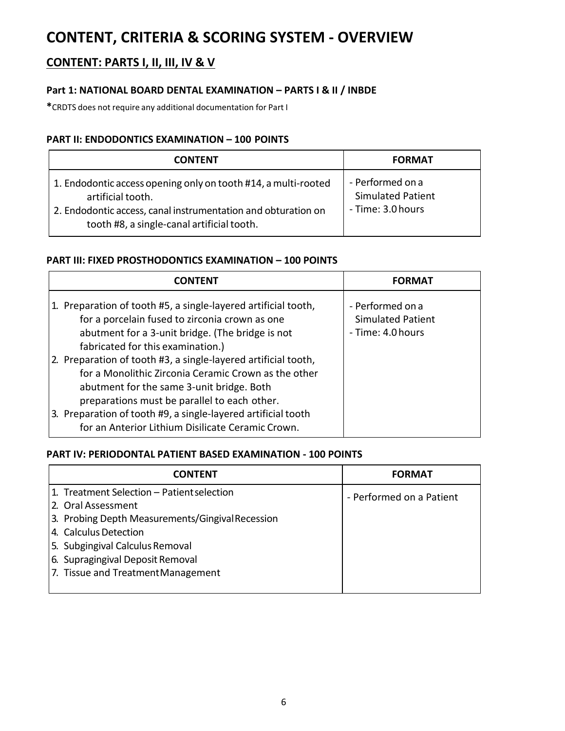# CONTENT, CRITERIA & SCORING SYSTEM - OVERVIEW

## CONTENT: PARTS I, II, III, IV & V

### Part 1: NATIONAL BOARD DENTAL EXAMINATION – PARTS I & II / INBDE

**\***CRDTS does not require any additional documentation for Part I

### PART II: ENDODONTICS EXAMINATION – 100 POINTS

| CONTENT | FORMAT |
|---|---|
| 1. Endodontic access opening only on tooth #14, a multi-rooted artificial tooth.<br>2. Endodontic access, canal instrumentation and obturation on tooth #8, a single-canal artificial tooth. | - Performed on a Simulated Patient<br>- Time: 3.0 hours |

### PART III: FIXED PROSTHODONTICS EXAMINATION – 100 POINTS

| CONTENT | FORMAT |
|---|---|
| 1. Preparation of tooth #5, a single-layered artificial tooth, for a porcelain fused to zirconia crown as one abutment for a 3-unit bridge. (The bridge is not fabricated for this examination.)<br>2. Preparation of tooth #3, a single-layered artificial tooth, for a Monolithic Zirconia Ceramic Crown as the other abutment for the same 3-unit bridge. Both preparations must be parallel to each other.<br>3. Preparation of tooth #9, a single-layered artificial tooth for an Anterior Lithium Disilicate Ceramic Crown. | - Performed on a Simulated Patient<br>- Time: 4.0 hours |

### PART IV: PERIODONTAL PATIENT BASED EXAMINATION - 100 POINTS

| CONTENT | FORMAT |
|---|---|
| 1. Treatment Selection – Patient selection<br>2. Oral Assessment<br>3. Probing Depth Measurements/Gingival Recession<br>4. Calculus Detection<br>5. Subgingival Calculus Removal<br>6. Supragingival Deposit Removal<br>7. Tissue and Treatment Management | - Performed on a Patient |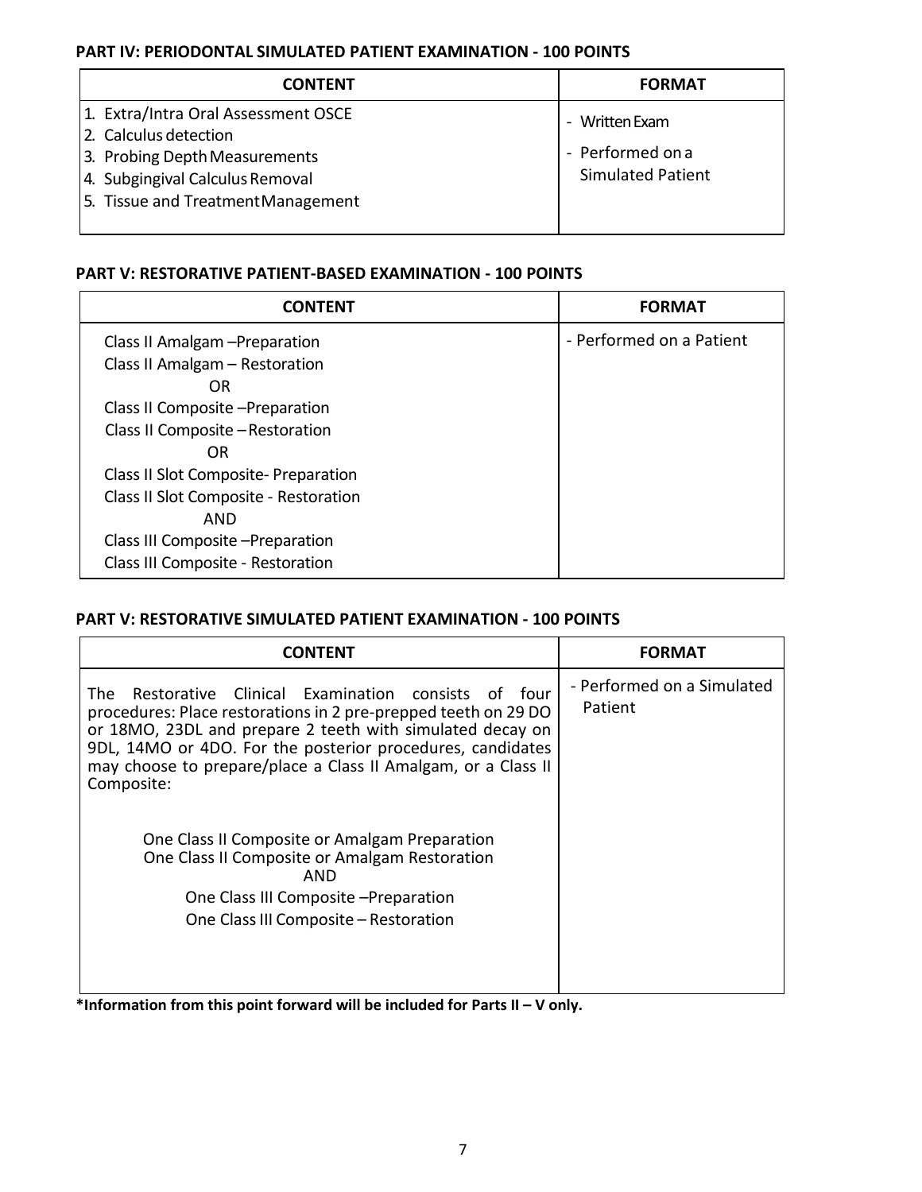**PART IV: PERIODONTAL SIMULATED PATIENT EXAMINATION - 100 POINTS**

| CONTENT | FORMAT |
|---|---|
| 1. Extra/Intra Oral Assessment OSCE<br>2. Calculus detection<br>3. Probing Depth Measurements<br>4. Subgingival Calculus Removal<br>5. Tissue and Treatment Management | - Written Exam<br>- Performed on a Simulated Patient |

**PART V: RESTORATIVE PATIENT-BASED EXAMINATION - 100 POINTS**

| CONTENT | FORMAT |
|---|---|
| Class II Amalgam –Preparation<br>Class II Amalgam – Restoration<br>OR<br>Class II Composite –Preparation<br>Class II Composite – Restoration<br>OR<br>Class II Slot Composite- Preparation<br>Class II Slot Composite - Restoration<br>AND<br>Class III Composite –Preparation<br>Class III Composite - Restoration | - Performed on a Patient |

**PART V: RESTORATIVE SIMULATED PATIENT EXAMINATION - 100 POINTS**

| CONTENT | FORMAT |
|---|---|
| The Restorative Clinical Examination consists of four procedures: Place restorations in 2 pre-prepped teeth on 29 DO or 18MO, 23DL and prepare 2 teeth with simulated decay on 9DL, 14MO or 4DO. For the posterior procedures, candidates may choose to prepare/place a Class II Amalgam, or a Class II Composite:<br><br>One Class II Composite or Amalgam Preparation<br>One Class II Composite or Amalgam Restoration<br>AND<br>One Class III Composite –Preparation<br>One Class III Composite – Restoration | - Performed on a Simulated Patient |

**\*Information from this point forward will be included for Parts II – V only.**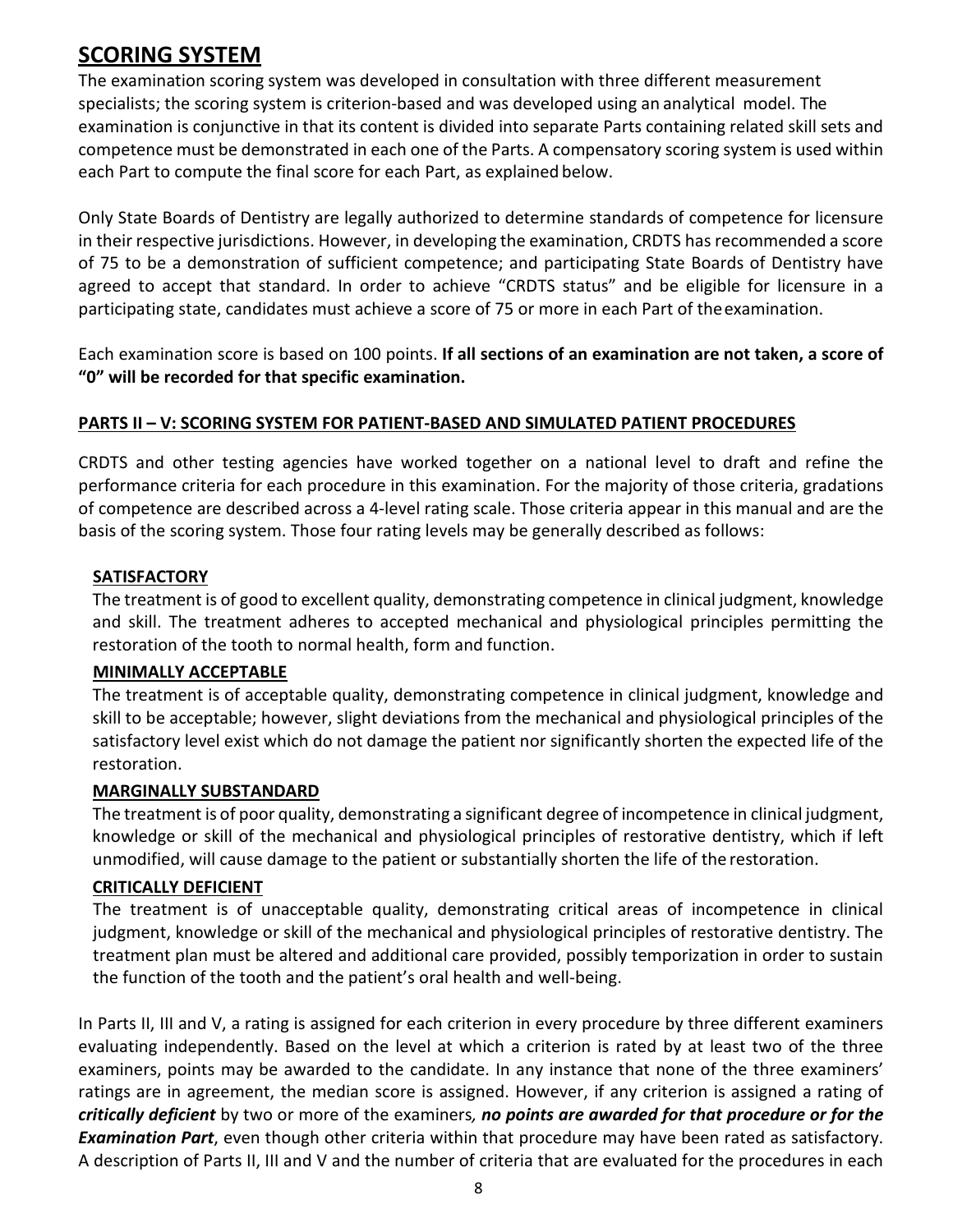## SCORING SYSTEM

The examination scoring system was developed in consultation with three different measurement specialists; the scoring system is criterion-based and was developed using an analytical model. The examination is conjunctive in that its content is divided into separate Parts containing related skill sets and competence must be demonstrated in each one of the Parts. A compensatory scoring system is used within each Part to compute the final score for each Part, as explained below.

Only State Boards of Dentistry are legally authorized to determine standards of competence for licensure in their respective jurisdictions. However, in developing the examination, CRDTS has recommended a score of 75 to be a demonstration of sufficient competence; and participating State Boards of Dentistry have agreed to accept that standard. In order to achieve "CRDTS status" and be eligible for licensure in a participating state, candidates must achieve a score of 75 or more in each Part of the examination.

Each examination score is based on 100 points. **If all sections of an examination are not taken, a score of "0" will be recorded for that specific examination.**

### PARTS II – V: SCORING SYSTEM FOR PATIENT-BASED AND SIMULATED PATIENT PROCEDURES

CRDTS and other testing agencies have worked together on a national level to draft and refine the performance criteria for each procedure in this examination. For the majority of those criteria, gradations of competence are described across a 4-level rating scale. Those criteria appear in this manual and are the basis of the scoring system. Those four rating levels may be generally described as follows:

**SATISFACTORY**
The treatment is of good to excellent quality, demonstrating competence in clinical judgment, knowledge and skill. The treatment adheres to accepted mechanical and physiological principles permitting the restoration of the tooth to normal health, form and function.

**MINIMALLY ACCEPTABLE**
The treatment is of acceptable quality, demonstrating competence in clinical judgment, knowledge and skill to be acceptable; however, slight deviations from the mechanical and physiological principles of the satisfactory level exist which do not damage the patient nor significantly shorten the expected life of the restoration.

**MARGINALLY SUBSTANDARD**
The treatment is of poor quality, demonstrating a significant degree of incompetence in clinical judgment, knowledge or skill of the mechanical and physiological principles of restorative dentistry, which if left unmodified, will cause damage to the patient or substantially shorten the life of the restoration.

**CRITICALLY DEFICIENT**
The treatment is of unacceptable quality, demonstrating critical areas of incompetence in clinical judgment, knowledge or skill of the mechanical and physiological principles of restorative dentistry. The treatment plan must be altered and additional care provided, possibly temporization in order to sustain the function of the tooth and the patient's oral health and well-being.

In Parts II, III and V, a rating is assigned for each criterion in every procedure by three different examiners evaluating independently. Based on the level at which a criterion is rated by at least two of the three examiners, points may be awarded to the candidate. In any instance that none of the three examiners' ratings are in agreement, the median score is assigned. However, if any criterion is assigned a rating of ***critically deficient*** by two or more of the examiners***, no points are awarded for that procedure or for the Examination Part***, even though other criteria within that procedure may have been rated as satisfactory. A description of Parts II, III and V and the number of criteria that are evaluated for the procedures in each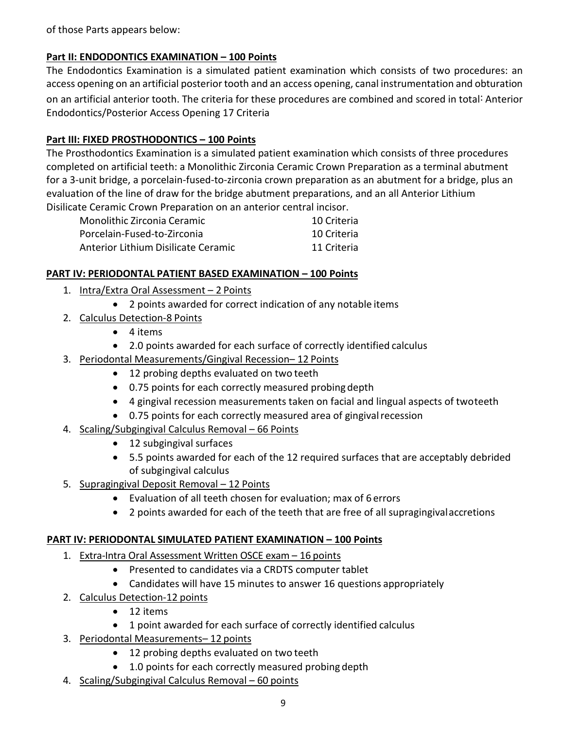of those Parts appears below:

**Part II: ENDODONTICS EXAMINATION – 100 Points**

The Endodontics Examination is a simulated patient examination which consists of two procedures: an access opening on an artificial posterior tooth and an access opening, canal instrumentation and obturation on an artificial anterior tooth. The criteria for these procedures are combined and scored in total: Anterior Endodontics/Posterior Access Opening 17 Criteria

**Part III: FIXED PROSTHODONTICS – 100 Points**

The Prosthodontics Examination is a simulated patient examination which consists of three procedures completed on artificial teeth: a Monolithic Zirconia Ceramic Crown Preparation as a terminal abutment for a 3-unit bridge, a porcelain-fused-to-zirconia crown preparation as an abutment for a bridge, plus an evaluation of the line of draw for the bridge abutment preparations, and an all Anterior Lithium Disilicate Ceramic Crown Preparation on an anterior central incisor.

| | |
|---|---|
| Monolithic Zirconia Ceramic | 10 Criteria |
| Porcelain-Fused-to-Zirconia | 10 Criteria |
| Anterior Lithium Disilicate Ceramic | 11 Criteria |

**PART IV: PERIODONTAL PATIENT BASED EXAMINATION – 100 Points**

1. Intra/Extra Oral Assessment – 2 Points
    - 2 points awarded for correct indication of any notable items
2. Calculus Detection-8 Points
    - 4 items
    - 2.0 points awarded for each surface of correctly identified calculus
3. Periodontal Measurements/Gingival Recession– 12 Points
    - 12 probing depths evaluated on two teeth
    - 0.75 points for each correctly measured probing depth
    - 4 gingival recession measurements taken on facial and lingual aspects of twoteeth
    - 0.75 points for each correctly measured area of gingival recession
4. Scaling/Subgingival Calculus Removal – 66 Points
    - 12 subgingival surfaces
    - 5.5 points awarded for each of the 12 required surfaces that are acceptably debrided of subgingival calculus
5. Supragingival Deposit Removal – 12 Points
    - Evaluation of all teeth chosen for evaluation; max of 6 errors
    - 2 points awarded for each of the teeth that are free of all supragingival accretions

**PART IV: PERIODONTAL SIMULATED PATIENT EXAMINATION – 100 Points**

1. Extra-Intra Oral Assessment Written OSCE exam – 16 points
    - Presented to candidates via a CRDTS computer tablet
    - Candidates will have 15 minutes to answer 16 questions appropriately
2. Calculus Detection-12 points
    - 12 items
    - 1 point awarded for each surface of correctly identified calculus
3. Periodontal Measurements– 12 points
    - 12 probing depths evaluated on two teeth
    - 1.0 points for each correctly measured probing depth
4. Scaling/Subgingival Calculus Removal – 60 points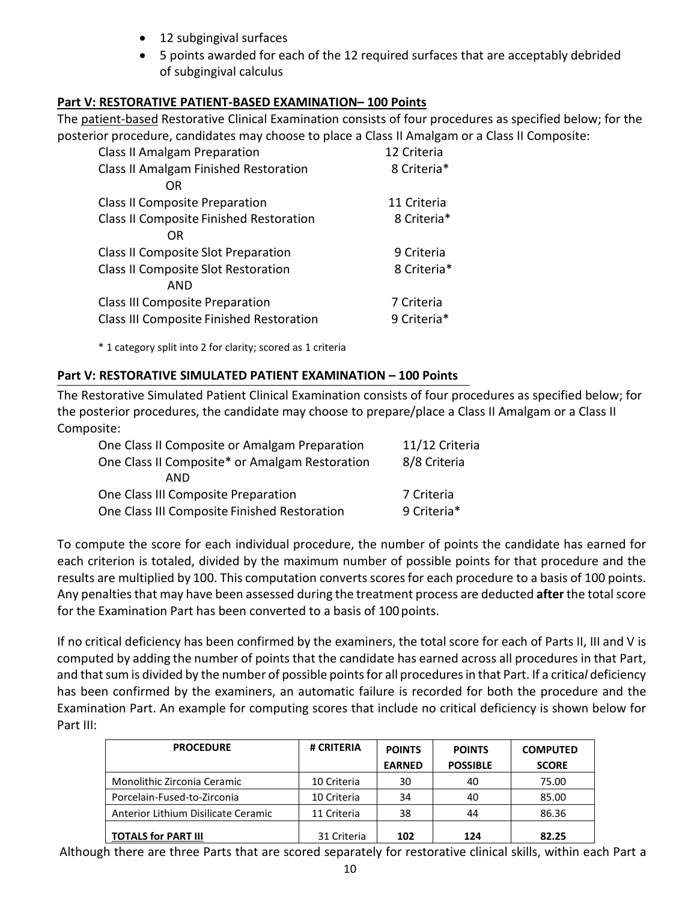- 12 subgingival surfaces
- 5 points awarded for each of the 12 required surfaces that are acceptably debrided of subgingival calculus

**Part V: RESTORATIVE PATIENT-BASED EXAMINATION– 100 Points**

The patient-based Restorative Clinical Examination consists of four procedures as specified below; for the posterior procedure, candidates may choose to place a Class II Amalgam or a Class II Composite:

| | |
|---|---|
| Class II Amalgam Preparation | 12 Criteria |
| Class II Amalgam Finished Restoration | 8 Criteria* |
| OR | |
| Class II Composite Preparation | 11 Criteria |
| Class II Composite Finished Restoration | 8 Criteria* |
| OR | |
| Class II Composite Slot Preparation | 9 Criteria |
| Class II Composite Slot Restoration | 8 Criteria* |
| AND | |
| Class III Composite Preparation | 7 Criteria |
| Class III Composite Finished Restoration | 9 Criteria* |

\* 1 category split into 2 for clarity; scored as 1 criteria

**Part V: RESTORATIVE SIMULATED PATIENT EXAMINATION – 100 Points**

The Restorative Simulated Patient Clinical Examination consists of four procedures as specified below; for the posterior procedures, the candidate may choose to prepare/place a Class II Amalgam or a Class II Composite:

| | |
|---|---|
| One Class II Composite or Amalgam Preparation | 11/12 Criteria |
| One Class II Composite* or Amalgam Restoration | 8/8 Criteria |
| AND | |
| One Class III Composite Preparation | 7 Criteria |
| One Class III Composite Finished Restoration | 9 Criteria* |

To compute the score for each individual procedure, the number of points the candidate has earned for each criterion is totaled, divided by the maximum number of possible points for that procedure and the results are multiplied by 100. This computation converts scores for each procedure to a basis of 100 points. Any penalties that may have been assessed during the treatment process are deducted **after** the total score for the Examination Part has been converted to a basis of 100 points.

If no critical deficiency has been confirmed by the examiners, the total score for each of Parts II, III and V is computed by adding the number of points that the candidate has earned across all procedures in that Part, and that sum is divided by the number of possible points for all procedures in that Part. If a critical deficiency has been confirmed by the examiners, an automatic failure is recorded for both the procedure and the Examination Part. An example for computing scores that include no critical deficiency is shown below for Part III:

| PROCEDURE | # CRITERIA | POINTS EARNED | POINTS POSSIBLE | COMPUTED SCORE |
|---|---|---|---|---|
| Monolithic Zirconia Ceramic | 10 Criteria | 30 | 40 | 75.00 |
| Porcelain-Fused-to-Zirconia | 10 Criteria | 34 | 40 | 85.00 |
| Anterior Lithium Disilicate Ceramic | 11 Criteria | 38 | 44 | 86.36 |
| **TOTALS for PART III** | 31 Criteria | **102** | **124** | **82.25** |

Although there are three Parts that are scored separately for restorative clinical skills, within each Part a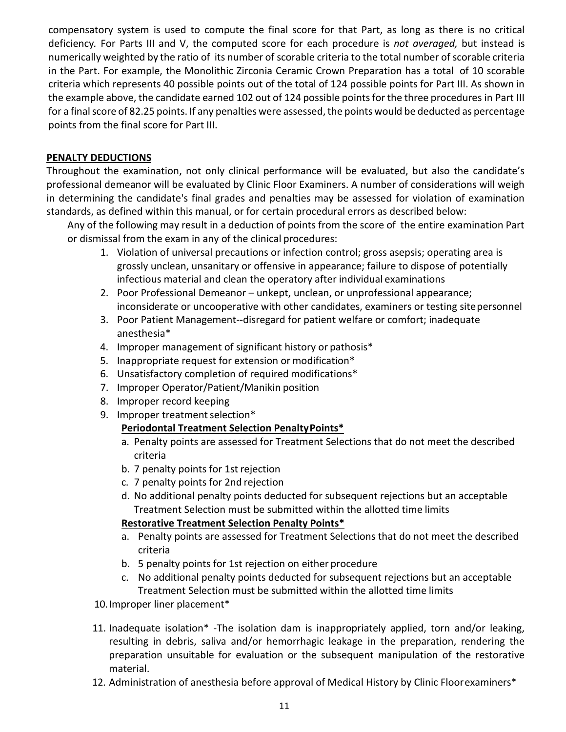compensatory system is used to compute the final score for that Part, as long as there is no critical deficiency. For Parts III and V, the computed score for each procedure is *not averaged,* but instead is numerically weighted by the ratio of its number of scorable criteria to the total number of scorable criteria in the Part. For example, the Monolithic Zirconia Ceramic Crown Preparation has a total of 10 scorable criteria which represents 40 possible points out of the total of 124 possible points for Part III. As shown in the example above, the candidate earned 102 out of 124 possible points for the three procedures in Part III for a final score of 82.25 points. If any penalties were assessed, the points would be deducted as percentage points from the final score for Part III.

**PENALTY DEDUCTIONS**

Throughout the examination, not only clinical performance will be evaluated, but also the candidate's professional demeanor will be evaluated by Clinic Floor Examiners. A number of considerations will weigh in determining the candidate's final grades and penalties may be assessed for violation of examination standards, as defined within this manual, or for certain procedural errors as described below:

Any of the following may result in a deduction of points from the score of the entire examination Part or dismissal from the exam in any of the clinical procedures:

1. Violation of universal precautions or infection control; gross asepsis; operating area is grossly unclean, unsanitary or offensive in appearance; failure to dispose of potentially infectious material and clean the operatory after individual examinations
2. Poor Professional Demeanor – unkept, unclean, or unprofessional appearance; inconsiderate or uncooperative with other candidates, examiners or testing site personnel
3. Poor Patient Management--disregard for patient welfare or comfort; inadequate anesthesia*
4. Improper management of significant history or pathosis*
5. Inappropriate request for extension or modification*
6. Unsatisfactory completion of required modifications*
7. Improper Operator/Patient/Manikin position
8. Improper record keeping
9. Improper treatment selection*

   **Periodontal Treatment Selection Penalty Points***

   a. Penalty points are assessed for Treatment Selections that do not meet the described criteria
   b. 7 penalty points for 1st rejection
   c. 7 penalty points for 2nd rejection
   d. No additional penalty points deducted for subsequent rejections but an acceptable Treatment Selection must be submitted within the allotted time limits

   **Restorative Treatment Selection Penalty Points***

   a. Penalty points are assessed for Treatment Selections that do not meet the described criteria
   b. 5 penalty points for 1st rejection on either procedure
   c. No additional penalty points deducted for subsequent rejections but an acceptable Treatment Selection must be submitted within the allotted time limits
10. Improper liner placement*
11. Inadequate isolation* -The isolation dam is inappropriately applied, torn and/or leaking, resulting in debris, saliva and/or hemorrhagic leakage in the preparation, rendering the preparation unsuitable for evaluation or the subsequent manipulation of the restorative material.
12. Administration of anesthesia before approval of Medical History by Clinic Floor examiners*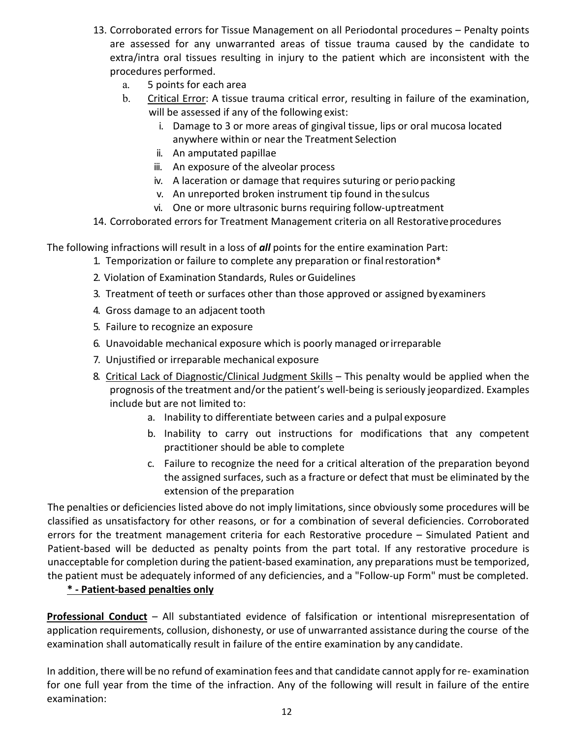13. Corroborated errors for Tissue Management on all Periodontal procedures – Penalty points are assessed for any unwarranted areas of tissue trauma caused by the candidate to extra/intra oral tissues resulting in injury to the patient which are inconsistent with the procedures performed.
    a. 5 points for each area
    b. Critical Error: A tissue trauma critical error, resulting in failure of the examination, will be assessed if any of the following exist:
        i. Damage to 3 or more areas of gingival tissue, lips or oral mucosa located anywhere within or near the Treatment Selection
        ii. An amputated papillae
        iii. An exposure of the alveolar process
        iv. A laceration or damage that requires suturing or perio packing
        v. An unreported broken instrument tip found in the sulcus
        vi. One or more ultrasonic burns requiring follow-up treatment
14. Corroborated errors for Treatment Management criteria on all Restorative procedures

The following infractions will result in a loss of ***all*** points for the entire examination Part:

1. Temporization or failure to complete any preparation or final restoration*
2. Violation of Examination Standards, Rules or Guidelines
3. Treatment of teeth or surfaces other than those approved or assigned by examiners
4. Gross damage to an adjacent tooth
5. Failure to recognize an exposure
6. Unavoidable mechanical exposure which is poorly managed or irreparable
7. Unjustified or irreparable mechanical exposure
8. Critical Lack of Diagnostic/Clinical Judgment Skills – This penalty would be applied when the prognosis of the treatment and/or the patient's well-being is seriously jeopardized. Examples include but are not limited to:
    a. Inability to differentiate between caries and a pulpal exposure
    b. Inability to carry out instructions for modifications that any competent practitioner should be able to complete
    c. Failure to recognize the need for a critical alteration of the preparation beyond the assigned surfaces, such as a fracture or defect that must be eliminated by the extension of the preparation

The penalties or deficiencies listed above do not imply limitations, since obviously some procedures will be classified as unsatisfactory for other reasons, or for a combination of several deficiencies. Corroborated errors for the treatment management criteria for each Restorative procedure – Simulated Patient and Patient-based will be deducted as penalty points from the part total. If any restorative procedure is unacceptable for completion during the patient-based examination, any preparations must be temporized, the patient must be adequately informed of any deficiencies, and a "Follow-up Form" must be completed.

**\* - Patient-based penalties only**

**Professional Conduct** – All substantiated evidence of falsification or intentional misrepresentation of application requirements, collusion, dishonesty, or use of unwarranted assistance during the course of the examination shall automatically result in failure of the entire examination by any candidate.

In addition, there will be no refund of examination fees and that candidate cannot apply for re- examination for one full year from the time of the infraction. Any of the following will result in failure of the entire examination: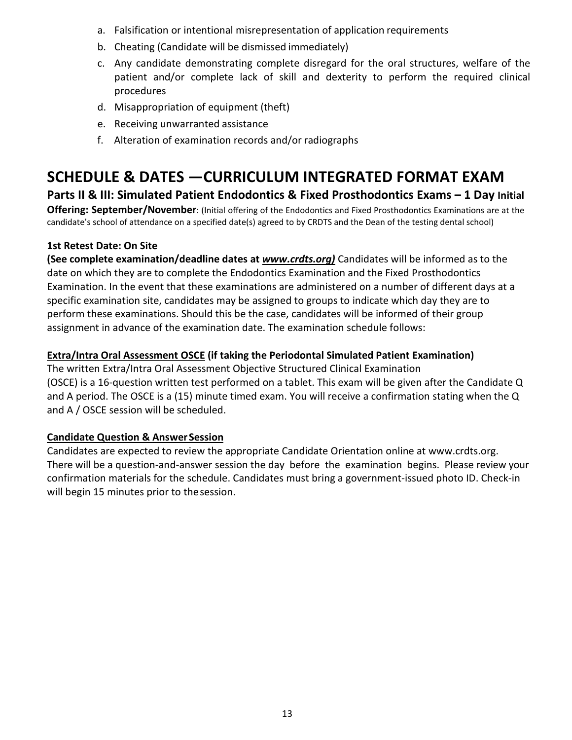a. Falsification or intentional misrepresentation of application requirements
b. Cheating (Candidate will be dismissed immediately)
c. Any candidate demonstrating complete disregard for the oral structures, welfare of the patient and/or complete lack of skill and dexterity to perform the required clinical procedures
d. Misappropriation of equipment (theft)
e. Receiving unwarranted assistance
f. Alteration of examination records and/or radiographs

# SCHEDULE & DATES —CURRICULUM INTEGRATED FORMAT EXAM

## Parts II & III: Simulated Patient Endodontics & Fixed Prosthodontics Exams – 1 Day Initial Offering: September/November

**Initial Offering: September/November**: (Initial offering of the Endodontics and Fixed Prosthodontics Examinations are at the candidate's school of attendance on a specified date(s) agreed to by CRDTS and the Dean of the testing dental school)

**1st Retest Date: On Site**

**(See complete examination/deadline dates at *www.crdts.org)*** Candidates will be informed as to the date on which they are to complete the Endodontics Examination and the Fixed Prosthodontics Examination. In the event that these examinations are administered on a number of different days at a specific examination site, candidates may be assigned to groups to indicate which day they are to perform these examinations. Should this be the case, candidates will be informed of their group assignment in advance of the examination date. The examination schedule follows:

**Extra/Intra Oral Assessment OSCE (if taking the Periodontal Simulated Patient Examination)**

The written Extra/Intra Oral Assessment Objective Structured Clinical Examination (OSCE) is a 16-question written test performed on a tablet. This exam will be given after the Candidate Q and A period. The OSCE is a (15) minute timed exam. You will receive a confirmation stating when the Q and A / OSCE session will be scheduled.

**Candidate Question & Answer Session**

Candidates are expected to review the appropriate Candidate Orientation online at www.crdts.org. There will be a question-and-answer session the day before the examination begins. Please review your confirmation materials for the schedule. Candidates must bring a government-issued photo ID. Check-in will begin 15 minutes prior to the session.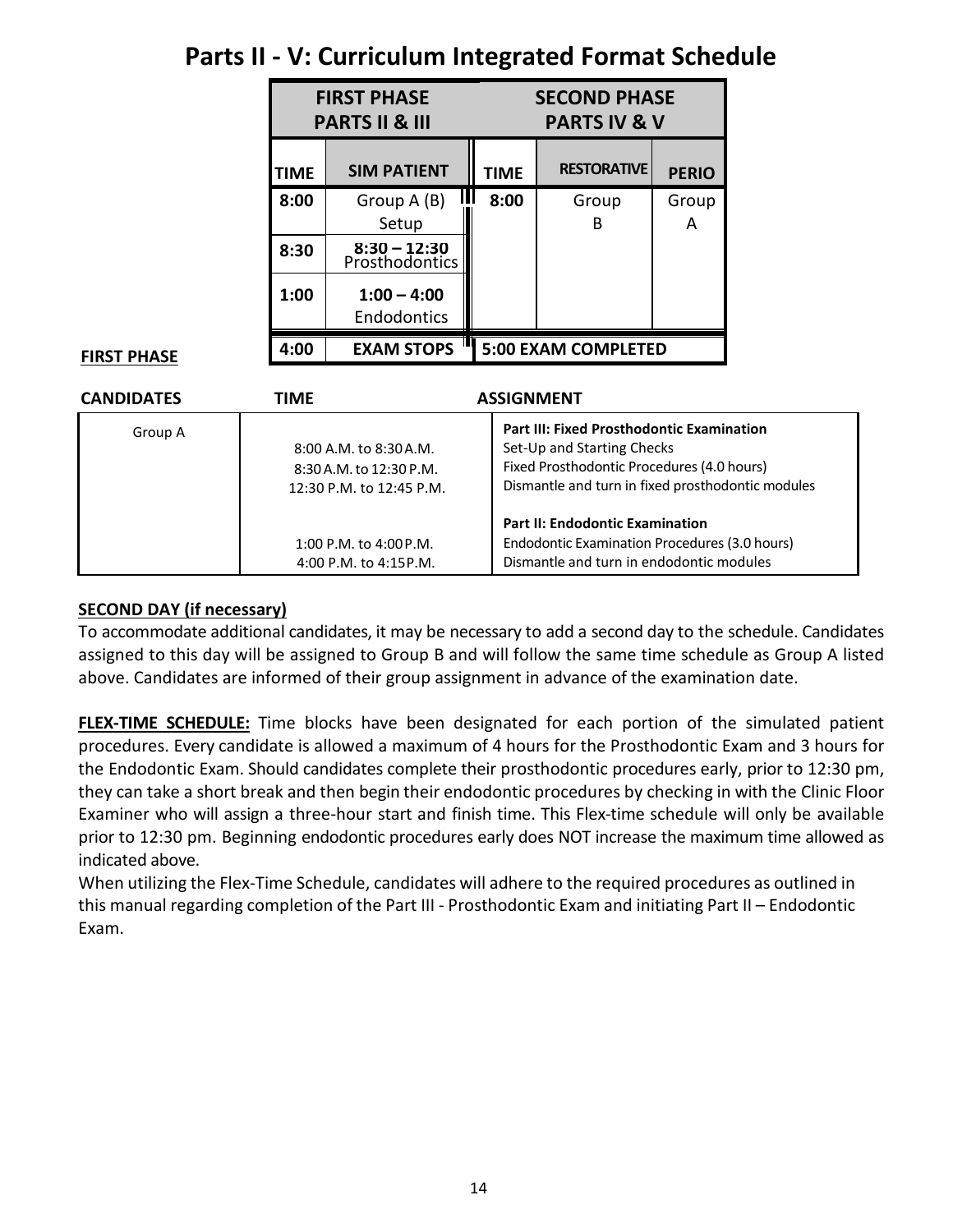# Parts II - V: Curriculum Integrated Format Schedule

| FIRST PHASE PARTS II & III | | SECOND PHASE PARTS IV & V | | |
|---|---|---|---|---|
| **TIME** | **SIM PATIENT** | **TIME** | **RESTORATIVE** | **PERIO** |
| **8:00** | Group A (B) Setup | **8:00** | Group B | Group A |
| **8:30** | **8:30 – 12:30** Prosthodontics | | | |
| **1:00** | **1:00 – 4:00** Endodontics | | | |
| **4:00** | **EXAM STOPS** | **5:00 EXAM COMPLETED** | | |

**FIRST PHASE**

| CANDIDATES | TIME | ASSIGNMENT |
|---|---|---|
| Group A | | **Part III: Fixed Prosthodontic Examination** |
| | 8:00 A.M. to 8:30 A.M. | Set-Up and Starting Checks |
| | 8:30 A.M. to 12:30 P.M. | Fixed Prosthodontic Procedures (4.0 hours) |
| | 12:30 P.M. to 12:45 P.M. | Dismantle and turn in fixed prosthodontic modules |
| | | **Part II: Endodontic Examination** |
| | 1:00 P.M. to 4:00 P.M. | Endodontic Examination Procedures (3.0 hours) |
| | 4:00 P.M. to 4:15 P.M. | Dismantle and turn in endodontic modules |

**SECOND DAY (if necessary)**

To accommodate additional candidates, it may be necessary to add a second day to the schedule. Candidates assigned to this day will be assigned to Group B and will follow the same time schedule as Group A listed above. Candidates are informed of their group assignment in advance of the examination date.

**FLEX-TIME SCHEDULE:** Time blocks have been designated for each portion of the simulated patient procedures. Every candidate is allowed a maximum of 4 hours for the Prosthodontic Exam and 3 hours for the Endodontic Exam. Should candidates complete their prosthodontic procedures early, prior to 12:30 pm, they can take a short break and then begin their endodontic procedures by checking in with the Clinic Floor Examiner who will assign a three-hour start and finish time. This Flex-time schedule will only be available prior to 12:30 pm. Beginning endodontic procedures early does NOT increase the maximum time allowed as indicated above.

When utilizing the Flex-Time Schedule, candidates will adhere to the required procedures as outlined in this manual regarding completion of the Part III - Prosthodontic Exam and initiating Part II – Endodontic Exam.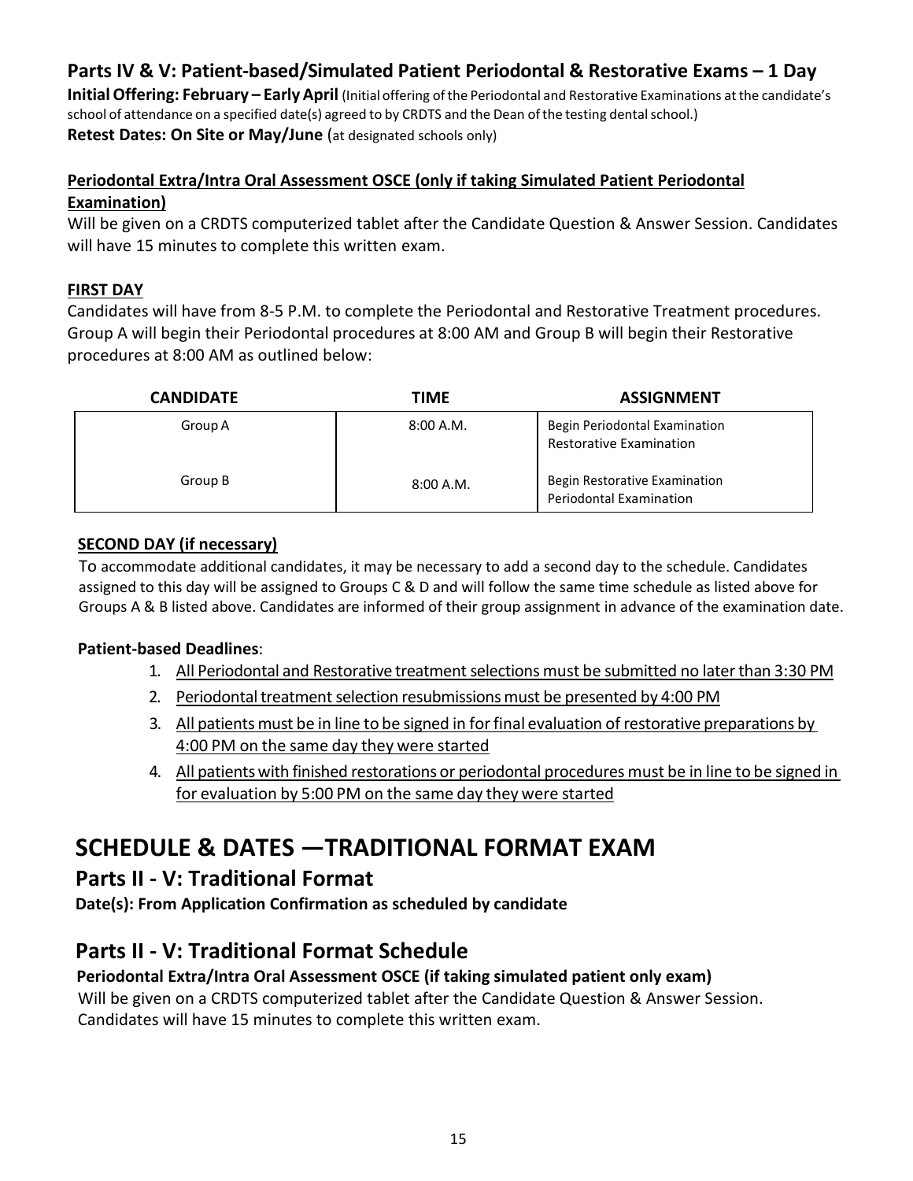## Parts IV & V: Patient-based/Simulated Patient Periodontal & Restorative Exams – 1 Day

**Initial Offering: February – Early April** (Initial offering of the Periodontal and Restorative Examinations at the candidate's school of attendance on a specified date(s) agreed to by CRDTS and the Dean of the testing dental school.)
**Retest Dates: On Site or May/June** (at designated schools only)

### Periodontal Extra/Intra Oral Assessment OSCE (only if taking Simulated Patient Periodontal Examination)

Will be given on a CRDTS computerized tablet after the Candidate Question & Answer Session. Candidates will have 15 minutes to complete this written exam.

### FIRST DAY

Candidates will have from 8-5 P.M. to complete the Periodontal and Restorative Treatment procedures. Group A will begin their Periodontal procedures at 8:00 AM and Group B will begin their Restorative procedures at 8:00 AM as outlined below:

| CANDIDATE | TIME | ASSIGNMENT |
| --- | --- | --- |
| Group A | 8:00 A.M. | Begin Periodontal Examination<br>Restorative Examination |
| Group B | 8:00 A.M. | Begin Restorative Examination<br>Periodontal Examination |

### SECOND DAY (if necessary)

To accommodate additional candidates, it may be necessary to add a second day to the schedule. Candidates assigned to this day will be assigned to Groups C & D and will follow the same time schedule as listed above for Groups A & B listed above. Candidates are informed of their group assignment in advance of the examination date.

**Patient-based Deadlines**:

1. All Periodontal and Restorative treatment selections must be submitted no later than 3:30 PM
2. Periodontal treatment selection resubmissions must be presented by 4:00 PM
3. All patients must be in line to be signed in for final evaluation of restorative preparations by 4:00 PM on the same day they were started
4. All patients with finished restorations or periodontal procedures must be in line to be signed in for evaluation by 5:00 PM on the same day they were started

# SCHEDULE & DATES —TRADITIONAL FORMAT EXAM

## Parts II - V: Traditional Format

**Date(s): From Application Confirmation as scheduled by candidate**

## Parts II - V: Traditional Format Schedule

**Periodontal Extra/Intra Oral Assessment OSCE (if taking simulated patient only exam)**

Will be given on a CRDTS computerized tablet after the Candidate Question & Answer Session. Candidates will have 15 minutes to complete this written exam.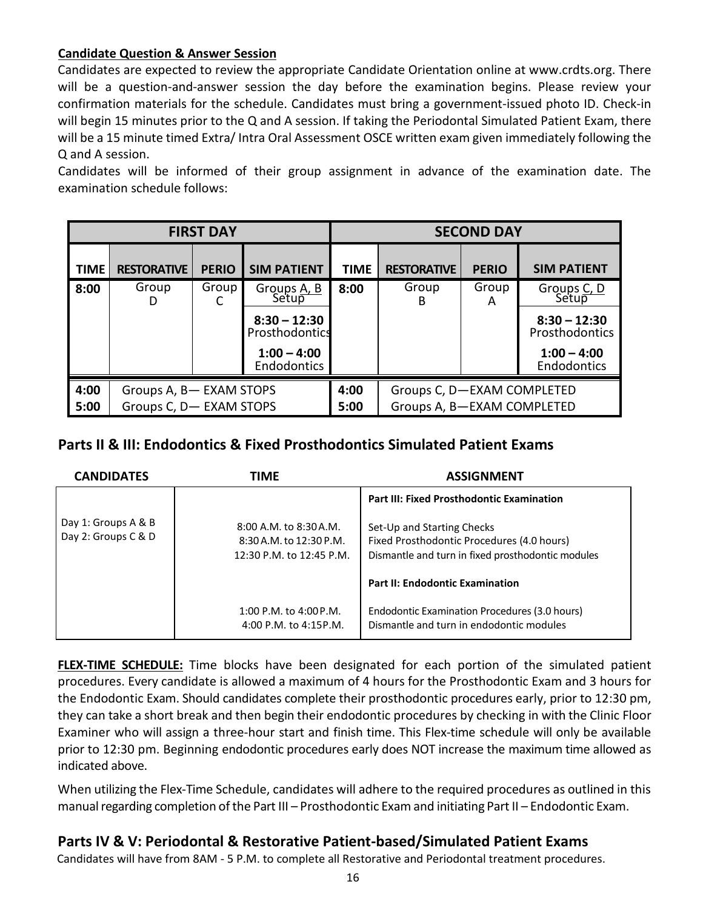**Candidate Question & Answer Session**

Candidates are expected to review the appropriate Candidate Orientation online at www.crdts.org. There will be a question-and-answer session the day before the examination begins. Please review your confirmation materials for the schedule. Candidates must bring a government-issued photo ID. Check-in will begin 15 minutes prior to the Q and A session. If taking the Periodontal Simulated Patient Exam, there will be a 15 minute timed Extra/ Intra Oral Assessment OSCE written exam given immediately following the Q and A session.

Candidates will be informed of their group assignment in advance of the examination date. The examination schedule follows:

| FIRST DAY | | | | SECOND DAY | | | |
|---|---|---|---|---|---|---|---|
| **TIME** | **RESTORATIVE** | **PERIO** | **SIM PATIENT** | **TIME** | **RESTORATIVE** | **PERIO** | **SIM PATIENT** |
| **8:00** | Group D | Group C | Groups A, B Setup | **8:00** | Group B | Group A | Groups C, D Setup |
| | | | **8:30 – 12:30** Prosthodontics | | | | **8:30 – 12:30** Prosthodontics |
| | | | **1:00 – 4:00** Endodontics | | | | **1:00 – 4:00** Endodontics |
| **4:00** | Groups A, B— EXAM STOPS | | | **4:00** | Groups C, D—EXAM COMPLETED | | |
| **5:00** | Groups C, D— EXAM STOPS | | | **5:00** | Groups A, B—EXAM COMPLETED | | |

## Parts II & III: Endodontics & Fixed Prosthodontics Simulated Patient Exams

| CANDIDATES | TIME | ASSIGNMENT |
|---|---|---|
| | | **Part III: Fixed Prosthodontic Examination** |
| Day 1: Groups A & B<br>Day 2: Groups C & D | 8:00 A.M. to 8:30 A.M.<br>8:30 A.M. to 12:30 P.M.<br>12:30 P.M. to 12:45 P.M. | Set-Up and Starting Checks<br>Fixed Prosthodontic Procedures (4.0 hours)<br>Dismantle and turn in fixed prosthodontic modules |
| | | **Part II: Endodontic Examination** |
| | 1:00 P.M. to 4:00 P.M.<br>4:00 P.M. to 4:15 P.M. | Endodontic Examination Procedures (3.0 hours)<br>Dismantle and turn in endodontic modules |

**FLEX-TIME SCHEDULE:** Time blocks have been designated for each portion of the simulated patient procedures. Every candidate is allowed a maximum of 4 hours for the Prosthodontic Exam and 3 hours for the Endodontic Exam. Should candidates complete their prosthodontic procedures early, prior to 12:30 pm, they can take a short break and then begin their endodontic procedures by checking in with the Clinic Floor Examiner who will assign a three-hour start and finish time. This Flex-time schedule will only be available prior to 12:30 pm. Beginning endodontic procedures early does NOT increase the maximum time allowed as indicated above.

When utilizing the Flex-Time Schedule, candidates will adhere to the required procedures as outlined in this manual regarding completion of the Part III – Prosthodontic Exam and initiating Part II – Endodontic Exam.

## Parts IV & V: Periodontal & Restorative Patient-based/Simulated Patient Exams

Candidates will have from 8AM - 5 P.M. to complete all Restorative and Periodontal treatment procedures.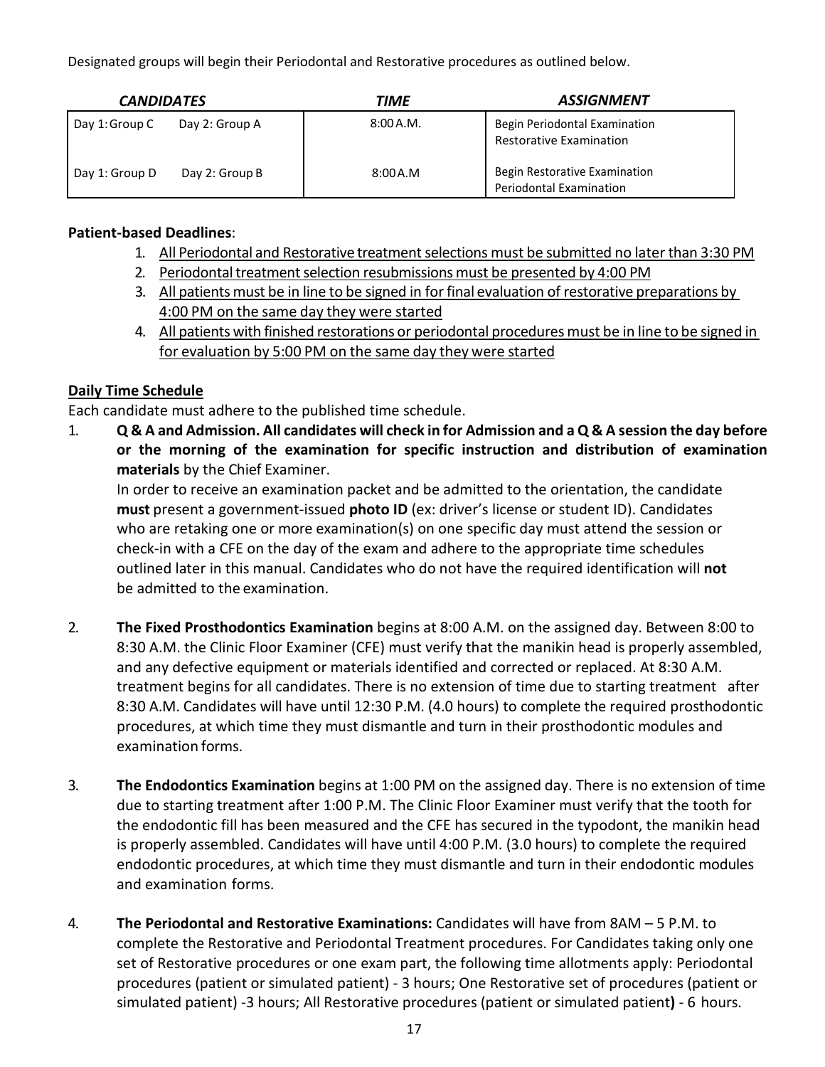Designated groups will begin their Periodontal and Restorative procedures as outlined below.

| *CANDIDATES* | | *TIME* | *ASSIGNMENT* |
|---|---|---|---|
| Day 1: Group C | Day 2: Group A | 8:00 A.M. | Begin Periodontal Examination<br>Restorative Examination |
| Day 1: Group D | Day 2: Group B | 8:00 A.M | Begin Restorative Examination<br>Periodontal Examination |

**Patient-based Deadlines**:

1. <u>All Periodontal and Restorative treatment selections must be submitted no later than 3:30 PM</u>
2. <u>Periodontal treatment selection resubmissions must be presented by 4:00 PM</u>
3. <u>All patients must be in line to be signed in for final evaluation of restorative preparations by 4:00 PM on the same day they were started</u>
4. <u>All patients with finished restorations or periodontal procedures must be in line to be signed in for evaluation by 5:00 PM on the same day they were started</u>

**<u>Daily Time Schedule</u>**

Each candidate must adhere to the published time schedule.

1. **Q & A and Admission. All candidates will check in for Admission and a Q & A session the day before or the morning of the examination for specific instruction and distribution of examination materials** by the Chief Examiner.

   In order to receive an examination packet and be admitted to the orientation, the candidate **must** present a government-issued **photo ID** (ex: driver's license or student ID). Candidates who are retaking one or more examination(s) on one specific day must attend the session or check-in with a CFE on the day of the exam and adhere to the appropriate time schedules outlined later in this manual. Candidates who do not have the required identification will **not** be admitted to the examination.

2. **The Fixed Prosthodontics Examination** begins at 8:00 A.M. on the assigned day. Between 8:00 to 8:30 A.M. the Clinic Floor Examiner (CFE) must verify that the manikin head is properly assembled, and any defective equipment or materials identified and corrected or replaced. At 8:30 A.M. treatment begins for all candidates. There is no extension of time due to starting treatment after 8:30 A.M. Candidates will have until 12:30 P.M. (4.0 hours) to complete the required prosthodontic procedures, at which time they must dismantle and turn in their prosthodontic modules and examination forms.

3. **The Endodontics Examination** begins at 1:00 PM on the assigned day. There is no extension of time due to starting treatment after 1:00 P.M. The Clinic Floor Examiner must verify that the tooth for the endodontic fill has been measured and the CFE has secured in the typodont, the manikin head is properly assembled. Candidates will have until 4:00 P.M. (3.0 hours) to complete the required endodontic procedures, at which time they must dismantle and turn in their endodontic modules and examination forms.

4. **The Periodontal and Restorative Examinations:** Candidates will have from 8AM – 5 P.M. to complete the Restorative and Periodontal Treatment procedures. For Candidates taking only one set of Restorative procedures or one exam part, the following time allotments apply: Periodontal procedures (patient or simulated patient) - 3 hours; One Restorative set of procedures (patient or simulated patient) -3 hours; All Restorative procedures (patient or simulated patient**)** - 6 hours.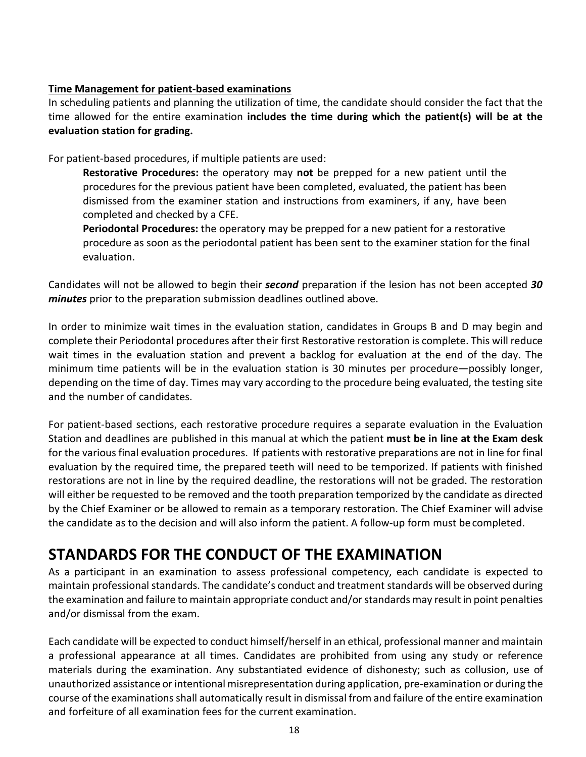**<u>Time Management for patient-based examinations</u>**

In scheduling patients and planning the utilization of time, the candidate should consider the fact that the time allowed for the entire examination **includes the time during which the patient(s) will be at the evaluation station for grading.**

For patient-based procedures, if multiple patients are used:

> **Restorative Procedures:** the operatory may **not** be prepped for a new patient until the procedures for the previous patient have been completed, evaluated, the patient has been dismissed from the examiner station and instructions from examiners, if any, have been completed and checked by a CFE.
>
> **Periodontal Procedures:** the operatory may be prepped for a new patient for a restorative procedure as soon as the periodontal patient has been sent to the examiner station for the final evaluation.

Candidates will not be allowed to begin their ***second*** preparation if the lesion has not been accepted ***30 minutes*** prior to the preparation submission deadlines outlined above.

In order to minimize wait times in the evaluation station, candidates in Groups B and D may begin and complete their Periodontal procedures after their first Restorative restoration is complete. This will reduce wait times in the evaluation station and prevent a backlog for evaluation at the end of the day. The minimum time patients will be in the evaluation station is 30 minutes per procedure—possibly longer, depending on the time of day. Times may vary according to the procedure being evaluated, the testing site and the number of candidates.

For patient-based sections, each restorative procedure requires a separate evaluation in the Evaluation Station and deadlines are published in this manual at which the patient **must be in line at the Exam desk** for the various final evaluation procedures. If patients with restorative preparations are not in line for final evaluation by the required time, the prepared teeth will need to be temporized. If patients with finished restorations are not in line by the required deadline, the restorations will not be graded. The restoration will either be requested to be removed and the tooth preparation temporized by the candidate as directed by the Chief Examiner or be allowed to remain as a temporary restoration. The Chief Examiner will advise the candidate as to the decision and will also inform the patient. A follow-up form must be completed.

# STANDARDS FOR THE CONDUCT OF THE EXAMINATION

As a participant in an examination to assess professional competency, each candidate is expected to maintain professional standards. The candidate's conduct and treatment standards will be observed during the examination and failure to maintain appropriate conduct and/or standards may result in point penalties and/or dismissal from the exam.

Each candidate will be expected to conduct himself/herself in an ethical, professional manner and maintain a professional appearance at all times. Candidates are prohibited from using any study or reference materials during the examination. Any substantiated evidence of dishonesty; such as collusion, use of unauthorized assistance or intentional misrepresentation during application, pre-examination or during the course of the examinations shall automatically result in dismissal from and failure of the entire examination and forfeiture of all examination fees for the current examination.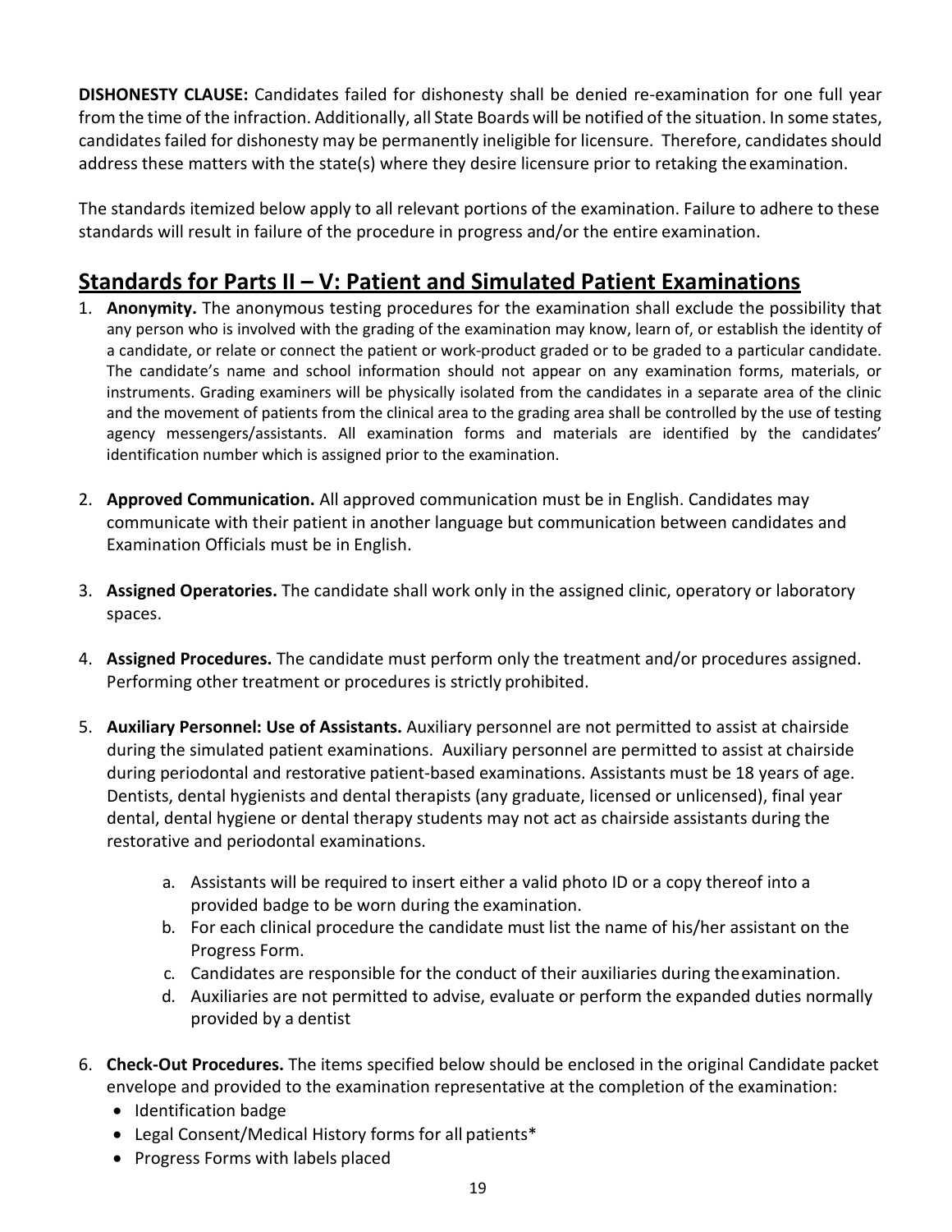**DISHONESTY CLAUSE:** Candidates failed for dishonesty shall be denied re-examination for one full year from the time of the infraction. Additionally, all State Boards will be notified of the situation. In some states, candidates failed for dishonesty may be permanently ineligible for licensure. Therefore, candidates should address these matters with the state(s) where they desire licensure prior to retaking the examination.

The standards itemized below apply to all relevant portions of the examination. Failure to adhere to these standards will result in failure of the procedure in progress and/or the entire examination.

## Standards for Parts II – V: Patient and Simulated Patient Examinations

1. **Anonymity.** The anonymous testing procedures for the examination shall exclude the possibility that any person who is involved with the grading of the examination may know, learn of, or establish the identity of a candidate, or relate or connect the patient or work-product graded or to be graded to a particular candidate. The candidate's name and school information should not appear on any examination forms, materials, or instruments. Grading examiners will be physically isolated from the candidates in a separate area of the clinic and the movement of patients from the clinical area to the grading area shall be controlled by the use of testing agency messengers/assistants. All examination forms and materials are identified by the candidates' identification number which is assigned prior to the examination.

2. **Approved Communication.** All approved communication must be in English. Candidates may communicate with their patient in another language but communication between candidates and Examination Officials must be in English.

3. **Assigned Operatories.** The candidate shall work only in the assigned clinic, operatory or laboratory spaces.

4. **Assigned Procedures.** The candidate must perform only the treatment and/or procedures assigned. Performing other treatment or procedures is strictly prohibited.

5. **Auxiliary Personnel: Use of Assistants.** Auxiliary personnel are not permitted to assist at chairside during the simulated patient examinations. Auxiliary personnel are permitted to assist at chairside during periodontal and restorative patient-based examinations. Assistants must be 18 years of age. Dentists, dental hygienists and dental therapists (any graduate, licensed or unlicensed), final year dental, dental hygiene or dental therapy students may not act as chairside assistants during the restorative and periodontal examinations.

   a. Assistants will be required to insert either a valid photo ID or a copy thereof into a provided badge to be worn during the examination.
   b. For each clinical procedure the candidate must list the name of his/her assistant on the Progress Form.
   c. Candidates are responsible for the conduct of their auxiliaries during the examination.
   d. Auxiliaries are not permitted to advise, evaluate or perform the expanded duties normally provided by a dentist

6. **Check-Out Procedures.** The items specified below should be enclosed in the original Candidate packet envelope and provided to the examination representative at the completion of the examination:
   - Identification badge
   - Legal Consent/Medical History forms for all patients*
   - Progress Forms with labels placed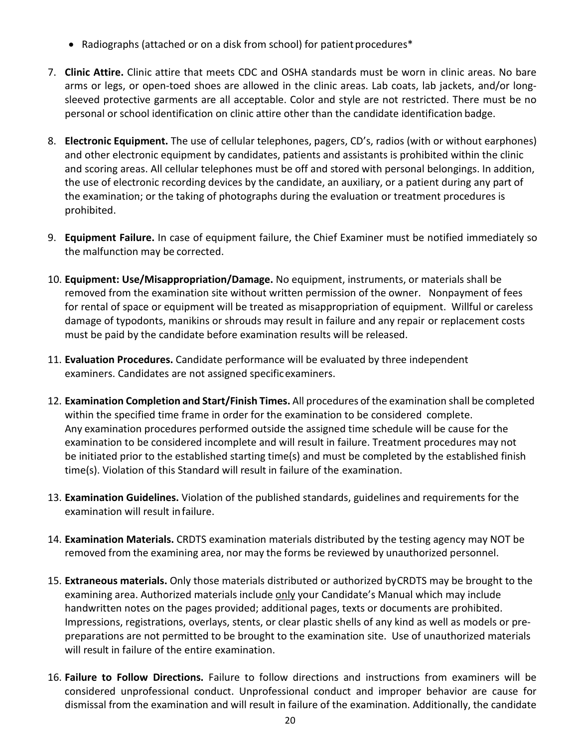- Radiographs (attached or on a disk from school) for patient procedures*

7. **Clinic Attire.** Clinic attire that meets CDC and OSHA standards must be worn in clinic areas. No bare arms or legs, or open-toed shoes are allowed in the clinic areas. Lab coats, lab jackets, and/or long-sleeved protective garments are all acceptable. Color and style are not restricted. There must be no personal or school identification on clinic attire other than the candidate identification badge.

8. **Electronic Equipment.** The use of cellular telephones, pagers, CD's, radios (with or without earphones) and other electronic equipment by candidates, patients and assistants is prohibited within the clinic and scoring areas. All cellular telephones must be off and stored with personal belongings. In addition, the use of electronic recording devices by the candidate, an auxiliary, or a patient during any part of the examination; or the taking of photographs during the evaluation or treatment procedures is prohibited.

9. **Equipment Failure.** In case of equipment failure, the Chief Examiner must be notified immediately so the malfunction may be corrected.

10. **Equipment: Use/Misappropriation/Damage.** No equipment, instruments, or materials shall be removed from the examination site without written permission of the owner. Nonpayment of fees for rental of space or equipment will be treated as misappropriation of equipment. Willful or careless damage of typodonts, manikins or shrouds may result in failure and any repair or replacement costs must be paid by the candidate before examination results will be released.

11. **Evaluation Procedures.** Candidate performance will be evaluated by three independent examiners. Candidates are not assigned specific examiners.

12. **Examination Completion and Start/Finish Times.** All procedures of the examination shall be completed within the specified time frame in order for the examination to be considered complete. Any examination procedures performed outside the assigned time schedule will be cause for the examination to be considered incomplete and will result in failure. Treatment procedures may not be initiated prior to the established starting time(s) and must be completed by the established finish time(s). Violation of this Standard will result in failure of the examination.

13. **Examination Guidelines.** Violation of the published standards, guidelines and requirements for the examination will result in failure.

14. **Examination Materials.** CRDTS examination materials distributed by the testing agency may NOT be removed from the examining area, nor may the forms be reviewed by unauthorized personnel.

15. **Extraneous materials.** Only those materials distributed or authorized by CRDTS may be brought to the examining area. Authorized materials include <u>only</u> your Candidate's Manual which may include handwritten notes on the pages provided; additional pages, texts or documents are prohibited. Impressions, registrations, overlays, stents, or clear plastic shells of any kind as well as models or pre-preparations are not permitted to be brought to the examination site. Use of unauthorized materials will result in failure of the entire examination.

16. **Failure to Follow Directions.** Failure to follow directions and instructions from examiners will be considered unprofessional conduct. Unprofessional conduct and improper behavior are cause for dismissal from the examination and will result in failure of the examination. Additionally, the candidate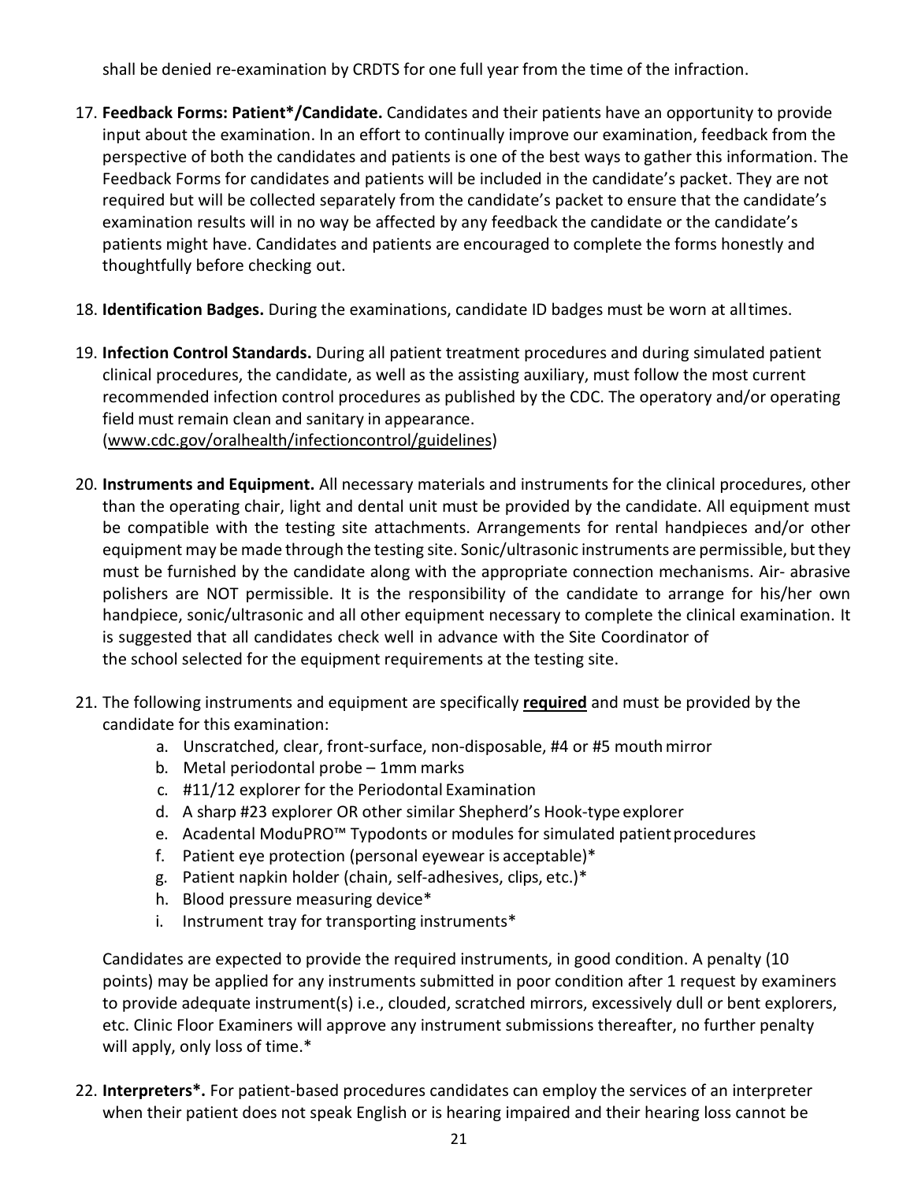shall be denied re-examination by CRDTS for one full year from the time of the infraction.

17. **Feedback Forms: Patient*/Candidate.** Candidates and their patients have an opportunity to provide input about the examination. In an effort to continually improve our examination, feedback from the perspective of both the candidates and patients is one of the best ways to gather this information. The Feedback Forms for candidates and patients will be included in the candidate's packet. They are not required but will be collected separately from the candidate's packet to ensure that the candidate's examination results will in no way be affected by any feedback the candidate or the candidate's patients might have. Candidates and patients are encouraged to complete the forms honestly and thoughtfully before checking out.

18. **Identification Badges.** During the examinations, candidate ID badges must be worn at all times.

19. **Infection Control Standards.** During all patient treatment procedures and during simulated patient clinical procedures, the candidate, as well as the assisting auxiliary, must follow the most current recommended infection control procedures as published by the CDC. The operatory and/or operating field must remain clean and sanitary in appearance. (www.cdc.gov/oralhealth/infectioncontrol/guidelines)

20. **Instruments and Equipment.** All necessary materials and instruments for the clinical procedures, other than the operating chair, light and dental unit must be provided by the candidate. All equipment must be compatible with the testing site attachments. Arrangements for rental handpieces and/or other equipment may be made through the testing site. Sonic/ultrasonic instruments are permissible, but they must be furnished by the candidate along with the appropriate connection mechanisms. Air- abrasive polishers are NOT permissible. It is the responsibility of the candidate to arrange for his/her own handpiece, sonic/ultrasonic and all other equipment necessary to complete the clinical examination. It is suggested that all candidates check well in advance with the Site Coordinator of the school selected for the equipment requirements at the testing site.

21. The following instruments and equipment are specifically **required** and must be provided by the candidate for this examination:
    a. Unscratched, clear, front-surface, non-disposable, #4 or #5 mouth mirror
    b. Metal periodontal probe – 1mm marks
    c. #11/12 explorer for the Periodontal Examination
    d. A sharp #23 explorer OR other similar Shepherd's Hook-type explorer
    e. Acadental ModuPRO™ Typodonts or modules for simulated patient procedures
    f. Patient eye protection (personal eyewear is acceptable)*
    g. Patient napkin holder (chain, self-adhesives, clips, etc.)*
    h. Blood pressure measuring device*
    i. Instrument tray for transporting instruments*

    Candidates are expected to provide the required instruments, in good condition. A penalty (10 points) may be applied for any instruments submitted in poor condition after 1 request by examiners to provide adequate instrument(s) i.e., clouded, scratched mirrors, excessively dull or bent explorers, etc. Clinic Floor Examiners will approve any instrument submissions thereafter, no further penalty will apply, only loss of time.*

22. **Interpreters*.** For patient-based procedures candidates can employ the services of an interpreter when their patient does not speak English or is hearing impaired and their hearing loss cannot be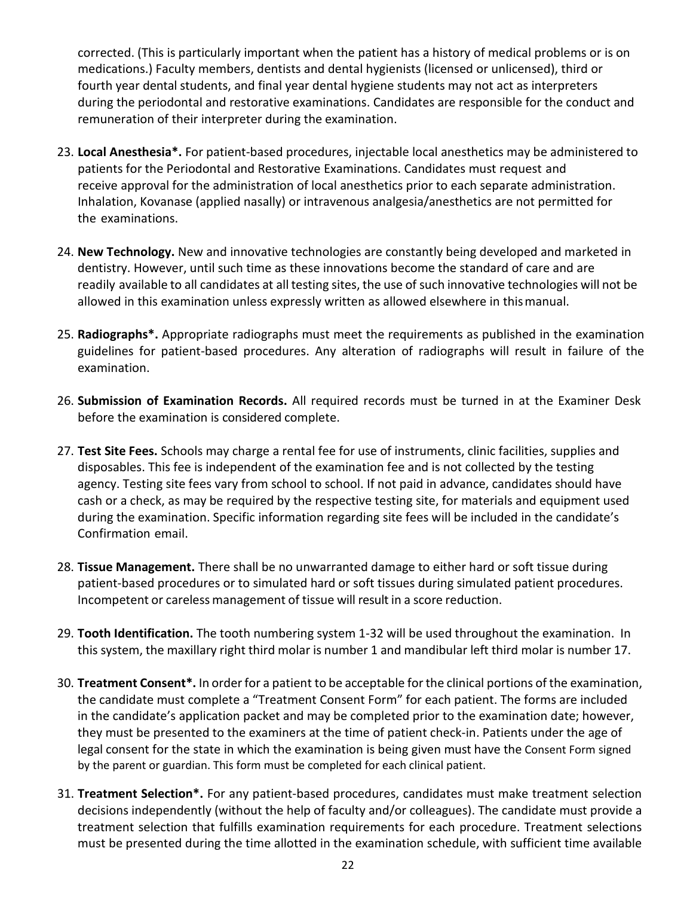corrected. (This is particularly important when the patient has a history of medical problems or is on medications.) Faculty members, dentists and dental hygienists (licensed or unlicensed), third or fourth year dental students, and final year dental hygiene students may not act as interpreters during the periodontal and restorative examinations. Candidates are responsible for the conduct and remuneration of their interpreter during the examination.

23. **Local Anesthesia*.** For patient-based procedures, injectable local anesthetics may be administered to patients for the Periodontal and Restorative Examinations. Candidates must request and receive approval for the administration of local anesthetics prior to each separate administration. Inhalation, Kovanase (applied nasally) or intravenous analgesia/anesthetics are not permitted for the examinations.

24. **New Technology.** New and innovative technologies are constantly being developed and marketed in dentistry. However, until such time as these innovations become the standard of care and are readily available to all candidates at all testing sites, the use of such innovative technologies will not be allowed in this examination unless expressly written as allowed elsewhere in this manual.

25. **Radiographs*.** Appropriate radiographs must meet the requirements as published in the examination guidelines for patient-based procedures. Any alteration of radiographs will result in failure of the examination.

26. **Submission of Examination Records.** All required records must be turned in at the Examiner Desk before the examination is considered complete.

27. **Test Site Fees.** Schools may charge a rental fee for use of instruments, clinic facilities, supplies and disposables. This fee is independent of the examination fee and is not collected by the testing agency. Testing site fees vary from school to school. If not paid in advance, candidates should have cash or a check, as may be required by the respective testing site, for materials and equipment used during the examination. Specific information regarding site fees will be included in the candidate's Confirmation email.

28. **Tissue Management.** There shall be no unwarranted damage to either hard or soft tissue during patient-based procedures or to simulated hard or soft tissues during simulated patient procedures. Incompetent or careless management of tissue will result in a score reduction.

29. **Tooth Identification.** The tooth numbering system 1-32 will be used throughout the examination. In this system, the maxillary right third molar is number 1 and mandibular left third molar is number 17.

30. **Treatment Consent*.** In order for a patient to be acceptable for the clinical portions of the examination, the candidate must complete a "Treatment Consent Form" for each patient. The forms are included in the candidate's application packet and may be completed prior to the examination date; however, they must be presented to the examiners at the time of patient check-in. Patients under the age of legal consent for the state in which the examination is being given must have the Consent Form signed by the parent or guardian. This form must be completed for each clinical patient.

31. **Treatment Selection*.** For any patient-based procedures, candidates must make treatment selection decisions independently (without the help of faculty and/or colleagues). The candidate must provide a treatment selection that fulfills examination requirements for each procedure. Treatment selections must be presented during the time allotted in the examination schedule, with sufficient time available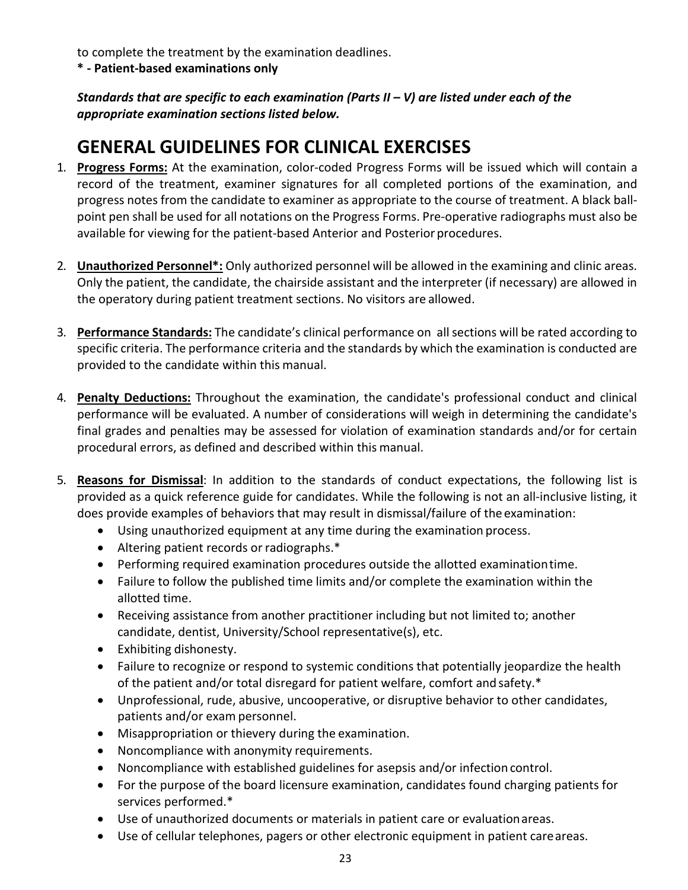to complete the treatment by the examination deadlines.

**\* - Patient-based examinations only**

***Standards that are specific to each examination (Parts II – V) are listed under each of the appropriate examination sections listed below.***

# GENERAL GUIDELINES FOR CLINICAL EXERCISES

1. **Progress Forms:** At the examination, color-coded Progress Forms will be issued which will contain a record of the treatment, examiner signatures for all completed portions of the examination, and progress notes from the candidate to examiner as appropriate to the course of treatment. A black ball-point pen shall be used for all notations on the Progress Forms. Pre-operative radiographs must also be available for viewing for the patient-based Anterior and Posterior procedures.

2. **Unauthorized Personnel\*:** Only authorized personnel will be allowed in the examining and clinic areas. Only the patient, the candidate, the chairside assistant and the interpreter (if necessary) are allowed in the operatory during patient treatment sections. No visitors are allowed.

3. **Performance Standards:** The candidate's clinical performance on all sections will be rated according to specific criteria. The performance criteria and the standards by which the examination is conducted are provided to the candidate within this manual.

4. **Penalty Deductions:** Throughout the examination, the candidate's professional conduct and clinical performance will be evaluated. A number of considerations will weigh in determining the candidate's final grades and penalties may be assessed for violation of examination standards and/or for certain procedural errors, as defined and described within this manual.

5. **Reasons for Dismissal**: In addition to the standards of conduct expectations, the following list is provided as a quick reference guide for candidates. While the following is not an all-inclusive listing, it does provide examples of behaviors that may result in dismissal/failure of the examination:
   - Using unauthorized equipment at any time during the examination process.
   - Altering patient records or radiographs.*
   - Performing required examination procedures outside the allotted examination time.
   - Failure to follow the published time limits and/or complete the examination within the allotted time.
   - Receiving assistance from another practitioner including but not limited to; another candidate, dentist, University/School representative(s), etc.
   - Exhibiting dishonesty.
   - Failure to recognize or respond to systemic conditions that potentially jeopardize the health of the patient and/or total disregard for patient welfare, comfort and safety.*
   - Unprofessional, rude, abusive, uncooperative, or disruptive behavior to other candidates, patients and/or exam personnel.
   - Misappropriation or thievery during the examination.
   - Noncompliance with anonymity requirements.
   - Noncompliance with established guidelines for asepsis and/or infection control.
   - For the purpose of the board licensure examination, candidates found charging patients for services performed.*
   - Use of unauthorized documents or materials in patient care or evaluation areas.
   - Use of cellular telephones, pagers or other electronic equipment in patient care areas.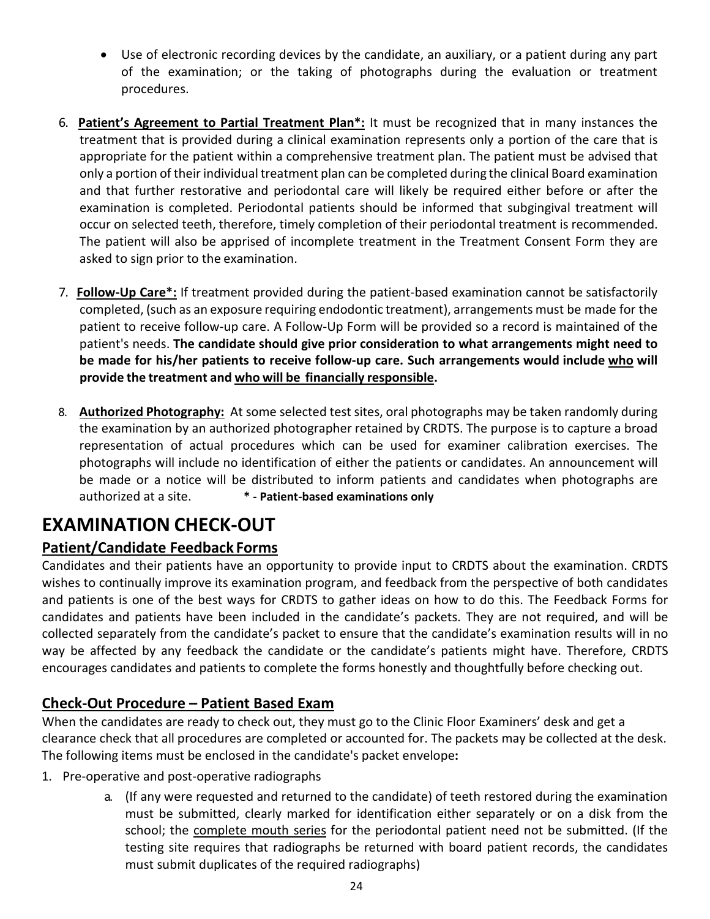- Use of electronic recording devices by the candidate, an auxiliary, or a patient during any part of the examination; or the taking of photographs during the evaluation or treatment procedures.

6. **Patient's Agreement to Partial Treatment Plan*:** It must be recognized that in many instances the treatment that is provided during a clinical examination represents only a portion of the care that is appropriate for the patient within a comprehensive treatment plan. The patient must be advised that only a portion of their individual treatment plan can be completed during the clinical Board examination and that further restorative and periodontal care will likely be required either before or after the examination is completed. Periodontal patients should be informed that subgingival treatment will occur on selected teeth, therefore, timely completion of their periodontal treatment is recommended. The patient will also be apprised of incomplete treatment in the Treatment Consent Form they are asked to sign prior to the examination.

7. **Follow-Up Care*:** If treatment provided during the patient-based examination cannot be satisfactorily completed, (such as an exposure requiring endodontic treatment), arrangements must be made for the patient to receive follow-up care. A Follow-Up Form will be provided so a record is maintained of the patient's needs. **The candidate should give prior consideration to what arrangements might need to be made for his/her patients to receive follow-up care. Such arrangements would include <u>who</u> will provide the treatment and <u>who will be financially responsible</u>.**

8. **Authorized Photography:** At some selected test sites, oral photographs may be taken randomly during the examination by an authorized photographer retained by CRDTS. The purpose is to capture a broad representation of actual procedures which can be used for examiner calibration exercises. The photographs will include no identification of either the patients or candidates. An announcement will be made or a notice will be distributed to inform patients and candidates when photographs are authorized at a site. **\* - Patient-based examinations only**

# EXAMINATION CHECK-OUT

## Patient/Candidate Feedback Forms

Candidates and their patients have an opportunity to provide input to CRDTS about the examination. CRDTS wishes to continually improve its examination program, and feedback from the perspective of both candidates and patients is one of the best ways for CRDTS to gather ideas on how to do this. The Feedback Forms for candidates and patients have been included in the candidate's packets. They are not required, and will be collected separately from the candidate's packet to ensure that the candidate's examination results will in no way be affected by any feedback the candidate or the candidate's patients might have. Therefore, CRDTS encourages candidates and patients to complete the forms honestly and thoughtfully before checking out.

## Check-Out Procedure – Patient Based Exam

When the candidates are ready to check out, they must go to the Clinic Floor Examiners' desk and get a clearance check that all procedures are completed or accounted for. The packets may be collected at the desk. The following items must be enclosed in the candidate's packet envelope**:**

1. Pre-operative and post-operative radiographs
   a. (If any were requested and returned to the candidate) of teeth restored during the examination must be submitted, clearly marked for identification either separately or on a disk from the school; the <u>complete mouth series</u> for the periodontal patient need not be submitted. (If the testing site requires that radiographs be returned with board patient records, the candidates must submit duplicates of the required radiographs)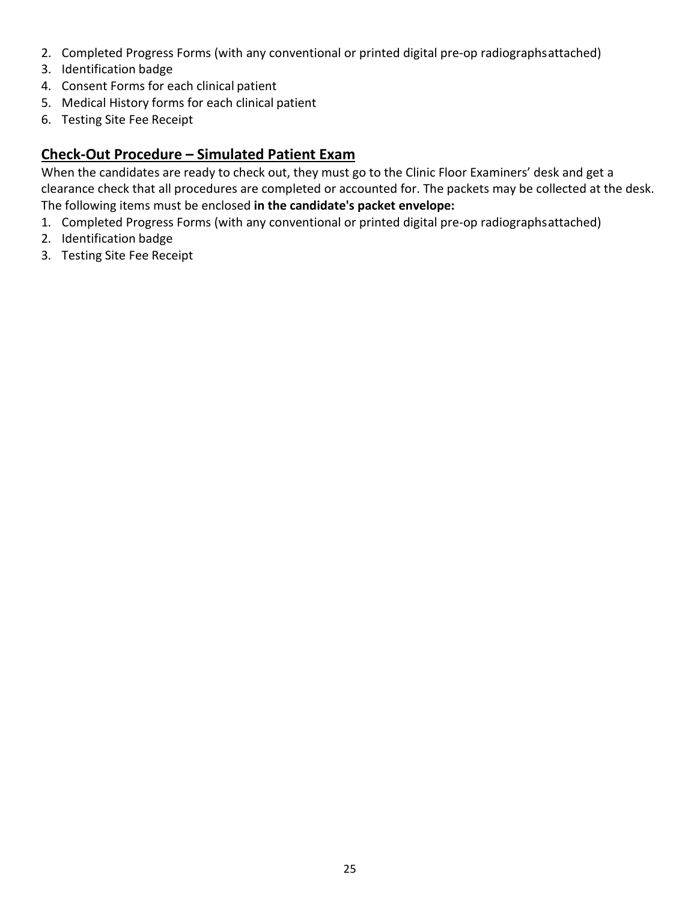2. Completed Progress Forms (with any conventional or printed digital pre-op radiographs attached)
3. Identification badge
4. Consent Forms for each clinical patient
5. Medical History forms for each clinical patient
6. Testing Site Fee Receipt

## Check-Out Procedure – Simulated Patient Exam

When the candidates are ready to check out, they must go to the Clinic Floor Examiners' desk and get a clearance check that all procedures are completed or accounted for. The packets may be collected at the desk. The following items must be enclosed **in the candidate's packet envelope:**

1. Completed Progress Forms (with any conventional or printed digital pre-op radiographs attached)
2. Identification badge
3. Testing Site Fee Receipt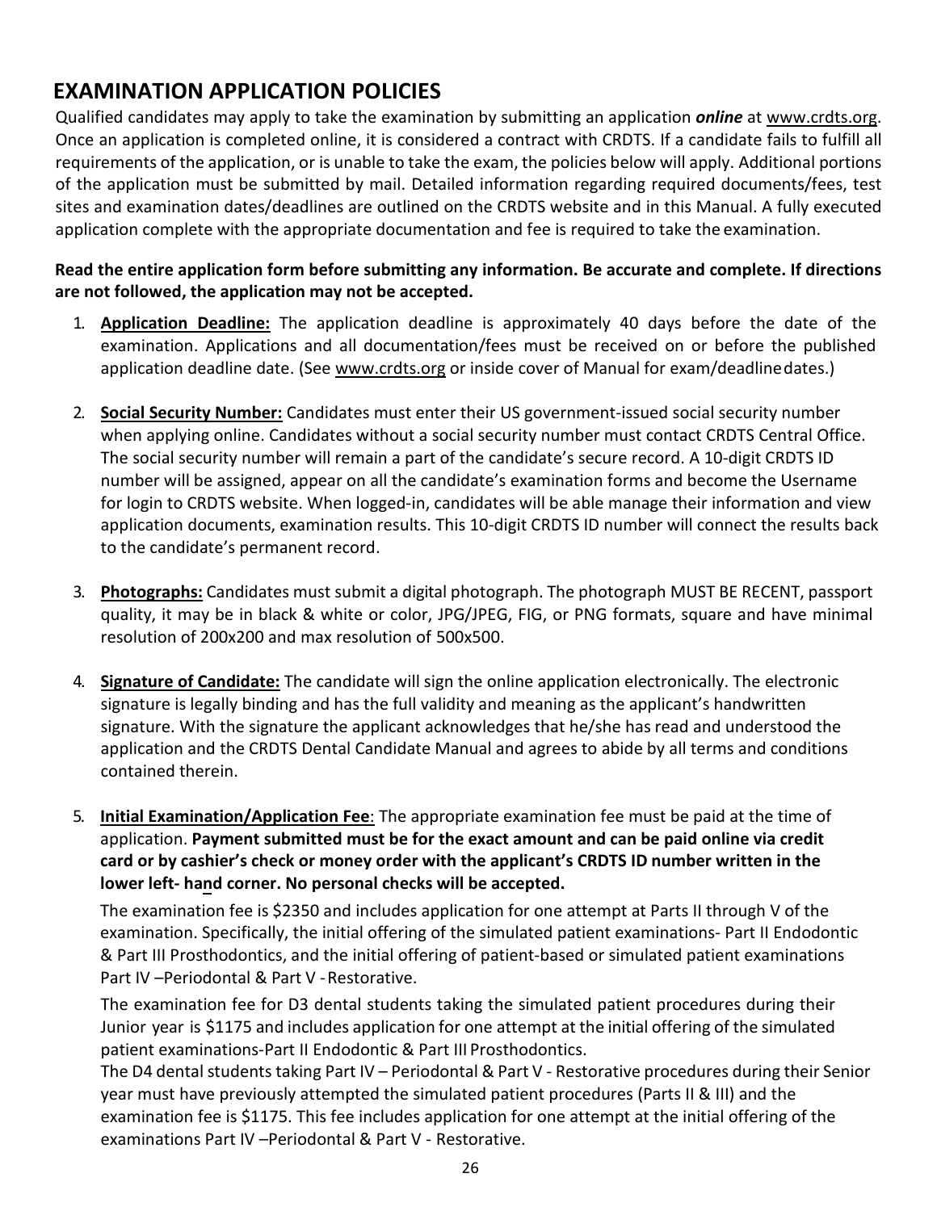## EXAMINATION APPLICATION POLICIES

Qualified candidates may apply to take the examination by submitting an application ***online*** at www.crdts.org. Once an application is completed online, it is considered a contract with CRDTS. If a candidate fails to fulfill all requirements of the application, or is unable to take the exam, the policies below will apply. Additional portions of the application must be submitted by mail. Detailed information regarding required documents/fees, test sites and examination dates/deadlines are outlined on the CRDTS website and in this Manual. A fully executed application complete with the appropriate documentation and fee is required to take the examination.

**Read the entire application form before submitting any information. Be accurate and complete. If directions are not followed, the application may not be accepted.**

1. **Application Deadline:** The application deadline is approximately 40 days before the date of the examination. Applications and all documentation/fees must be received on or before the published application deadline date. (See www.crdts.org or inside cover of Manual for exam/deadline dates.)

2. **Social Security Number:** Candidates must enter their US government-issued social security number when applying online. Candidates without a social security number must contact CRDTS Central Office. The social security number will remain a part of the candidate's secure record. A 10-digit CRDTS ID number will be assigned, appear on all the candidate's examination forms and become the Username for login to CRDTS website. When logged-in, candidates will be able manage their information and view application documents, examination results. This 10-digit CRDTS ID number will connect the results back to the candidate's permanent record.

3. **Photographs:** Candidates must submit a digital photograph. The photograph MUST BE RECENT, passport quality, it may be in black & white or color, JPG/JPEG, FIG, or PNG formats, square and have minimal resolution of 200x200 and max resolution of 500x500.

4. **Signature of Candidate:** The candidate will sign the online application electronically. The electronic signature is legally binding and has the full validity and meaning as the applicant's handwritten signature. With the signature the applicant acknowledges that he/she has read and understood the application and the CRDTS Dental Candidate Manual and agrees to abide by all terms and conditions contained therein.

5. **Initial Examination/Application Fee**: The appropriate examination fee must be paid at the time of application. **Payment submitted must be for the exact amount and can be paid online via credit card or by cashier's check or money order with the applicant's CRDTS ID number written in the lower left- hand corner. No personal checks will be accepted.**

   The examination fee is $2350 and includes application for one attempt at Parts II through V of the examination. Specifically, the initial offering of the simulated patient examinations- Part II Endodontic & Part III Prosthodontics, and the initial offering of patient-based or simulated patient examinations Part IV –Periodontal & Part V - Restorative.

   The examination fee for D3 dental students taking the simulated patient procedures during their Junior year is $1175 and includes application for one attempt at the initial offering of the simulated patient examinations-Part II Endodontic & Part III Prosthodontics.

   The D4 dental students taking Part IV – Periodontal & Part V - Restorative procedures during their Senior year must have previously attempted the simulated patient procedures (Parts II & III) and the examination fee is $1175. This fee includes application for one attempt at the initial offering of the examinations Part IV –Periodontal & Part V - Restorative.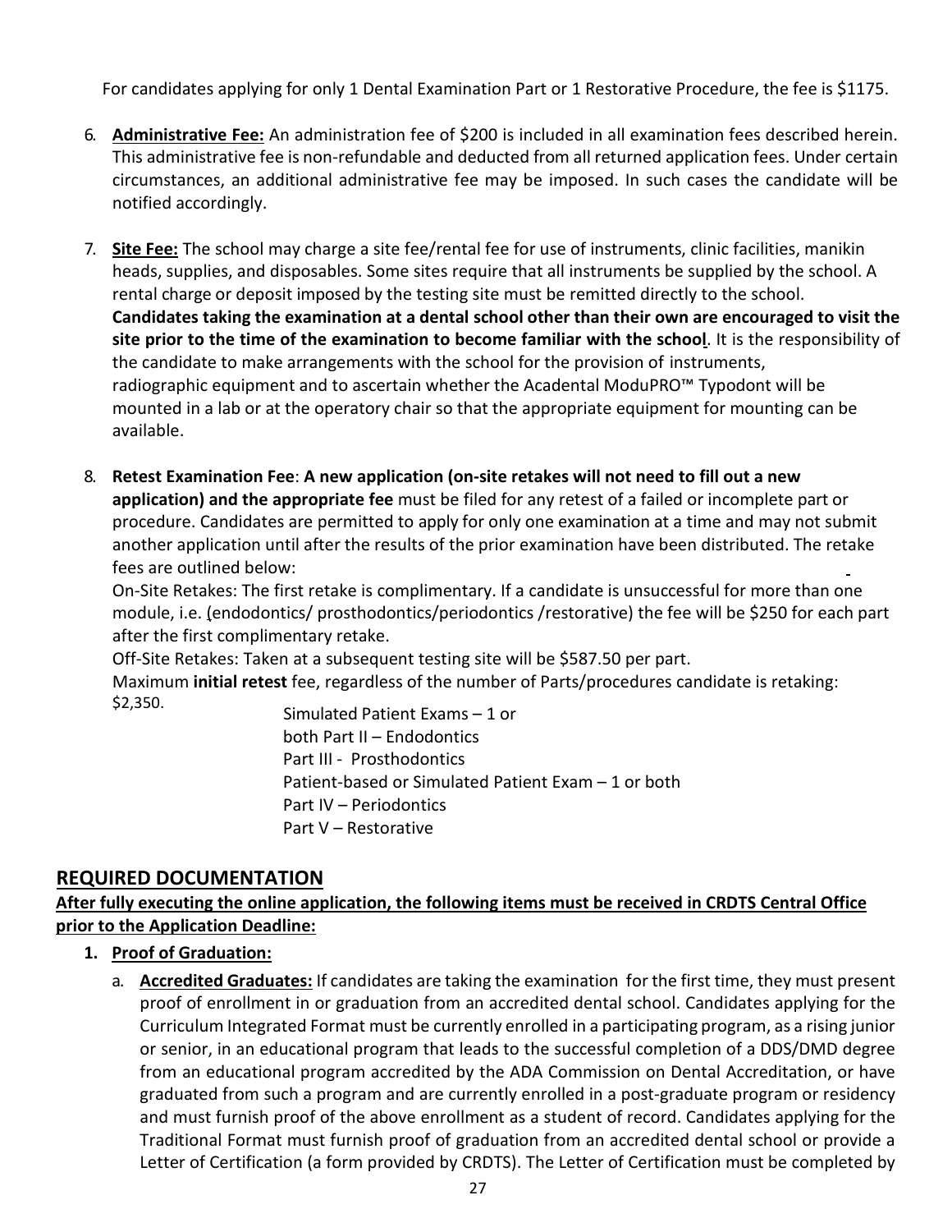For candidates applying for only 1 Dental Examination Part or 1 Restorative Procedure, the fee is $1175.

6. **Administrative Fee:** An administration fee of $200 is included in all examination fees described herein. This administrative fee is non-refundable and deducted from all returned application fees. Under certain circumstances, an additional administrative fee may be imposed. In such cases the candidate will be notified accordingly.

7. **Site Fee:** The school may charge a site fee/rental fee for use of instruments, clinic facilities, manikin heads, supplies, and disposables. Some sites require that all instruments be supplied by the school. A rental charge or deposit imposed by the testing site must be remitted directly to the school. **Candidates taking the examination at a dental school other than their own are encouraged to visit the site prior to the time of the examination to become familiar with the school**. It is the responsibility of the candidate to make arrangements with the school for the provision of instruments, radiographic equipment and to ascertain whether the Acadental ModuPRO™ Typodont will be mounted in a lab or at the operatory chair so that the appropriate equipment for mounting can be available.

8. **Retest Examination Fee**: **A new application (on-site retakes will not need to fill out a new application) and the appropriate fee** must be filed for any retest of a failed or incomplete part or procedure. Candidates are permitted to apply for only one examination at a time and may not submit another application until after the results of the prior examination have been distributed. The retake fees are outlined below:

   On-Site Retakes: The first retake is complimentary. If a candidate is unsuccessful for more than one module, i.e. (endodontics/ prosthodontics/periodontics /restorative) the fee will be $250 for each part after the first complimentary retake.

   Off-Site Retakes: Taken at a subsequent testing site will be $587.50 per part.

   Maximum **initial retest** fee, regardless of the number of Parts/procedures candidate is retaking: $2,350.

   Simulated Patient Exams – 1 or both Part II – Endodontics
   Part III - Prosthodontics
   Patient-based or Simulated Patient Exam – 1 or both
   Part IV – Periodontics
   Part V – Restorative

## REQUIRED DOCUMENTATION

**After fully executing the online application, the following items must be received in CRDTS Central Office prior to the Application Deadline:**

1. **Proof of Graduation:**
   a. **Accredited Graduates:** If candidates are taking the examination for the first time, they must present proof of enrollment in or graduation from an accredited dental school. Candidates applying for the Curriculum Integrated Format must be currently enrolled in a participating program, as a rising junior or senior, in an educational program that leads to the successful completion of a DDS/DMD degree from an educational program accredited by the ADA Commission on Dental Accreditation, or have graduated from such a program and are currently enrolled in a post-graduate program or residency and must furnish proof of the above enrollment as a student of record. Candidates applying for the Traditional Format must furnish proof of graduation from an accredited dental school or provide a Letter of Certification (a form provided by CRDTS). The Letter of Certification must be completed by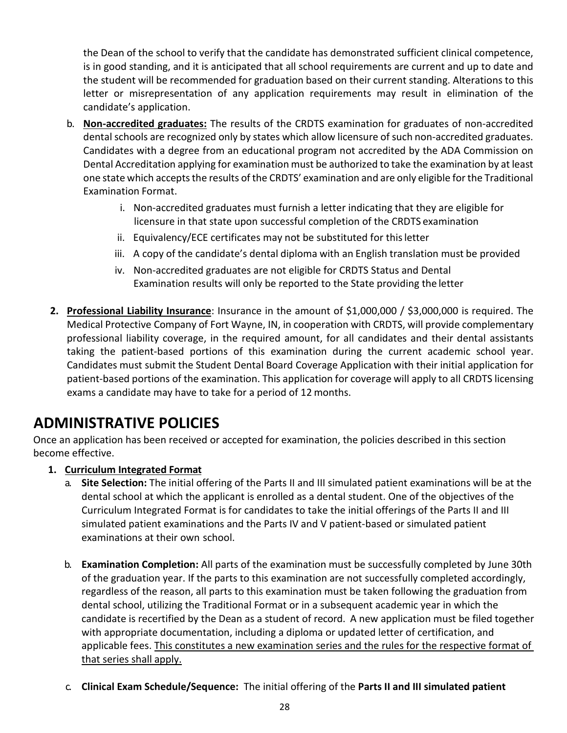the Dean of the school to verify that the candidate has demonstrated sufficient clinical competence, is in good standing, and it is anticipated that all school requirements are current and up to date and the student will be recommended for graduation based on their current standing. Alterations to this letter or misrepresentation of any application requirements may result in elimination of the candidate's application.

b. **Non-accredited graduates:** The results of the CRDTS examination for graduates of non-accredited dental schools are recognized only by states which allow licensure of such non-accredited graduates. Candidates with a degree from an educational program not accredited by the ADA Commission on Dental Accreditation applying for examination must be authorized to take the examination by at least one state which accepts the results of the CRDTS' examination and are only eligible for the Traditional Examination Format.

   i. Non-accredited graduates must furnish a letter indicating that they are eligible for licensure in that state upon successful completion of the CRDTS examination
   
   ii. Equivalency/ECE certificates may not be substituted for this letter
   
   iii. A copy of the candidate's dental diploma with an English translation must be provided
   
   iv. Non-accredited graduates are not eligible for CRDTS Status and Dental Examination results will only be reported to the State providing the letter

2. **Professional Liability Insurance**: Insurance in the amount of $1,000,000 / $3,000,000 is required. The Medical Protective Company of Fort Wayne, IN, in cooperation with CRDTS, will provide complementary professional liability coverage, in the required amount, for all candidates and their dental assistants taking the patient-based portions of this examination during the current academic school year. Candidates must submit the Student Dental Board Coverage Application with their initial application for patient-based portions of the examination. This application for coverage will apply to all CRDTS licensing exams a candidate may have to take for a period of 12 months.

## ADMINISTRATIVE POLICIES

Once an application has been received or accepted for examination, the policies described in this section become effective.

1. **Curriculum Integrated Format**

   a. **Site Selection:** The initial offering of the Parts II and III simulated patient examinations will be at the dental school at which the applicant is enrolled as a dental student. One of the objectives of the Curriculum Integrated Format is for candidates to take the initial offerings of the Parts II and III simulated patient examinations and the Parts IV and V patient-based or simulated patient examinations at their own school.

   b. **Examination Completion:** All parts of the examination must be successfully completed by June 30th of the graduation year. If the parts to this examination are not successfully completed accordingly, regardless of the reason, all parts to this examination must be taken following the graduation from dental school, utilizing the Traditional Format or in a subsequent academic year in which the candidate is recertified by the Dean as a student of record. A new application must be filed together with appropriate documentation, including a diploma or updated letter of certification, and applicable fees. <u>This constitutes a new examination series and the rules for the respective format of that series shall apply.</u>

   c. **Clinical Exam Schedule/Sequence:** The initial offering of the **Parts II and III simulated patient**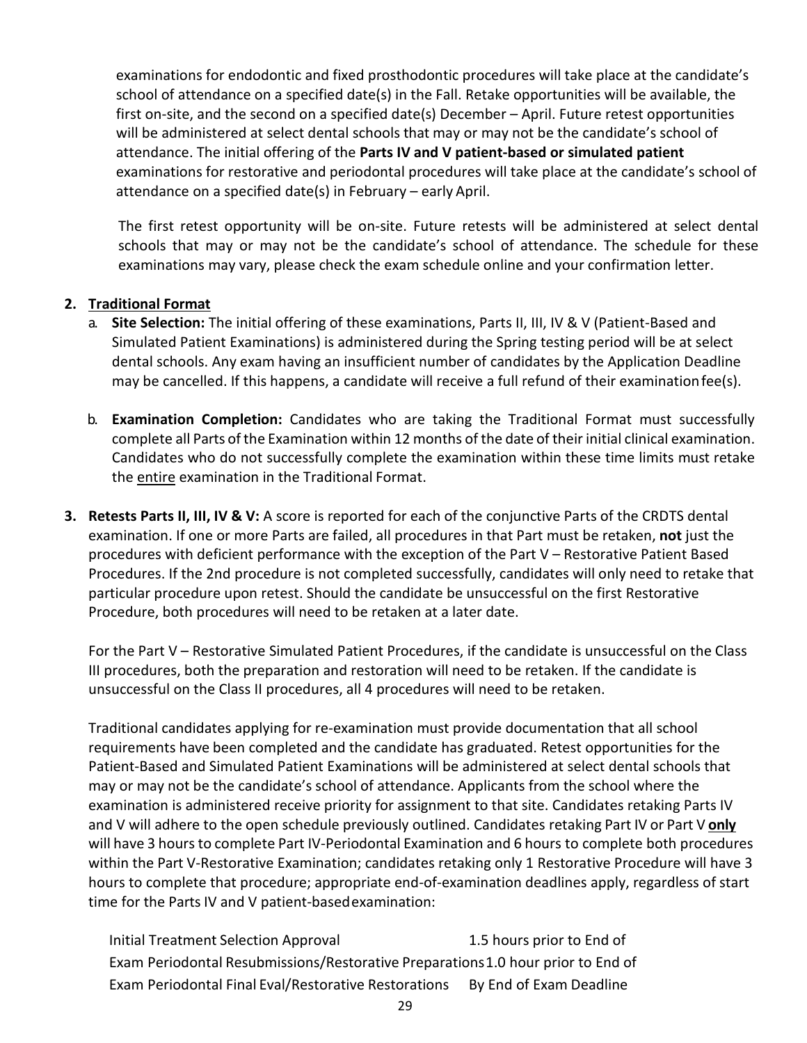examinations for endodontic and fixed prosthodontic procedures will take place at the candidate's school of attendance on a specified date(s) in the Fall. Retake opportunities will be available, the first on-site, and the second on a specified date(s) December – April. Future retest opportunities will be administered at select dental schools that may or may not be the candidate's school of attendance. The initial offering of the **Parts IV and V patient-based or simulated patient** examinations for restorative and periodontal procedures will take place at the candidate's school of attendance on a specified date(s) in February – early April.

The first retest opportunity will be on-site. Future retests will be administered at select dental schools that may or may not be the candidate's school of attendance. The schedule for these examinations may vary, please check the exam schedule online and your confirmation letter.

2. **Traditional Format**
   a. **Site Selection:** The initial offering of these examinations, Parts II, III, IV & V (Patient-Based and Simulated Patient Examinations) is administered during the Spring testing period will be at select dental schools. Any exam having an insufficient number of candidates by the Application Deadline may be cancelled. If this happens, a candidate will receive a full refund of their examination fee(s).

   b. **Examination Completion:** Candidates who are taking the Traditional Format must successfully complete all Parts of the Examination within 12 months of the date of their initial clinical examination. Candidates who do not successfully complete the examination within these time limits must retake the <u>entire</u> examination in the Traditional Format.

3. **Retests Parts II, III, IV & V:** A score is reported for each of the conjunctive Parts of the CRDTS dental examination. If one or more Parts are failed, all procedures in that Part must be retaken, **not** just the procedures with deficient performance with the exception of the Part V – Restorative Patient Based Procedures. If the 2nd procedure is not completed successfully, candidates will only need to retake that particular procedure upon retest. Should the candidate be unsuccessful on the first Restorative Procedure, both procedures will need to be retaken at a later date.

   For the Part V – Restorative Simulated Patient Procedures, if the candidate is unsuccessful on the Class III procedures, both the preparation and restoration will need to be retaken. If the candidate is unsuccessful on the Class II procedures, all 4 procedures will need to be retaken.

   Traditional candidates applying for re-examination must provide documentation that all school requirements have been completed and the candidate has graduated. Retest opportunities for the Patient-Based and Simulated Patient Examinations will be administered at select dental schools that may or may not be the candidate's school of attendance. Applicants from the school where the examination is administered receive priority for assignment to that site. Candidates retaking Parts IV and V will adhere to the open schedule previously outlined. Candidates retaking Part IV or Part V **<u>only</u>** will have 3 hours to complete Part IV-Periodontal Examination and 6 hours to complete both procedures within the Part V-Restorative Examination; candidates retaking only 1 Restorative Procedure will have 3 hours to complete that procedure; appropriate end-of-examination deadlines apply, regardless of start time for the Parts IV and V patient-based examination:

   | | |
   |---|---|
   | Initial Treatment Selection Approval | 1.5 hours prior to End of Exam |
   | Periodontal Resubmissions/Restorative Preparations | 1.0 hour prior to End of Exam |
   | Periodontal Final Eval/Restorative Restorations | By End of Exam Deadline |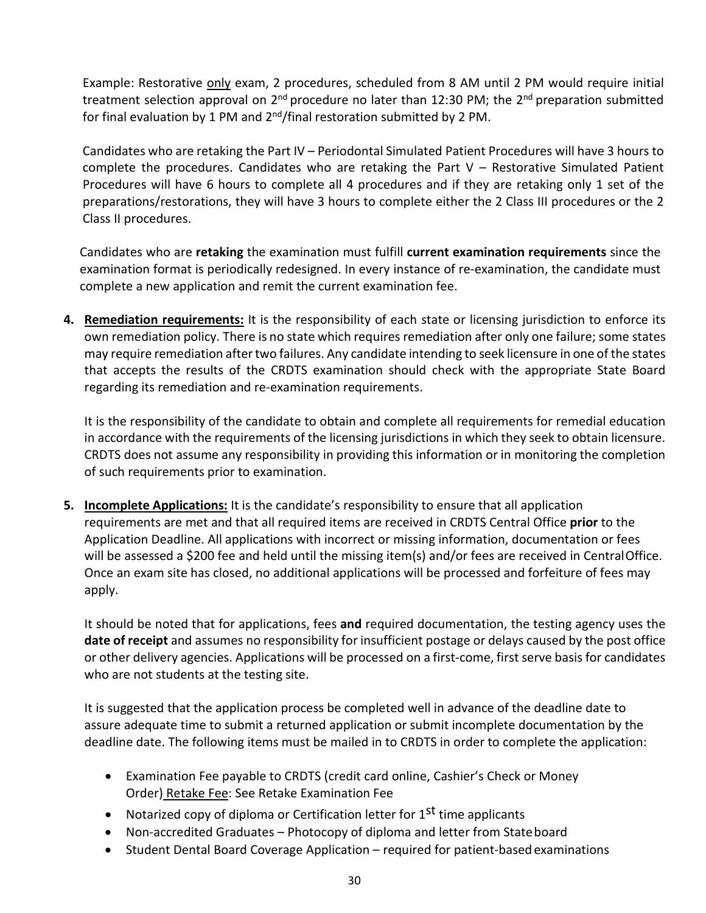Example: Restorative only exam, 2 procedures, scheduled from 8 AM until 2 PM would require initial treatment selection approval on 2nd procedure no later than 12:30 PM; the 2nd preparation submitted for final evaluation by 1 PM and 2nd/final restoration submitted by 2 PM.

Candidates who are retaking the Part IV – Periodontal Simulated Patient Procedures will have 3 hours to complete the procedures. Candidates who are retaking the Part V – Restorative Simulated Patient Procedures will have 6 hours to complete all 4 procedures and if they are retaking only 1 set of the preparations/restorations, they will have 3 hours to complete either the 2 Class III procedures or the 2 Class II procedures.

Candidates who are **retaking** the examination must fulfill **current examination requirements** since the examination format is periodically redesigned. In every instance of re-examination, the candidate must complete a new application and remit the current examination fee.

4. **Remediation requirements:** It is the responsibility of each state or licensing jurisdiction to enforce its own remediation policy. There is no state which requires remediation after only one failure; some states may require remediation after two failures. Any candidate intending to seek licensure in one of the states that accepts the results of the CRDTS examination should check with the appropriate State Board regarding its remediation and re-examination requirements.

   It is the responsibility of the candidate to obtain and complete all requirements for remedial education in accordance with the requirements of the licensing jurisdictions in which they seek to obtain licensure. CRDTS does not assume any responsibility in providing this information or in monitoring the completion of such requirements prior to examination.

5. **Incomplete Applications:** It is the candidate's responsibility to ensure that all application requirements are met and that all required items are received in CRDTS Central Office **prior** to the Application Deadline. All applications with incorrect or missing information, documentation or fees will be assessed a $200 fee and held until the missing item(s) and/or fees are received in Central Office. Once an exam site has closed, no additional applications will be processed and forfeiture of fees may apply.

   It should be noted that for applications, fees **and** required documentation, the testing agency uses the **date of receipt** and assumes no responsibility for insufficient postage or delays caused by the post office or other delivery agencies. Applications will be processed on a first-come, first serve basis for candidates who are not students at the testing site.

   It is suggested that the application process be completed well in advance of the deadline date to assure adequate time to submit a returned application or submit incomplete documentation by the deadline date. The following items must be mailed in to CRDTS in order to complete the application:

   - Examination Fee payable to CRDTS (credit card online, Cashier's Check or Money Order) Retake Fee: See Retake Examination Fee
   - Notarized copy of diploma or Certification letter for 1st time applicants
   - Non-accredited Graduates – Photocopy of diploma and letter from State board
   - Student Dental Board Coverage Application – required for patient-based examinations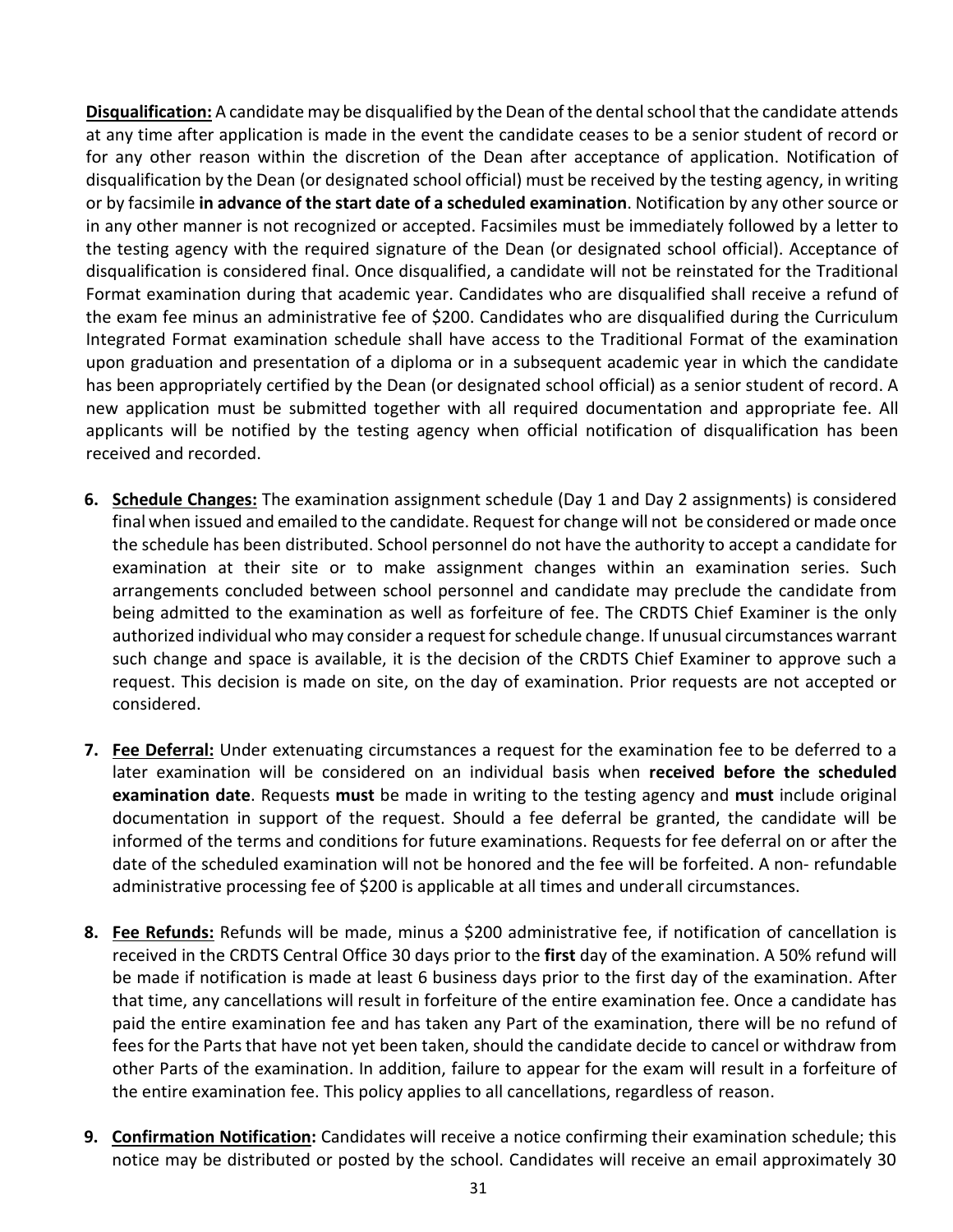**<u>Disqualification:</u>** A candidate may be disqualified by the Dean of the dental school that the candidate attends at any time after application is made in the event the candidate ceases to be a senior student of record or for any other reason within the discretion of the Dean after acceptance of application. Notification of disqualification by the Dean (or designated school official) must be received by the testing agency, in writing or by facsimile **in advance of the start date of a scheduled examination**. Notification by any other source or in any other manner is not recognized or accepted. Facsimiles must be immediately followed by a letter to the testing agency with the required signature of the Dean (or designated school official). Acceptance of disqualification is considered final. Once disqualified, a candidate will not be reinstated for the Traditional Format examination during that academic year. Candidates who are disqualified shall receive a refund of the exam fee minus an administrative fee of $200. Candidates who are disqualified during the Curriculum Integrated Format examination schedule shall have access to the Traditional Format of the examination upon graduation and presentation of a diploma or in a subsequent academic year in which the candidate has been appropriately certified by the Dean (or designated school official) as a senior student of record. A new application must be submitted together with all required documentation and appropriate fee. All applicants will be notified by the testing agency when official notification of disqualification has been received and recorded.

6. **<u>Schedule Changes:</u>** The examination assignment schedule (Day 1 and Day 2 assignments) is considered final when issued and emailed to the candidate. Request for change will not be considered or made once the schedule has been distributed. School personnel do not have the authority to accept a candidate for examination at their site or to make assignment changes within an examination series. Such arrangements concluded between school personnel and candidate may preclude the candidate from being admitted to the examination as well as forfeiture of fee. The CRDTS Chief Examiner is the only authorized individual who may consider a request for schedule change. If unusual circumstances warrant such change and space is available, it is the decision of the CRDTS Chief Examiner to approve such a request. This decision is made on site, on the day of examination. Prior requests are not accepted or considered.

7. **<u>Fee Deferral:</u>** Under extenuating circumstances a request for the examination fee to be deferred to a later examination will be considered on an individual basis when **received before the scheduled examination date**. Requests **must** be made in writing to the testing agency and **must** include original documentation in support of the request. Should a fee deferral be granted, the candidate will be informed of the terms and conditions for future examinations. Requests for fee deferral on or after the date of the scheduled examination will not be honored and the fee will be forfeited. A non- refundable administrative processing fee of $200 is applicable at all times and underall circumstances.

8. **<u>Fee Refunds:</u>** Refunds will be made, minus a $200 administrative fee, if notification of cancellation is received in the CRDTS Central Office 30 days prior to the **first** day of the examination. A 50% refund will be made if notification is made at least 6 business days prior to the first day of the examination. After that time, any cancellations will result in forfeiture of the entire examination fee. Once a candidate has paid the entire examination fee and has taken any Part of the examination, there will be no refund of fees for the Parts that have not yet been taken, should the candidate decide to cancel or withdraw from other Parts of the examination. In addition, failure to appear for the exam will result in a forfeiture of the entire examination fee. This policy applies to all cancellations, regardless of reason.

9. **<u>Confirmation Notification</u>:** Candidates will receive a notice confirming their examination schedule; this notice may be distributed or posted by the school. Candidates will receive an email approximately 30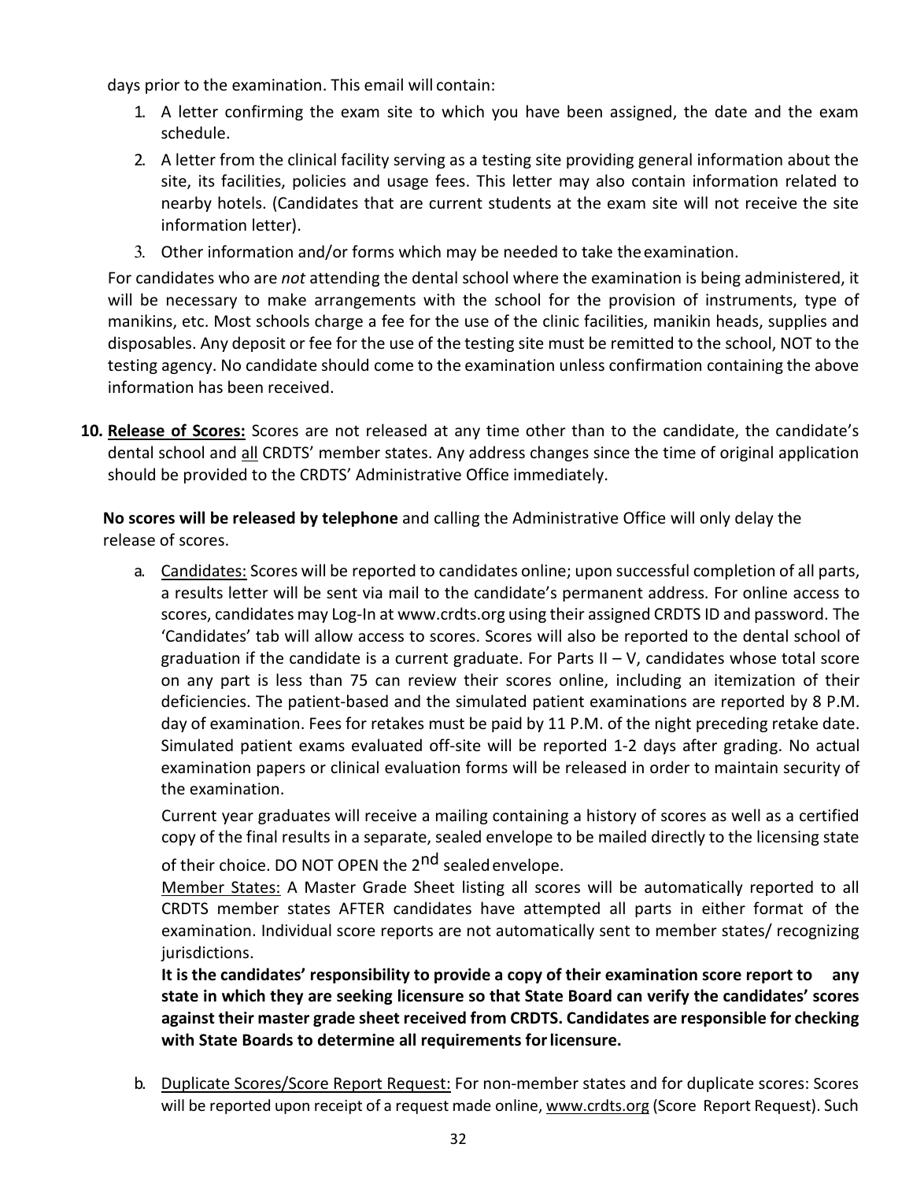days prior to the examination. This email will contain:

1. A letter confirming the exam site to which you have been assigned, the date and the exam schedule.
2. A letter from the clinical facility serving as a testing site providing general information about the site, its facilities, policies and usage fees. This letter may also contain information related to nearby hotels. (Candidates that are current students at the exam site will not receive the site information letter).
3. Other information and/or forms which may be needed to take the examination.

For candidates who are *not* attending the dental school where the examination is being administered, it will be necessary to make arrangements with the school for the provision of instruments, type of manikins, etc. Most schools charge a fee for the use of the clinic facilities, manikin heads, supplies and disposables. Any deposit or fee for the use of the testing site must be remitted to the school, NOT to the testing agency. No candidate should come to the examination unless confirmation containing the above information has been received.

**10. Release of Scores:** Scores are not released at any time other than to the candidate, the candidate's dental school and all CRDTS' member states. Any address changes since the time of original application should be provided to the CRDTS' Administrative Office immediately.

**No scores will be released by telephone** and calling the Administrative Office will only delay the release of scores.

a. Candidates: Scores will be reported to candidates online; upon successful completion of all parts, a results letter will be sent via mail to the candidate's permanent address. For online access to scores, candidates may Log-In at www.crdts.org using their assigned CRDTS ID and password. The 'Candidates' tab will allow access to scores. Scores will also be reported to the dental school of graduation if the candidate is a current graduate. For Parts II – V, candidates whose total score on any part is less than 75 can review their scores online, including an itemization of their deficiencies. The patient-based and the simulated patient examinations are reported by 8 P.M. day of examination. Fees for retakes must be paid by 11 P.M. of the night preceding retake date. Simulated patient exams evaluated off-site will be reported 1-2 days after grading. No actual examination papers or clinical evaluation forms will be released in order to maintain security of the examination.

   Current year graduates will receive a mailing containing a history of scores as well as a certified copy of the final results in a separate, sealed envelope to be mailed directly to the licensing state of their choice. DO NOT OPEN the 2nd sealed envelope.

   Member States: A Master Grade Sheet listing all scores will be automatically reported to all CRDTS member states AFTER candidates have attempted all parts in either format of the examination. Individual score reports are not automatically sent to member states/ recognizing jurisdictions.

   **It is the candidates' responsibility to provide a copy of their examination score report to any state in which they are seeking licensure so that State Board can verify the candidates' scores against their master grade sheet received from CRDTS. Candidates are responsible for checking with State Boards to determine all requirements for licensure.**

b. Duplicate Scores/Score Report Request: For non-member states and for duplicate scores: Scores will be reported upon receipt of a request made online, www.crdts.org (Score Report Request). Such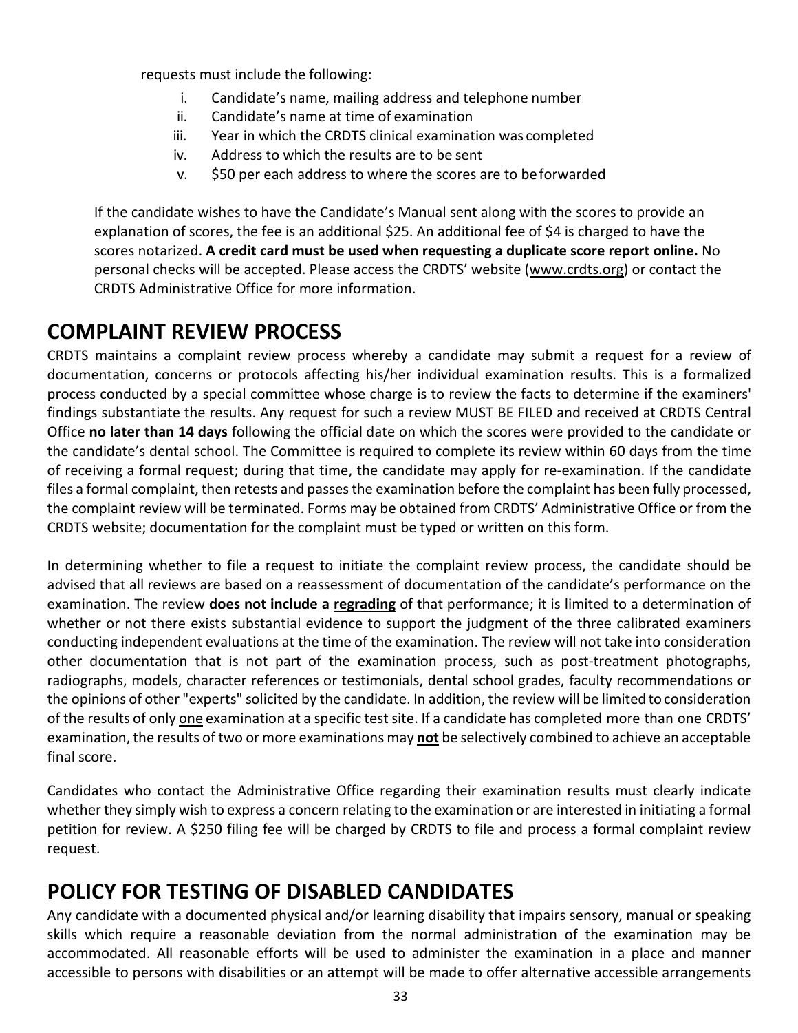requests must include the following:

i. Candidate's name, mailing address and telephone number
ii. Candidate's name at time of examination
iii. Year in which the CRDTS clinical examination was completed
iv. Address to which the results are to be sent
v. $50 per each address to where the scores are to be forwarded

If the candidate wishes to have the Candidate's Manual sent along with the scores to provide an explanation of scores, the fee is an additional $25. An additional fee of $4 is charged to have the scores notarized. **A credit card must be used when requesting a duplicate score report online.** No personal checks will be accepted. Please access the CRDTS' website (www.crdts.org) or contact the CRDTS Administrative Office for more information.

## COMPLAINT REVIEW PROCESS

CRDTS maintains a complaint review process whereby a candidate may submit a request for a review of documentation, concerns or protocols affecting his/her individual examination results. This is a formalized process conducted by a special committee whose charge is to review the facts to determine if the examiners' findings substantiate the results. Any request for such a review MUST BE FILED and received at CRDTS Central Office **no later than 14 days** following the official date on which the scores were provided to the candidate or the candidate's dental school. The Committee is required to complete its review within 60 days from the time of receiving a formal request; during that time, the candidate may apply for re-examination. If the candidate files a formal complaint, then retests and passes the examination before the complaint has been fully processed, the complaint review will be terminated. Forms may be obtained from CRDTS' Administrative Office or from the CRDTS website; documentation for the complaint must be typed or written on this form.

In determining whether to file a request to initiate the complaint review process, the candidate should be advised that all reviews are based on a reassessment of documentation of the candidate's performance on the examination. The review **does not include a <u>regrading</u>** of that performance; it is limited to a determination of whether or not there exists substantial evidence to support the judgment of the three calibrated examiners conducting independent evaluations at the time of the examination. The review will not take into consideration other documentation that is not part of the examination process, such as post-treatment photographs, radiographs, models, character references or testimonials, dental school grades, faculty recommendations or the opinions of other "experts" solicited by the candidate. In addition, the review will be limited to consideration of the results of only <u>one</u> examination at a specific test site. If a candidate has completed more than one CRDTS' examination, the results of two or more examinations may **<u>not</u>** be selectively combined to achieve an acceptable final score.

Candidates who contact the Administrative Office regarding their examination results must clearly indicate whether they simply wish to express a concern relating to the examination or are interested in initiating a formal petition for review. A $250 filing fee will be charged by CRDTS to file and process a formal complaint review request.

## POLICY FOR TESTING OF DISABLED CANDIDATES

Any candidate with a documented physical and/or learning disability that impairs sensory, manual or speaking skills which require a reasonable deviation from the normal administration of the examination may be accommodated. All reasonable efforts will be used to administer the examination in a place and manner accessible to persons with disabilities or an attempt will be made to offer alternative accessible arrangements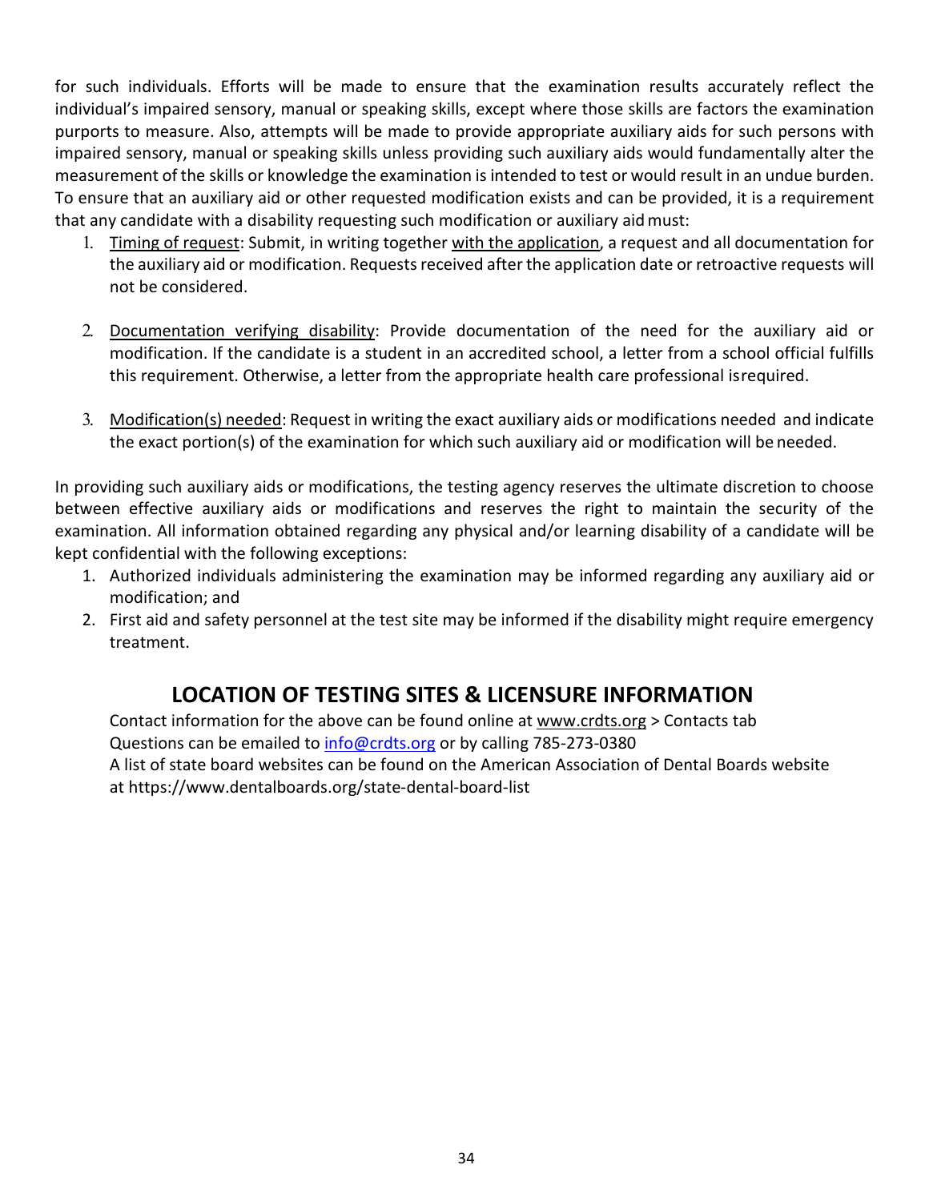for such individuals. Efforts will be made to ensure that the examination results accurately reflect the individual's impaired sensory, manual or speaking skills, except where those skills are factors the examination purports to measure. Also, attempts will be made to provide appropriate auxiliary aids for such persons with impaired sensory, manual or speaking skills unless providing such auxiliary aids would fundamentally alter the measurement of the skills or knowledge the examination is intended to test or would result in an undue burden. To ensure that an auxiliary aid or other requested modification exists and can be provided, it is a requirement that any candidate with a disability requesting such modification or auxiliary aid must:

1. Timing of request: Submit, in writing together with the application, a request and all documentation for the auxiliary aid or modification. Requests received after the application date or retroactive requests will not be considered.

2. Documentation verifying disability: Provide documentation of the need for the auxiliary aid or modification. If the candidate is a student in an accredited school, a letter from a school official fulfills this requirement. Otherwise, a letter from the appropriate health care professional isrequired.

3. Modification(s) needed: Request in writing the exact auxiliary aids or modifications needed and indicate the exact portion(s) of the examination for which such auxiliary aid or modification will be needed.

In providing such auxiliary aids or modifications, the testing agency reserves the ultimate discretion to choose between effective auxiliary aids or modifications and reserves the right to maintain the security of the examination. All information obtained regarding any physical and/or learning disability of a candidate will be kept confidential with the following exceptions:

1. Authorized individuals administering the examination may be informed regarding any auxiliary aid or modification; and
2. First aid and safety personnel at the test site may be informed if the disability might require emergency treatment.

## LOCATION OF TESTING SITES & LICENSURE INFORMATION

Contact information for the above can be found online at www.crdts.org > Contacts tab
Questions can be emailed to info@crdts.org or by calling 785-273-0380
A list of state board websites can be found on the American Association of Dental Boards website at https://www.dentalboards.org/state-dental-board-list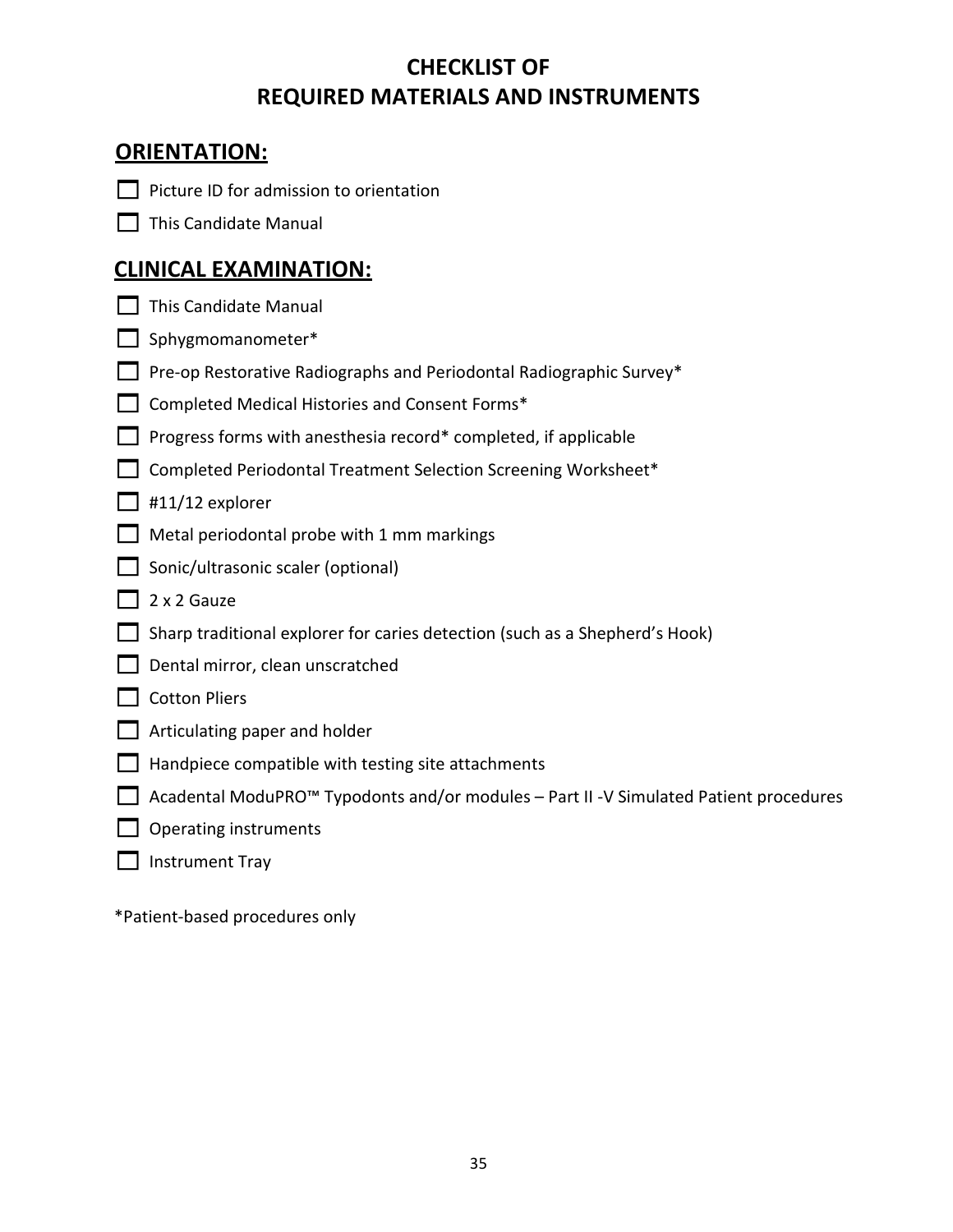# CHECKLIST OF REQUIRED MATERIALS AND INSTRUMENTS

## ORIENTATION:

- [ ] Picture ID for admission to orientation
- [ ] This Candidate Manual

## CLINICAL EXAMINATION:

- [ ] This Candidate Manual
- [ ] Sphygmomanometer*
- [ ] Pre-op Restorative Radiographs and Periodontal Radiographic Survey*
- [ ] Completed Medical Histories and Consent Forms*
- [ ] Progress forms with anesthesia record* completed, if applicable
- [ ] Completed Periodontal Treatment Selection Screening Worksheet*
- [ ] #11/12 explorer
- [ ] Metal periodontal probe with 1 mm markings
- [ ] Sonic/ultrasonic scaler (optional)
- [ ] 2 x 2 Gauze
- [ ] Sharp traditional explorer for caries detection (such as a Shepherd's Hook)
- [ ] Dental mirror, clean unscratched
- [ ] Cotton Pliers
- [ ] Articulating paper and holder
- [ ] Handpiece compatible with testing site attachments
- [ ] Acadental ModuPRO™ Typodonts and/or modules – Part II -V Simulated Patient procedures
- [ ] Operating instruments
- [ ] Instrument Tray

*Patient-based procedures only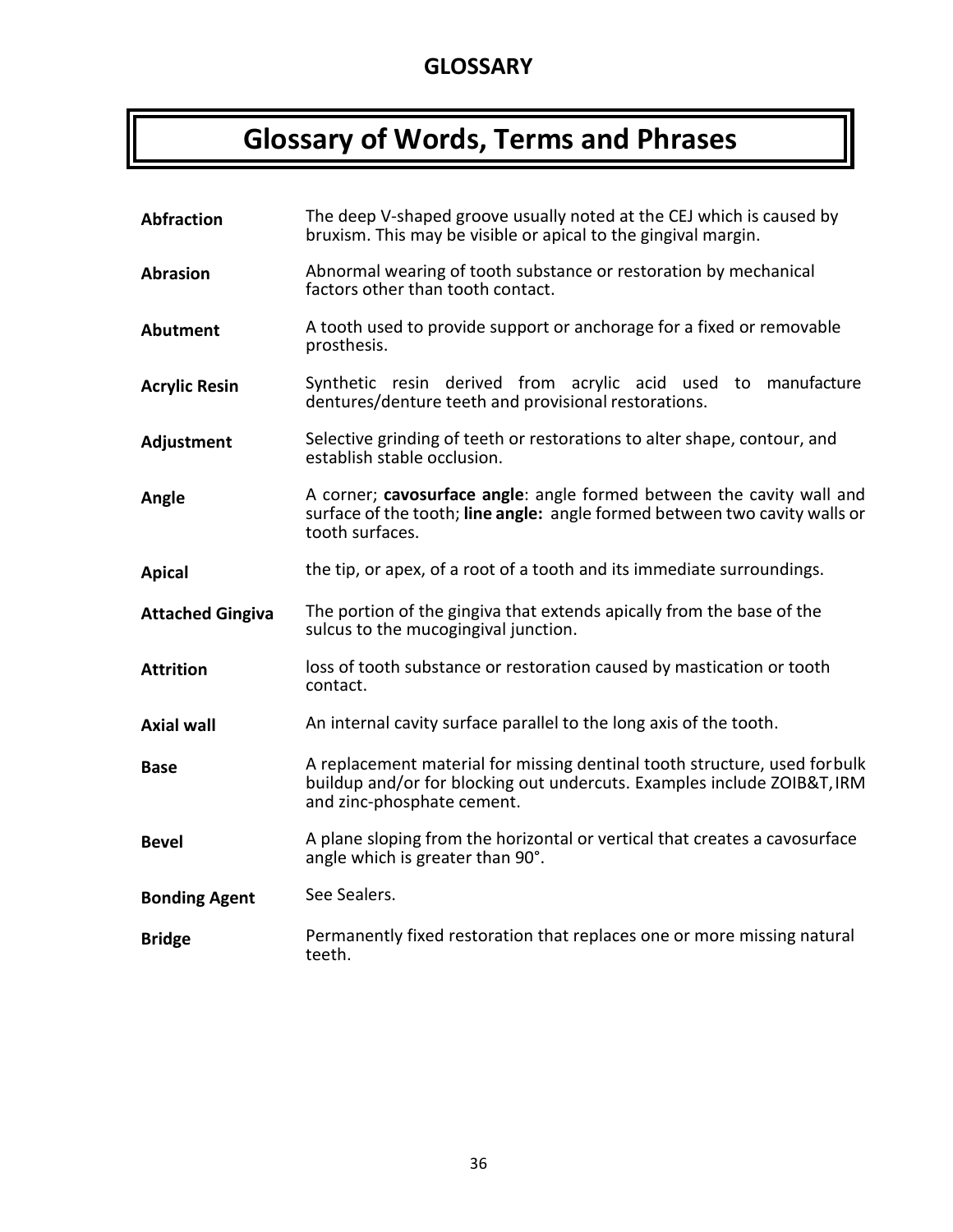## GLOSSARY

# Glossary of Words, Terms and Phrases

**Abfraction** The deep V-shaped groove usually noted at the CEJ which is caused by bruxism. This may be visible or apical to the gingival margin.

**Abrasion** Abnormal wearing of tooth substance or restoration by mechanical factors other than tooth contact.

**Abutment** A tooth used to provide support or anchorage for a fixed or removable prosthesis.

**Acrylic Resin** Synthetic resin derived from acrylic acid used to manufacture dentures/denture teeth and provisional restorations.

**Adjustment** Selective grinding of teeth or restorations to alter shape, contour, and establish stable occlusion.

**Angle** A corner; **cavosurface angle**: angle formed between the cavity wall and surface of the tooth; **line angle:** angle formed between two cavity walls or tooth surfaces.

**Apical** the tip, or apex, of a root of a tooth and its immediate surroundings.

**Attached Gingiva** The portion of the gingiva that extends apically from the base of the sulcus to the mucogingival junction.

**Attrition** loss of tooth substance or restoration caused by mastication or tooth contact.

**Axial wall** An internal cavity surface parallel to the long axis of the tooth.

**Base** A replacement material for missing dentinal tooth structure, used for bulk buildup and/or for blocking out undercuts. Examples include ZOIB&T, IRM and zinc-phosphate cement.

**Bevel** A plane sloping from the horizontal or vertical that creates a cavosurface angle which is greater than 90˚.

**Bonding Agent** See Sealers.

**Bridge** Permanently fixed restoration that replaces one or more missing natural teeth.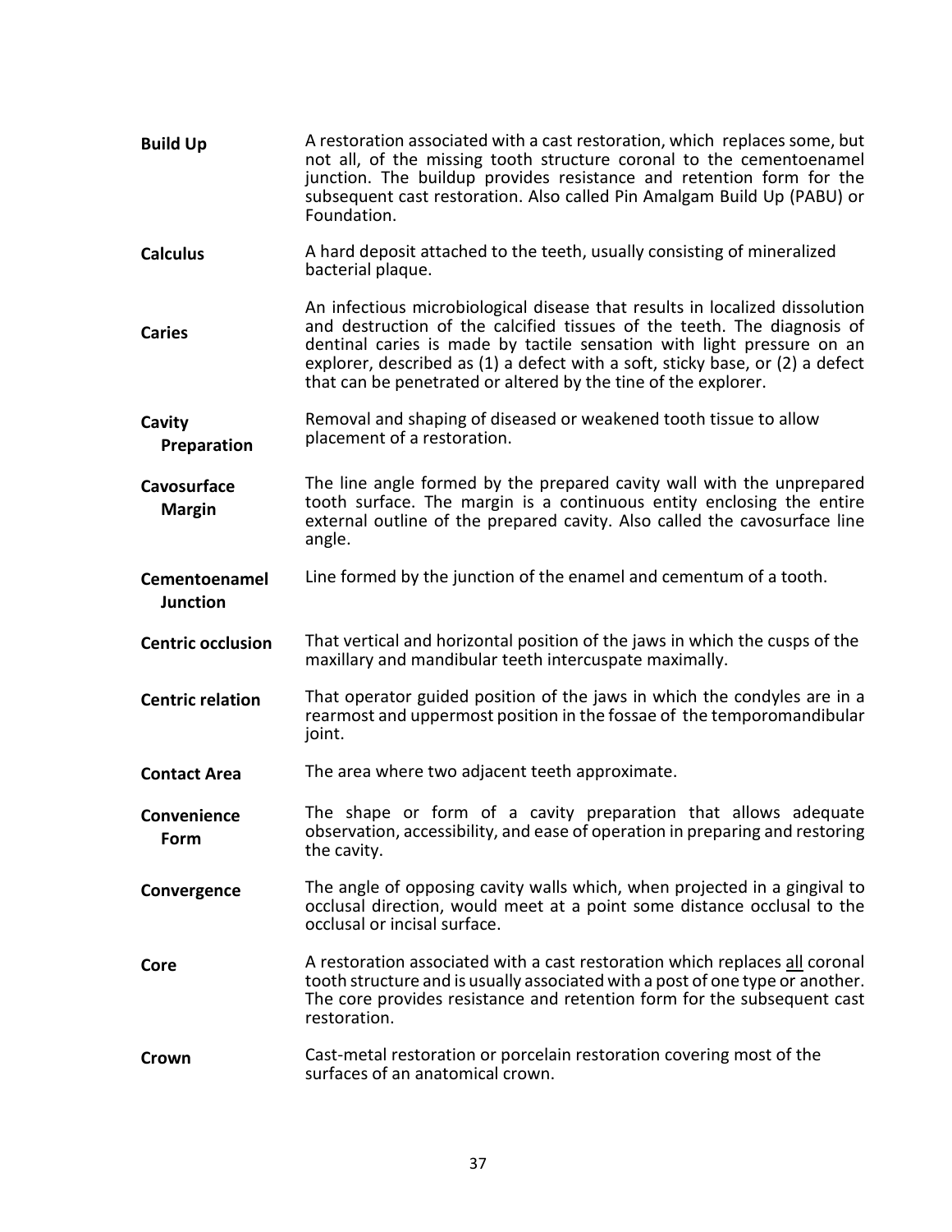**Build Up** A restoration associated with a cast restoration, which replaces some, but not all, of the missing tooth structure coronal to the cementoenamel junction. The buildup provides resistance and retention form for the subsequent cast restoration. Also called Pin Amalgam Build Up (PABU) or Foundation.

**Calculus** A hard deposit attached to the teeth, usually consisting of mineralized bacterial plaque.

**Caries** An infectious microbiological disease that results in localized dissolution and destruction of the calcified tissues of the teeth. The diagnosis of dentinal caries is made by tactile sensation with light pressure on an explorer, described as (1) a defect with a soft, sticky base, or (2) a defect that can be penetrated or altered by the tine of the explorer.

**Cavity Preparation** Removal and shaping of diseased or weakened tooth tissue to allow placement of a restoration.

**Cavosurface Margin** The line angle formed by the prepared cavity wall with the unprepared tooth surface. The margin is a continuous entity enclosing the entire external outline of the prepared cavity. Also called the cavosurface line angle.

**Cementoenamel Junction** Line formed by the junction of the enamel and cementum of a tooth.

**Centric occlusion** That vertical and horizontal position of the jaws in which the cusps of the maxillary and mandibular teeth intercuspate maximally.

**Centric relation** That operator guided position of the jaws in which the condyles are in a rearmost and uppermost position in the fossae of the temporomandibular joint.

**Contact Area** The area where two adjacent teeth approximate.

**Convenience Form** The shape or form of a cavity preparation that allows adequate observation, accessibility, and ease of operation in preparing and restoring the cavity.

**Convergence** The angle of opposing cavity walls which, when projected in a gingival to occlusal direction, would meet at a point some distance occlusal to the occlusal or incisal surface.

**Core** A restoration associated with a cast restoration which replaces <u>all</u> coronal tooth structure and is usually associated with a post of one type or another. The core provides resistance and retention form for the subsequent cast restoration.

**Crown** Cast-metal restoration or porcelain restoration covering most of the surfaces of an anatomical crown.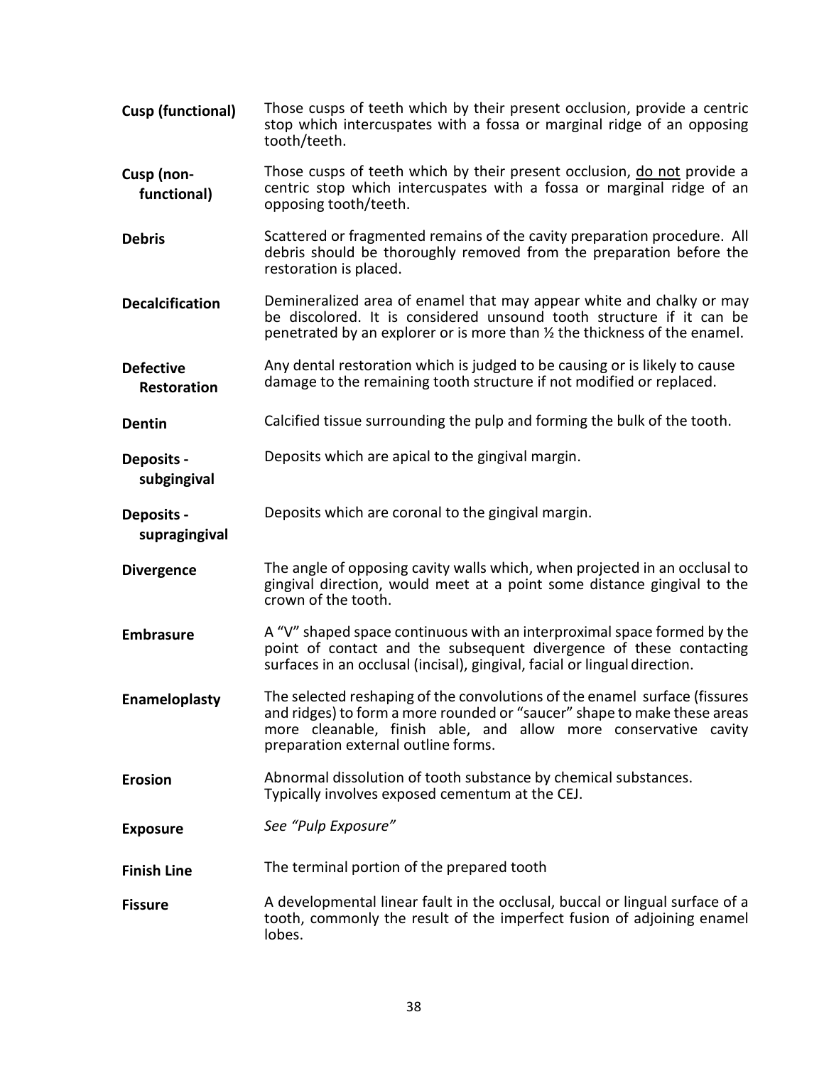**Cusp (functional)** Those cusps of teeth which by their present occlusion, provide a centric stop which intercuspates with a fossa or marginal ridge of an opposing tooth/teeth.

**Cusp (non-functional)** Those cusps of teeth which by their present occlusion, <u>do not</u> provide a centric stop which intercuspates with a fossa or marginal ridge of an opposing tooth/teeth.

**Debris** Scattered or fragmented remains of the cavity preparation procedure. All debris should be thoroughly removed from the preparation before the restoration is placed.

**Decalcification** Demineralized area of enamel that may appear white and chalky or may be discolored. It is considered unsound tooth structure if it can be penetrated by an explorer or is more than ½ the thickness of the enamel.

**Defective Restoration** Any dental restoration which is judged to be causing or is likely to cause damage to the remaining tooth structure if not modified or replaced.

**Dentin** Calcified tissue surrounding the pulp and forming the bulk of the tooth.

**Deposits - subgingival** Deposits which are apical to the gingival margin.

**Deposits - supragingival** Deposits which are coronal to the gingival margin.

**Divergence** The angle of opposing cavity walls which, when projected in an occlusal to gingival direction, would meet at a point some distance gingival to the crown of the tooth.

**Embrasure** A "V" shaped space continuous with an interproximal space formed by the point of contact and the subsequent divergence of these contacting surfaces in an occlusal (incisal), gingival, facial or lingual direction.

**Enameloplasty** The selected reshaping of the convolutions of the enamel surface (fissures and ridges) to form a more rounded or "saucer" shape to make these areas more cleanable, finish able, and allow more conservative cavity preparation external outline forms.

**Erosion** Abnormal dissolution of tooth substance by chemical substances. Typically involves exposed cementum at the CEJ.

**Exposure** *See "Pulp Exposure"*

**Finish Line** The terminal portion of the prepared tooth

**Fissure** A developmental linear fault in the occlusal, buccal or lingual surface of a tooth, commonly the result of the imperfect fusion of adjoining enamel lobes.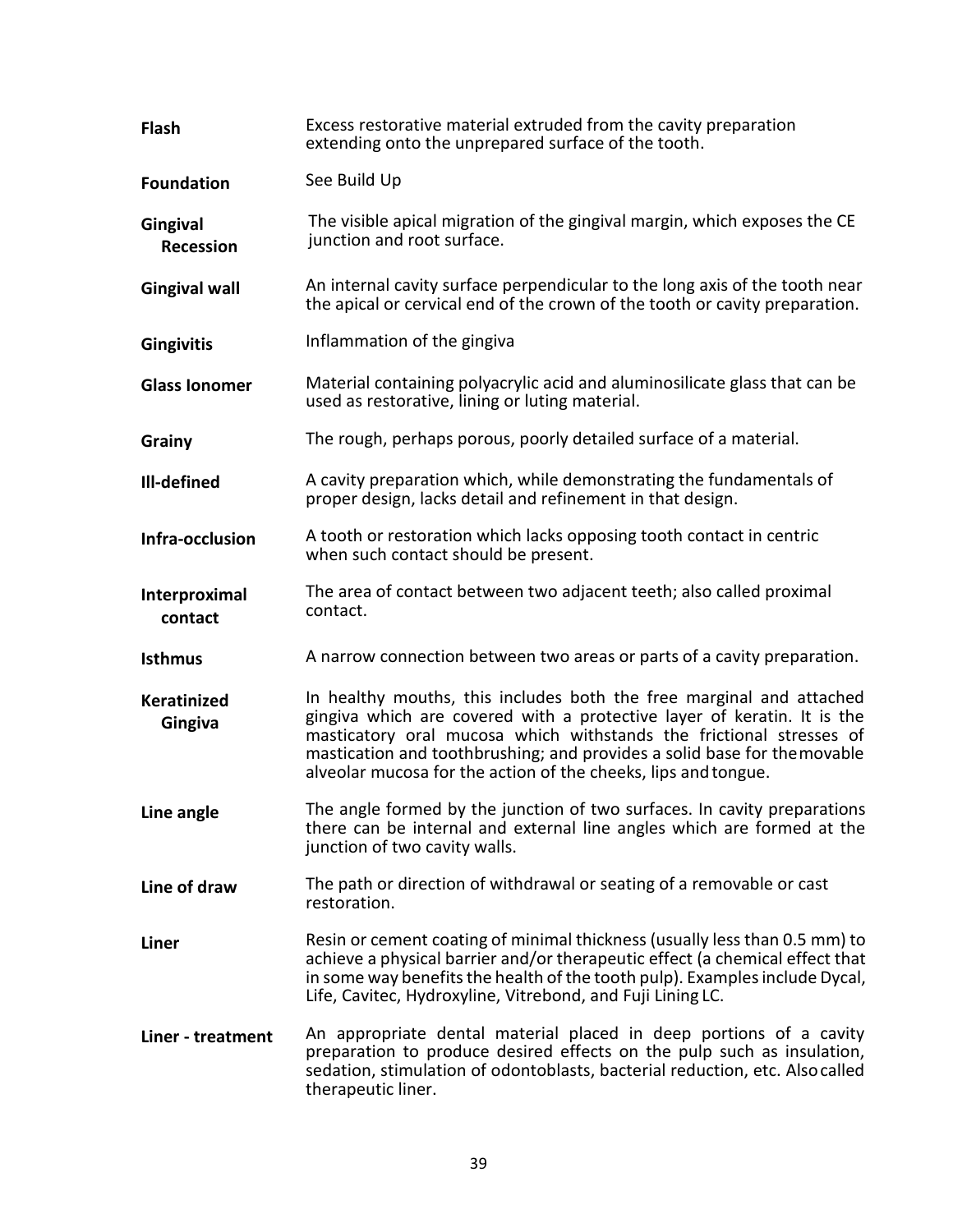**Flash** — Excess restorative material extruded from the cavity preparation extending onto the unprepared surface of the tooth.

**Foundation** — See Build Up

**Gingival Recession** — The visible apical migration of the gingival margin, which exposes the CE junction and root surface.

**Gingival wall** — An internal cavity surface perpendicular to the long axis of the tooth near the apical or cervical end of the crown of the tooth or cavity preparation.

**Gingivitis** — Inflammation of the gingiva

**Glass Ionomer** — Material containing polyacrylic acid and aluminosilicate glass that can be used as restorative, lining or luting material.

**Grainy** — The rough, perhaps porous, poorly detailed surface of a material.

**Ill-defined** — A cavity preparation which, while demonstrating the fundamentals of proper design, lacks detail and refinement in that design.

**Infra-occlusion** — A tooth or restoration which lacks opposing tooth contact in centric when such contact should be present.

**Interproximal contact** — The area of contact between two adjacent teeth; also called proximal contact.

**Isthmus** — A narrow connection between two areas or parts of a cavity preparation.

**Keratinized Gingiva** — In healthy mouths, this includes both the free marginal and attached gingiva which are covered with a protective layer of keratin. It is the masticatory oral mucosa which withstands the frictional stresses of mastication and toothbrushing; and provides a solid base for the movable alveolar mucosa for the action of the cheeks, lips and tongue.

**Line angle** — The angle formed by the junction of two surfaces. In cavity preparations there can be internal and external line angles which are formed at the junction of two cavity walls.

**Line of draw** — The path or direction of withdrawal or seating of a removable or cast restoration.

**Liner** — Resin or cement coating of minimal thickness (usually less than 0.5 mm) to achieve a physical barrier and/or therapeutic effect (a chemical effect that in some way benefits the health of the tooth pulp). Examples include Dycal, Life, Cavitec, Hydroxyline, Vitrebond, and Fuji Lining LC.

**Liner - treatment** — An appropriate dental material placed in deep portions of a cavity preparation to produce desired effects on the pulp such as insulation, sedation, stimulation of odontoblasts, bacterial reduction, etc. Also called therapeutic liner.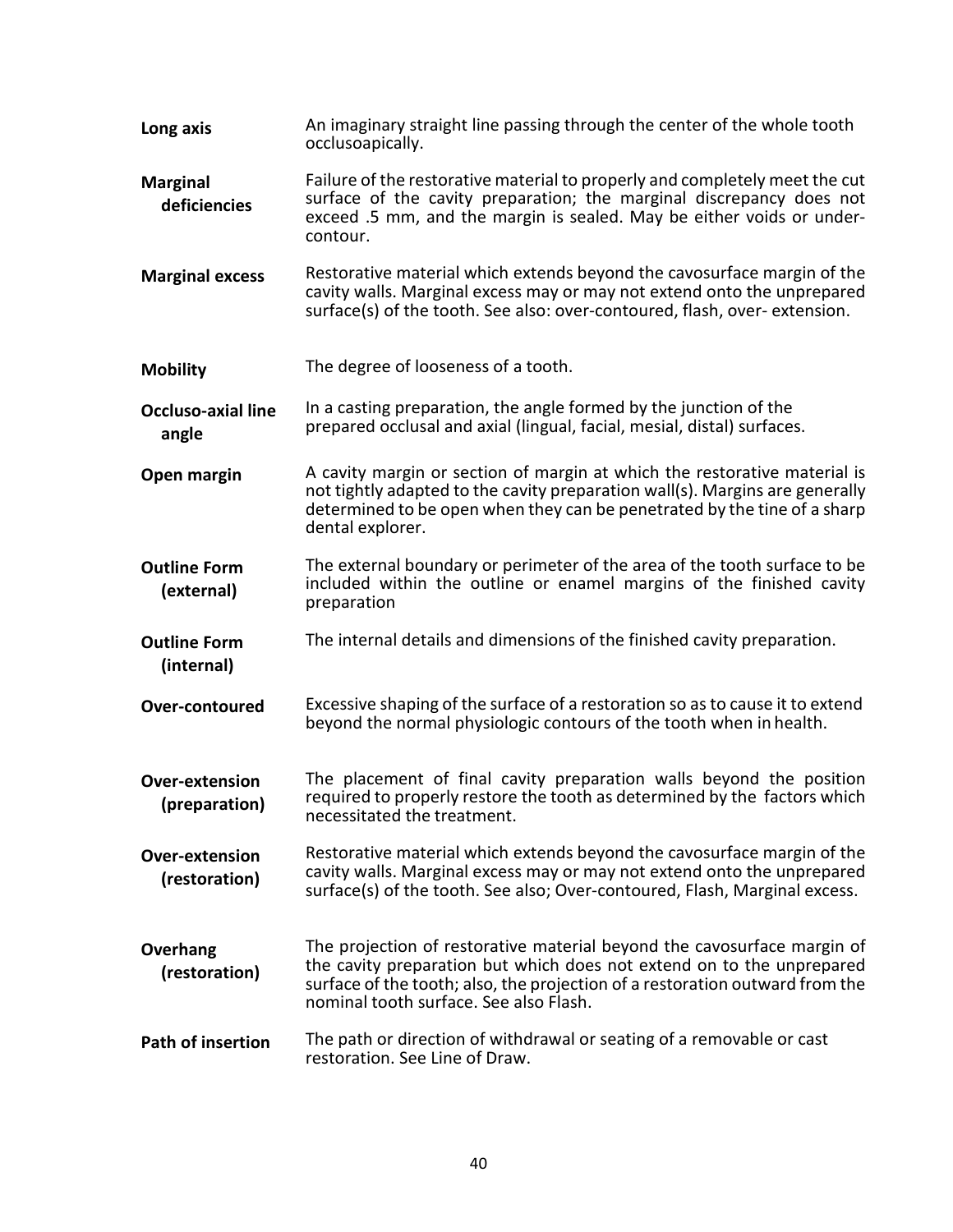**Long axis** An imaginary straight line passing through the center of the whole tooth occlusoapically.

**Marginal deficiencies** Failure of the restorative material to properly and completely meet the cut surface of the cavity preparation; the marginal discrepancy does not exceed .5 mm, and the margin is sealed. May be either voids or under-contour.

**Marginal excess** Restorative material which extends beyond the cavosurface margin of the cavity walls. Marginal excess may or may not extend onto the unprepared surface(s) of the tooth. See also: over-contoured, flash, over- extension.

**Mobility** The degree of looseness of a tooth.

**Occluso-axial line angle** In a casting preparation, the angle formed by the junction of the prepared occlusal and axial (lingual, facial, mesial, distal) surfaces.

**Open margin** A cavity margin or section of margin at which the restorative material is not tightly adapted to the cavity preparation wall(s). Margins are generally determined to be open when they can be penetrated by the tine of a sharp dental explorer.

**Outline Form (external)** The external boundary or perimeter of the area of the tooth surface to be included within the outline or enamel margins of the finished cavity preparation

**Outline Form (internal)** The internal details and dimensions of the finished cavity preparation.

**Over-contoured** Excessive shaping of the surface of a restoration so as to cause it to extend beyond the normal physiologic contours of the tooth when in health.

**Over-extension (preparation)** The placement of final cavity preparation walls beyond the position required to properly restore the tooth as determined by the factors which necessitated the treatment.

**Over-extension (restoration)** Restorative material which extends beyond the cavosurface margin of the cavity walls. Marginal excess may or may not extend onto the unprepared surface(s) of the tooth. See also; Over-contoured, Flash, Marginal excess.

**Overhang (restoration)** The projection of restorative material beyond the cavosurface margin of the cavity preparation but which does not extend on to the unprepared surface of the tooth; also, the projection of a restoration outward from the nominal tooth surface. See also Flash.

**Path of insertion** The path or direction of withdrawal or seating of a removable or cast restoration. See Line of Draw.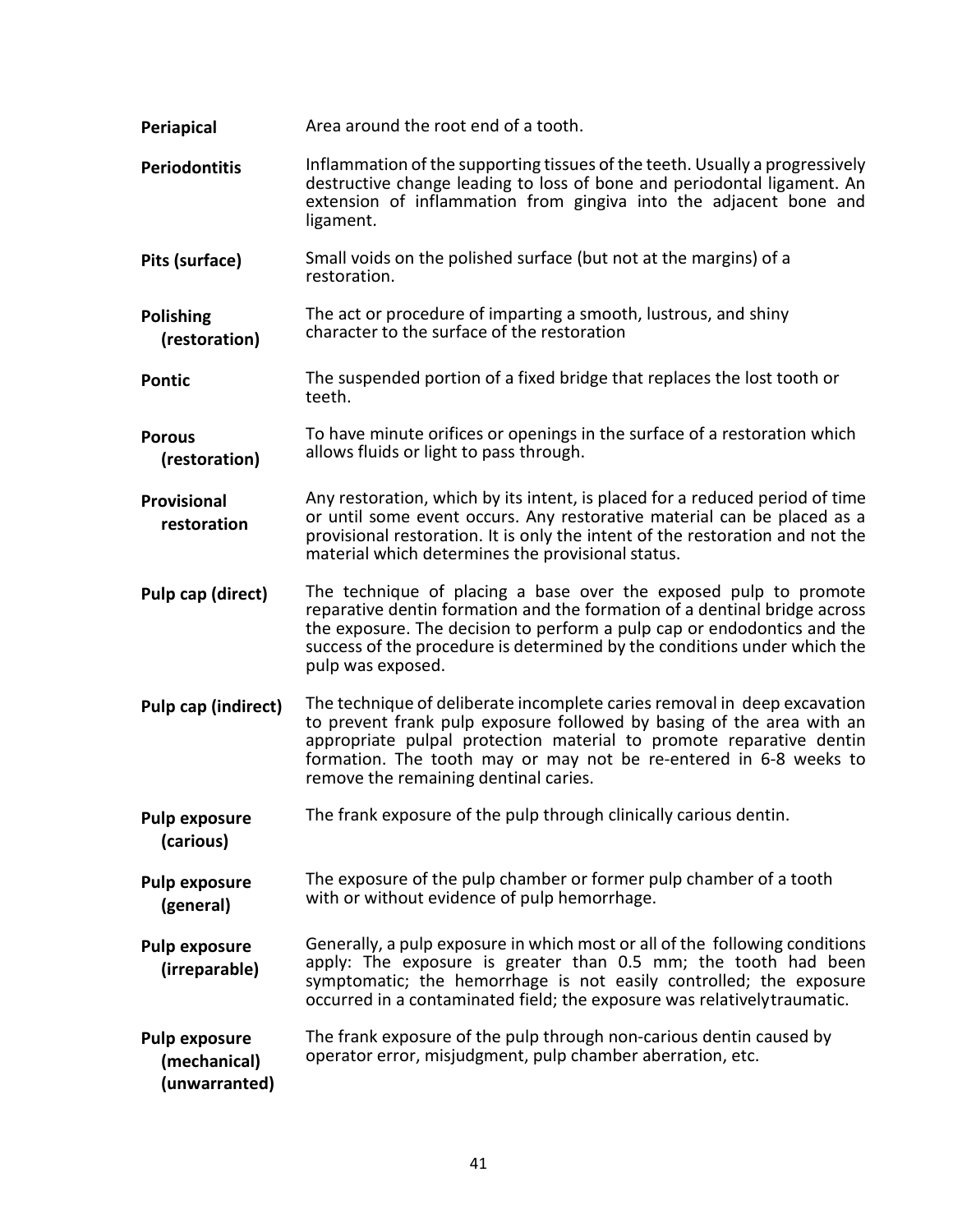**Periapical** — Area around the root end of a tooth.

**Periodontitis** — Inflammation of the supporting tissues of the teeth. Usually a progressively destructive change leading to loss of bone and periodontal ligament. An extension of inflammation from gingiva into the adjacent bone and ligament.

**Pits (surface)** — Small voids on the polished surface (but not at the margins) of a restoration.

**Polishing (restoration)** — The act or procedure of imparting a smooth, lustrous, and shiny character to the surface of the restoration

**Pontic** — The suspended portion of a fixed bridge that replaces the lost tooth or teeth.

**Porous (restoration)** — To have minute orifices or openings in the surface of a restoration which allows fluids or light to pass through.

**Provisional restoration** — Any restoration, which by its intent, is placed for a reduced period of time or until some event occurs. Any restorative material can be placed as a provisional restoration. It is only the intent of the restoration and not the material which determines the provisional status.

**Pulp cap (direct)** — The technique of placing a base over the exposed pulp to promote reparative dentin formation and the formation of a dentinal bridge across the exposure. The decision to perform a pulp cap or endodontics and the success of the procedure is determined by the conditions under which the pulp was exposed.

**Pulp cap (indirect)** — The technique of deliberate incomplete caries removal in deep excavation to prevent frank pulp exposure followed by basing of the area with an appropriate pulpal protection material to promote reparative dentin formation. The tooth may or may not be re-entered in 6-8 weeks to remove the remaining dentinal caries.

**Pulp exposure (carious)** — The frank exposure of the pulp through clinically carious dentin.

**Pulp exposure (general)** — The exposure of the pulp chamber or former pulp chamber of a tooth with or without evidence of pulp hemorrhage.

**Pulp exposure (irreparable)** — Generally, a pulp exposure in which most or all of the following conditions apply: The exposure is greater than 0.5 mm; the tooth had been symptomatic; the hemorrhage is not easily controlled; the exposure occurred in a contaminated field; the exposure was relativelytraumatic.

**Pulp exposure (mechanical) (unwarranted)** — The frank exposure of the pulp through non-carious dentin caused by operator error, misjudgment, pulp chamber aberration, etc.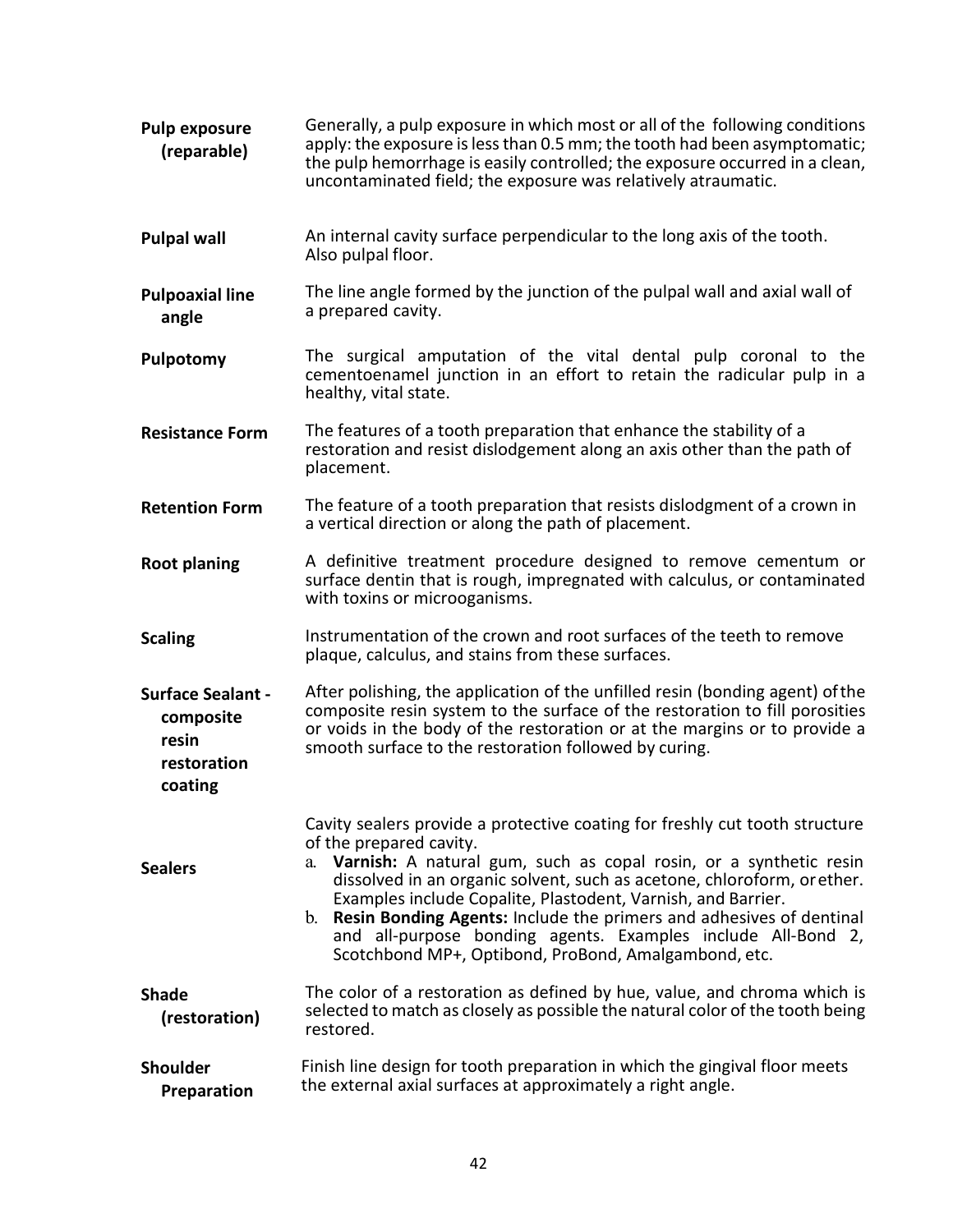**Pulp exposure (reparable)** — Generally, a pulp exposure in which most or all of the following conditions apply: the exposure is less than 0.5 mm; the tooth had been asymptomatic; the pulp hemorrhage is easily controlled; the exposure occurred in a clean, uncontaminated field; the exposure was relatively atraumatic.

**Pulpal wall** — An internal cavity surface perpendicular to the long axis of the tooth. Also pulpal floor.

**Pulpoaxial line angle** — The line angle formed by the junction of the pulpal wall and axial wall of a prepared cavity.

**Pulpotomy** — The surgical amputation of the vital dental pulp coronal to the cementoenamel junction in an effort to retain the radicular pulp in a healthy, vital state.

**Resistance Form** — The features of a tooth preparation that enhance the stability of a restoration and resist dislodgement along an axis other than the path of placement.

**Retention Form** — The feature of a tooth preparation that resists dislodgment of a crown in a vertical direction or along the path of placement.

**Root planing** — A definitive treatment procedure designed to remove cementum or surface dentin that is rough, impregnated with calculus, or contaminated with toxins or microoganisms.

**Scaling** — Instrumentation of the crown and root surfaces of the teeth to remove plaque, calculus, and stains from these surfaces.

**Surface Sealant - composite resin restoration coating** — After polishing, the application of the unfilled resin (bonding agent) of the composite resin system to the surface of the restoration to fill porosities or voids in the body of the restoration or at the margins or to provide a smooth surface to the restoration followed by curing.

**Sealers** — Cavity sealers provide a protective coating for freshly cut tooth structure of the prepared cavity.

a. **Varnish:** A natural gum, such as copal rosin, or a synthetic resin dissolved in an organic solvent, such as acetone, chloroform, or ether. Examples include Copalite, Plastodent, Varnish, and Barrier.
b. **Resin Bonding Agents:** Include the primers and adhesives of dentinal and all-purpose bonding agents. Examples include All-Bond 2, Scotchbond MP+, Optibond, ProBond, Amalgambond, etc.

**Shade (restoration)** — The color of a restoration as defined by hue, value, and chroma which is selected to match as closely as possible the natural color of the tooth being restored.

**Shoulder Preparation** — Finish line design for tooth preparation in which the gingival floor meets the external axial surfaces at approximately a right angle.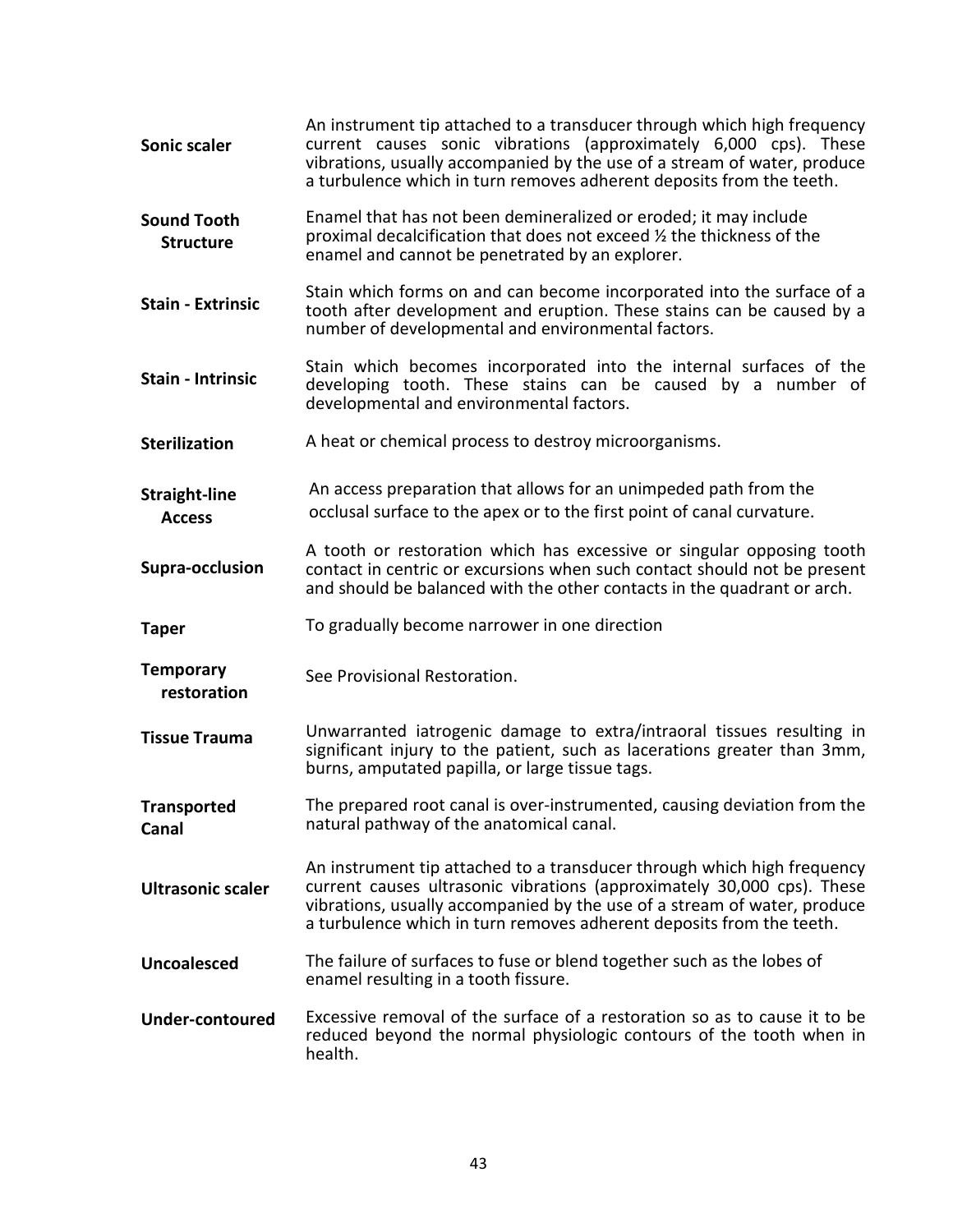**Sonic scaler** An instrument tip attached to a transducer through which high frequency current causes sonic vibrations (approximately 6,000 cps). These vibrations, usually accompanied by the use of a stream of water, produce a turbulence which in turn removes adherent deposits from the teeth.

**Sound Tooth Structure** Enamel that has not been demineralized or eroded; it may include proximal decalcification that does not exceed ½ the thickness of the enamel and cannot be penetrated by an explorer.

**Stain - Extrinsic** Stain which forms on and can become incorporated into the surface of a tooth after development and eruption. These stains can be caused by a number of developmental and environmental factors.

**Stain - Intrinsic** Stain which becomes incorporated into the internal surfaces of the developing tooth. These stains can be caused by a number of developmental and environmental factors.

**Sterilization** A heat or chemical process to destroy microorganisms.

**Straight-line Access** An access preparation that allows for an unimpeded path from the occlusal surface to the apex or to the first point of canal curvature.

**Supra-occlusion** A tooth or restoration which has excessive or singular opposing tooth contact in centric or excursions when such contact should not be present and should be balanced with the other contacts in the quadrant or arch.

**Taper** To gradually become narrower in one direction

**Temporary restoration** See Provisional Restoration.

**Tissue Trauma** Unwarranted iatrogenic damage to extra/intraoral tissues resulting in significant injury to the patient, such as lacerations greater than 3mm, burns, amputated papilla, or large tissue tags.

**Transported Canal** The prepared root canal is over-instrumented, causing deviation from the natural pathway of the anatomical canal.

**Ultrasonic scaler** An instrument tip attached to a transducer through which high frequency current causes ultrasonic vibrations (approximately 30,000 cps). These vibrations, usually accompanied by the use of a stream of water, produce a turbulence which in turn removes adherent deposits from the teeth.

**Uncoalesced** The failure of surfaces to fuse or blend together such as the lobes of enamel resulting in a tooth fissure.

**Under-contoured** Excessive removal of the surface of a restoration so as to cause it to be reduced beyond the normal physiologic contours of the tooth when in health.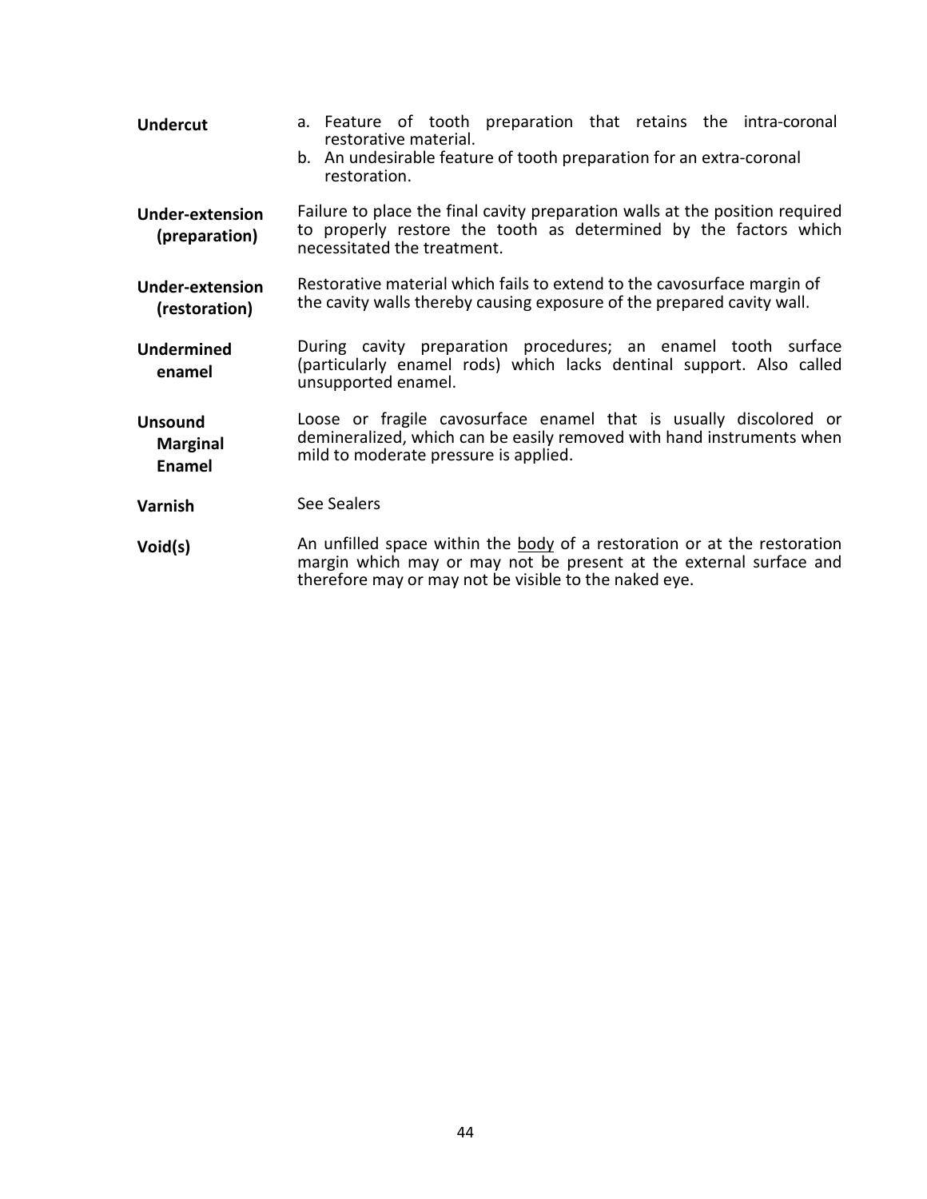**Undercut**

a. Feature of tooth preparation that retains the intra-coronal restorative material.
b. An undesirable feature of tooth preparation for an extra-coronal restoration.

**Under-extension (preparation)**

Failure to place the final cavity preparation walls at the position required to properly restore the tooth as determined by the factors which necessitated the treatment.

**Under-extension (restoration)**

Restorative material which fails to extend to the cavosurface margin of the cavity walls thereby causing exposure of the prepared cavity wall.

**Undermined enamel**

During cavity preparation procedures; an enamel tooth surface (particularly enamel rods) which lacks dentinal support. Also called unsupported enamel.

**Unsound Marginal Enamel**

Loose or fragile cavosurface enamel that is usually discolored or demineralized, which can be easily removed with hand instruments when mild to moderate pressure is applied.

**Varnish**

See Sealers

**Void(s)**

An unfilled space within the <u>body</u> of a restoration or at the restoration margin which may or may not be present at the external surface and therefore may or may not be visible to the naked eye.